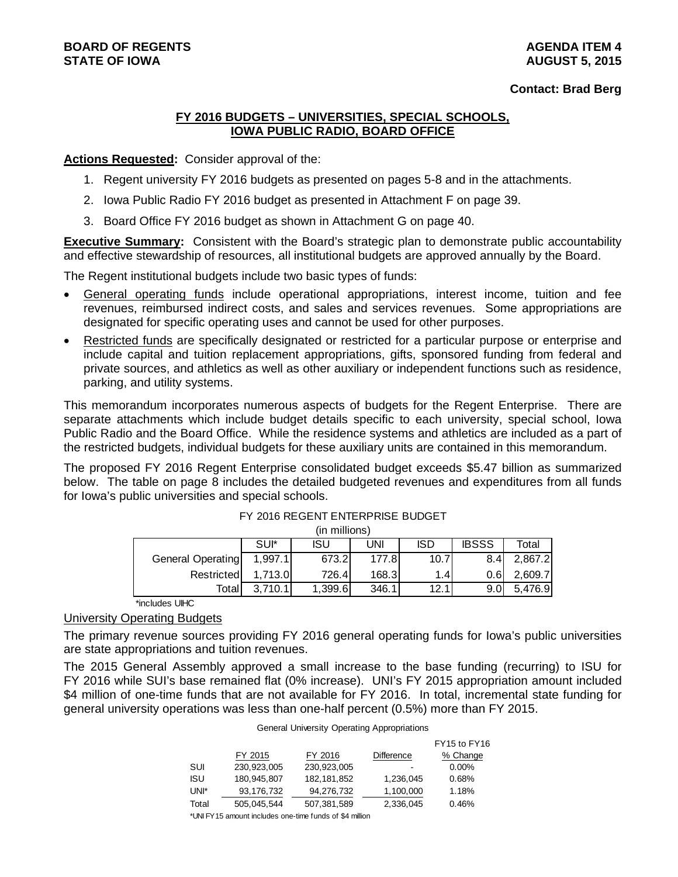**BOARD OF REGENTS**
**STATE OF IOWA**

**AGENDA ITEM 4**
**AUGUST 5, 2015**

**Contact: Brad Berg**

## FY 2016 BUDGETS – UNIVERSITIES, SPECIAL SCHOOLS, IOWA PUBLIC RADIO, BOARD OFFICE

**Actions Requested:** Consider approval of the:

1. Regent university FY 2016 budgets as presented on pages 5-8 and in the attachments.
2. Iowa Public Radio FY 2016 budget as presented in Attachment F on page 39.
3. Board Office FY 2016 budget as shown in Attachment G on page 40.

**Executive Summary:** Consistent with the Board's strategic plan to demonstrate public accountability and effective stewardship of resources, all institutional budgets are approved annually by the Board.

The Regent institutional budgets include two basic types of funds:

- General operating funds include operational appropriations, interest income, tuition and fee revenues, reimbursed indirect costs, and sales and services revenues. Some appropriations are designated for specific operating uses and cannot be used for other purposes.
- Restricted funds are specifically designated or restricted for a particular purpose or enterprise and include capital and tuition replacement appropriations, gifts, sponsored funding from federal and private sources, and athletics as well as other auxiliary or independent functions such as residence, parking, and utility systems.

This memorandum incorporates numerous aspects of budgets for the Regent Enterprise. There are separate attachments which include budget details specific to each university, special school, Iowa Public Radio and the Board Office. While the residence systems and athletics are included as a part of the restricted budgets, individual budgets for these auxiliary units are contained in this memorandum.

The proposed FY 2016 Regent Enterprise consolidated budget exceeds $5.47 billion as summarized below. The table on page 8 includes the detailed budgeted revenues and expenditures from all funds for Iowa's public universities and special schools.

FY 2016 REGENT ENTERPRISE BUDGET
(in millions)

| | SUI* | ISU | UNI | ISD | IBSSS | Total |
|---|---|---|---|---|---|---|
| General Operating | 1,997.1 | 673.2 | 177.8 | 10.7 | 8.4 | 2,867.2 |
| Restricted | 1,713.0 | 726.4 | 168.3 | 1.4 | 0.6 | 2,609.7 |
| Total | 3,710.1 | 1,399.6 | 346.1 | 12.1 | 9.0 | 5,476.9 |

*includes UIHC

### University Operating Budgets

The primary revenue sources providing FY 2016 general operating funds for Iowa's public universities are state appropriations and tuition revenues.

The 2015 General Assembly approved a small increase to the base funding (recurring) to ISU for FY 2016 while SUI's base remained flat (0% increase). UNI's FY 2015 appropriation amount included $4 million of one-time funds that are not available for FY 2016. In total, incremental state funding for general university operations was less than one-half percent (0.5%) more than FY 2015.

General University Operating Appropriations

| | FY 2015 | FY 2016 | Difference | FY15 to FY16 % Change |
|---|---|---|---|---|
| SUI | 230,923,005 | 230,923,005 | - | 0.00% |
| ISU | 180,945,807 | 182,181,852 | 1,236,045 | 0.68% |
| UNI* | 93,176,732 | 94,276,732 | 1,100,000 | 1.18% |
| Total | 505,045,544 | 507,381,589 | 2,336,045 | 0.46% |

*UNI FY15 amount includes one-time funds of $4 million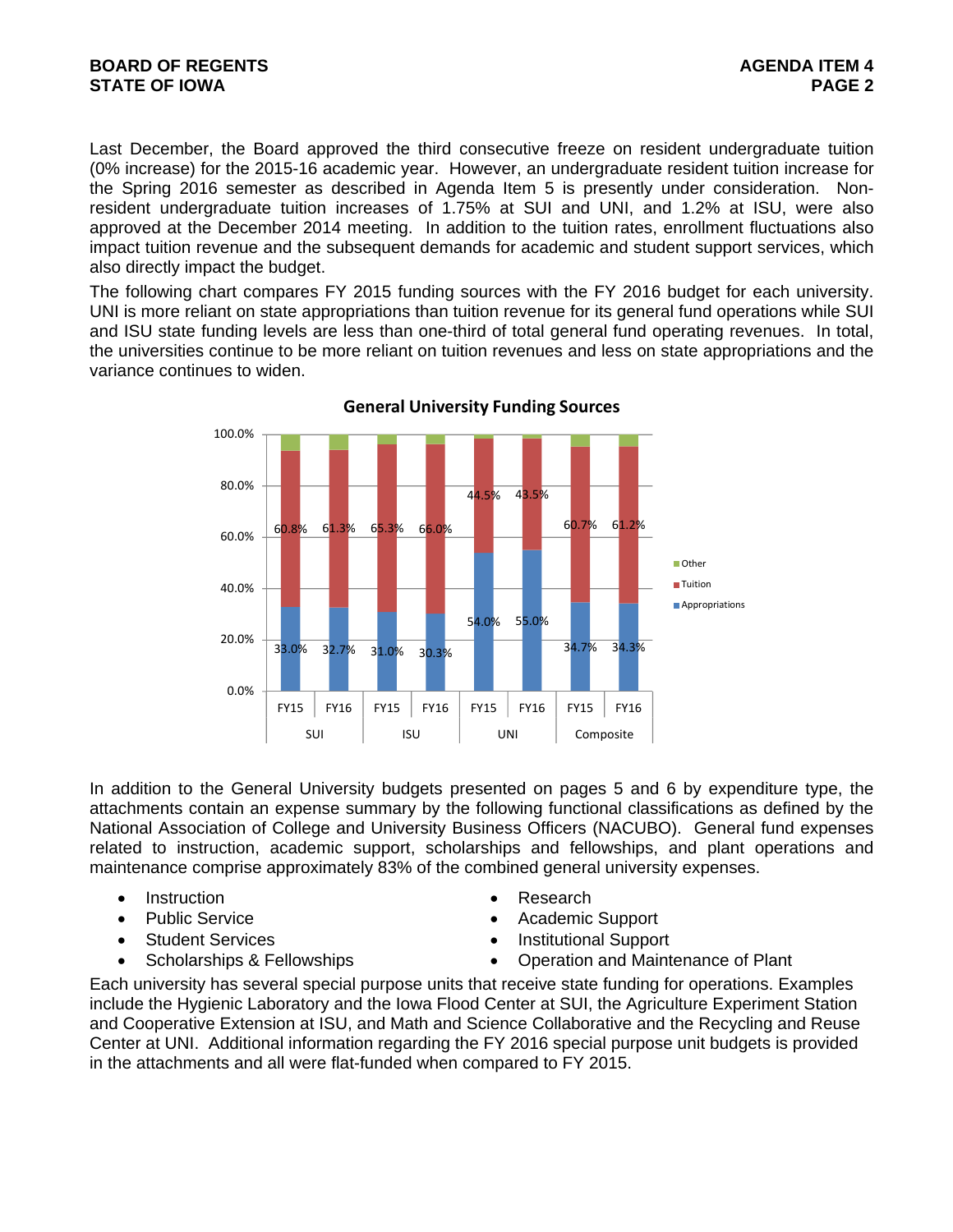Last December, the Board approved the third consecutive freeze on resident undergraduate tuition (0% increase) for the 2015-16 academic year. However, an undergraduate resident tuition increase for the Spring 2016 semester as described in Agenda Item 5 is presently under consideration. Non-resident undergraduate tuition increases of 1.75% at SUI and UNI, and 1.2% at ISU, were also approved at the December 2014 meeting. In addition to the tuition rates, enrollment fluctuations also impact tuition revenue and the subsequent demands for academic and student support services, which also directly impact the budget.

The following chart compares FY 2015 funding sources with the FY 2016 budget for each university. UNI is more reliant on state appropriations than tuition revenue for its general fund operations while SUI and ISU state funding levels are less than one-third of total general fund operating revenues. In total, the universities continue to be more reliant on tuition revenues and less on state appropriations and the variance continues to widen.

**General University Funding Sources**

| | SUI FY15 | SUI FY16 | ISU FY15 | ISU FY16 | UNI FY15 | UNI FY16 | Composite FY15 | Composite FY16 |
|---|---|---|---|---|---|---|---|---|
| Tuition | 60.8% | 61.3% | 65.3% | 66.0% | 44.5% | 43.5% | 60.7% | 61.2% |
| Appropriations | 33.0% | 32.7% | 31.0% | 30.3% | 54.0% | 55.0% | 34.7% | 34.3% |

In addition to the General University budgets presented on pages 5 and 6 by expenditure type, the attachments contain an expense summary by the following functional classifications as defined by the National Association of College and University Business Officers (NACUBO). General fund expenses related to instruction, academic support, scholarships and fellowships, and plant operations and maintenance comprise approximately 83% of the combined general university expenses.

- Instruction
- Public Service
- Student Services
- Scholarships & Fellowships
- Research
- Academic Support
- Institutional Support
- Operation and Maintenance of Plant

Each university has several special purpose units that receive state funding for operations. Examples include the Hygienic Laboratory and the Iowa Flood Center at SUI, the Agriculture Experiment Station and Cooperative Extension at ISU, and Math and Science Collaborative and the Recycling and Reuse Center at UNI. Additional information regarding the FY 2016 special purpose unit budgets is provided in the attachments and all were flat-funded when compared to FY 2015.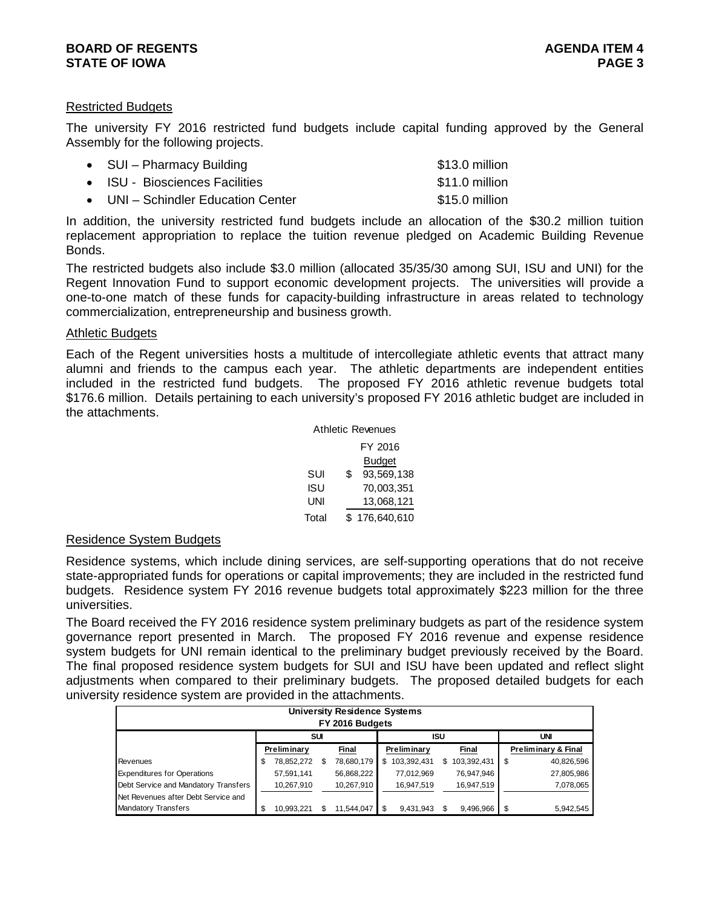### Restricted Budgets

The university FY 2016 restricted fund budgets include capital funding approved by the General Assembly for the following projects.

- SUI – Pharmacy Building $13.0 million
- ISU - Biosciences Facilities $11.0 million
- UNI – Schindler Education Center $15.0 million

In addition, the university restricted fund budgets include an allocation of the $30.2 million tuition replacement appropriation to replace the tuition revenue pledged on Academic Building Revenue Bonds.

The restricted budgets also include $3.0 million (allocated 35/35/30 among SUI, ISU and UNI) for the Regent Innovation Fund to support economic development projects. The universities will provide a one-to-one match of these funds for capacity-building infrastructure in areas related to technology commercialization, entrepreneurship and business growth.

### Athletic Budgets

Each of the Regent universities hosts a multitude of intercollegiate athletic events that attract many alumni and friends to the campus each year. The athletic departments are independent entities included in the restricted fund budgets. The proposed FY 2016 athletic revenue budgets total $176.6 million. Details pertaining to each university's proposed FY 2016 athletic budget are included in the attachments.

Athletic Revenues

| | FY 2016 Budget |
|---|---|
| SUI | $ 93,569,138 |
| ISU | 70,003,351 |
| UNI | 13,068,121 |
| Total | $ 176,640,610 |

### Residence System Budgets

Residence systems, which include dining services, are self-supporting operations that do not receive state-appropriated funds for operations or capital improvements; they are included in the restricted fund budgets. Residence system FY 2016 revenue budgets total approximately $223 million for the three universities.

The Board received the FY 2016 residence system preliminary budgets as part of the residence system governance report presented in March. The proposed FY 2016 revenue and expense residence system budgets for UNI remain identical to the preliminary budget previously received by the Board. The final proposed residence system budgets for SUI and ISU have been updated and reflect slight adjustments when compared to their preliminary budgets. The proposed detailed budgets for each university residence system are provided in the attachments.

**University Residence Systems FY 2016 Budgets**

| | SUI | | ISU | | UNI |
|---|---|---|---|---|---|
| | Preliminary | Final | Preliminary | Final | Preliminary & Final |
| Revenues | $ 78,852,272 | $ 78,680,179 | $ 103,392,431 | $ 103,392,431 | $ 40,826,596 |
| Expenditures for Operations | 57,591,141 | 56,868,222 | 77,012,969 | 76,947,946 | 27,805,986 |
| Debt Service and Mandatory Transfers | 10,267,910 | 10,267,910 | 16,947,519 | 16,947,519 | 7,078,065 |
| Net Revenues after Debt Service and Mandatory Transfers | $ 10,993,221 | $ 11,544,047 | $ 9,431,943 | $ 9,496,966 | $ 5,942,545 |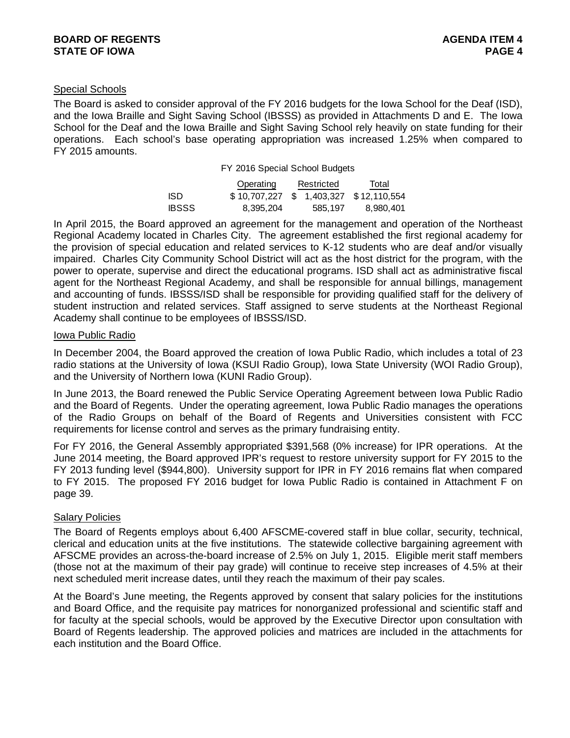## Special Schools

The Board is asked to consider approval of the FY 2016 budgets for the Iowa School for the Deaf (ISD), and the Iowa Braille and Sight Saving School (IBSSS) as provided in Attachments D and E. The Iowa School for the Deaf and the Iowa Braille and Sight Saving School rely heavily on state funding for their operations. Each school's base operating appropriation was increased 1.25% when compared to FY 2015 amounts.

FY 2016 Special School Budgets

| | Operating | Restricted | Total |
|---|---|---|---|
| ISD | $ 10,707,227 | $ 1,403,327 | $ 12,110,554 |
| IBSSS | 8,395,204 | 585,197 | 8,980,401 |

In April 2015, the Board approved an agreement for the management and operation of the Northeast Regional Academy located in Charles City. The agreement established the first regional academy for the provision of special education and related services to K-12 students who are deaf and/or visually impaired. Charles City Community School District will act as the host district for the program, with the power to operate, supervise and direct the educational programs. ISD shall act as administrative fiscal agent for the Northeast Regional Academy, and shall be responsible for annual billings, management and accounting of funds. IBSSS/ISD shall be responsible for providing qualified staff for the delivery of student instruction and related services. Staff assigned to serve students at the Northeast Regional Academy shall continue to be employees of IBSSS/ISD.

## Iowa Public Radio

In December 2004, the Board approved the creation of Iowa Public Radio, which includes a total of 23 radio stations at the University of Iowa (KSUI Radio Group), Iowa State University (WOI Radio Group), and the University of Northern Iowa (KUNI Radio Group).

In June 2013, the Board renewed the Public Service Operating Agreement between Iowa Public Radio and the Board of Regents. Under the operating agreement, Iowa Public Radio manages the operations of the Radio Groups on behalf of the Board of Regents and Universities consistent with FCC requirements for license control and serves as the primary fundraising entity.

For FY 2016, the General Assembly appropriated $391,568 (0% increase) for IPR operations. At the June 2014 meeting, the Board approved IPR's request to restore university support for FY 2015 to the FY 2013 funding level ($944,800). University support for IPR in FY 2016 remains flat when compared to FY 2015. The proposed FY 2016 budget for Iowa Public Radio is contained in Attachment F on page 39.

## Salary Policies

The Board of Regents employs about 6,400 AFSCME-covered staff in blue collar, security, technical, clerical and education units at the five institutions. The statewide collective bargaining agreement with AFSCME provides an across-the-board increase of 2.5% on July 1, 2015. Eligible merit staff members (those not at the maximum of their pay grade) will continue to receive step increases of 4.5% at their next scheduled merit increase dates, until they reach the maximum of their pay scales.

At the Board's June meeting, the Regents approved by consent that salary policies for the institutions and Board Office, and the requisite pay matrices for nonorganized professional and scientific staff and for faculty at the special schools, would be approved by the Executive Director upon consultation with Board of Regents leadership. The approved policies and matrices are included in the attachments for each institution and the Board Office.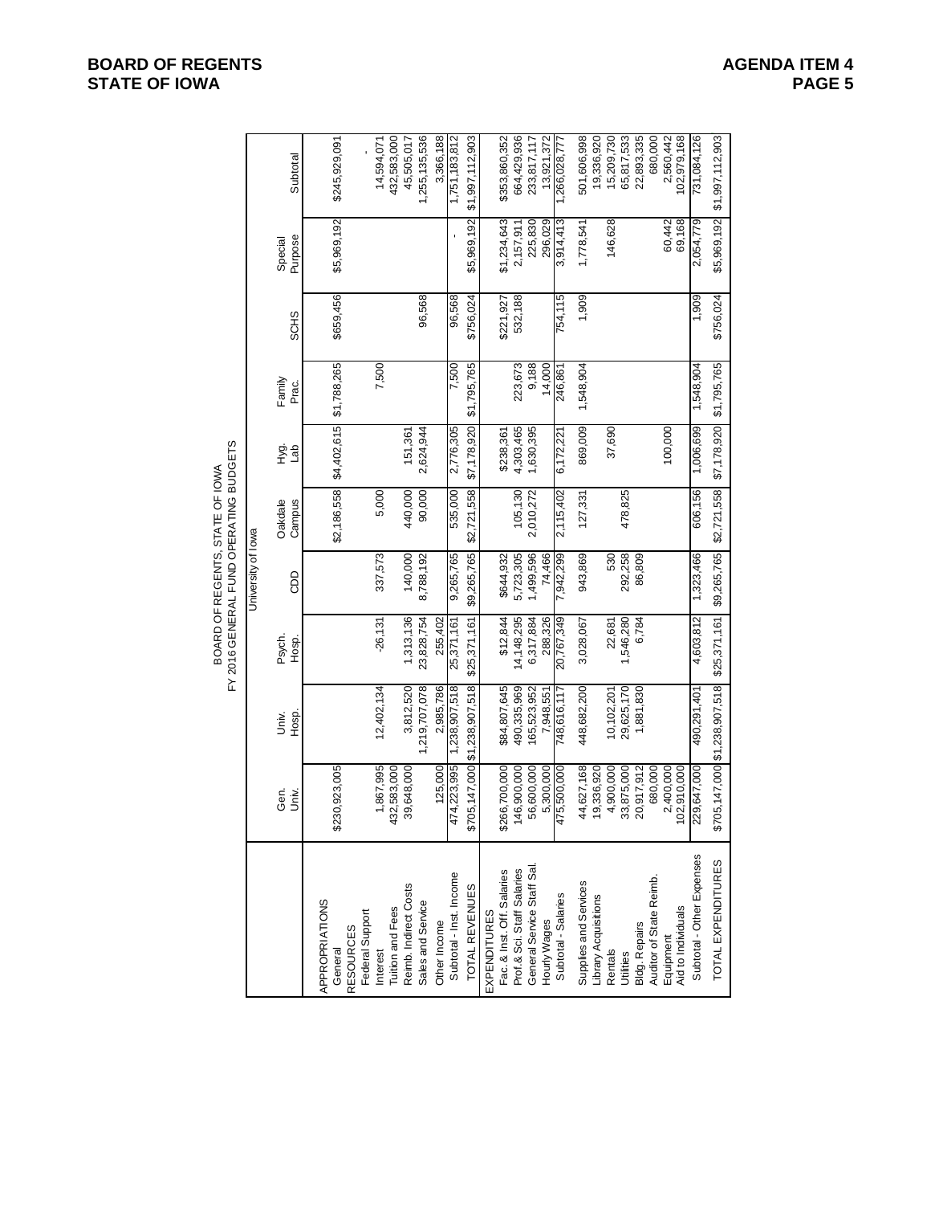**BOARD OF REGENTS STATE OF IOWA**

**AGENDA ITEM 4**

BOARD OF REGENTS, STATE OF IOWA
FY 2016 GENERAL FUND OPERATING BUDGETS
University of Iowa

| | Gen. Univ. | Univ. Hosp. | Psych. Hosp. | CDD | Oakdale Campus | Hyg. Lab | Family Prac. | SCHS | Special Purpose | Subtotal |
|---|---|---|---|---|---|---|---|---|---|---|
| APPROPRIATIONS | | | | | | | | | | |
| General | $230,923,005 | | | | $2,186,558 | $4,402,615 | $1,788,265 | $659,456 | $5,969,192 | $245,929,091 |
| RESOURCES | | | | | | | | | | |
| Federal Support | | | | | | | | | | - |
| Interest | 1,867,995 | 12,402,134 | -26,131 | 337,573 | 5,000 | | 7,500 | | | 14,594,071 |
| Tuition and Fees | 432,583,000 | | | | | | | | | 432,583,000 |
| Reimb. Indirect Costs | 39,648,000 | 3,812,520 | 1,313,136 | 140,000 | 440,000 | 151,361 | | | | 45,505,017 |
| Sales and Service | | 1,219,707,078 | 23,828,754 | 8,788,192 | 90,000 | 2,624,944 | | 96,568 | | 1,255,135,536 |
| Other Income | 125,000 | 2,985,786 | 255,402 | | | | | | | 3,366,188 |
| Subtotal - Inst. Income | 474,223,995 | 1,238,907,518 | 25,371,161 | 9,265,765 | 535,000 | 2,776,305 | 7,500 | 96,568 | - | 1,751,183,812 |
| TOTAL REVENUES | $705,147,000 | $1,238,907,518 | $25,371,161 | $9,265,765 | $2,721,558 | $7,178,920 | $1,795,765 | $756,024 | $5,969,192 | $1,997,112,903 |
| EXPENDITURES | | | | | | | | | | |
| Fac.& Inst. Off. Salaries | $266,700,000 | $84,807,645 | $12,844 | $644,932 | | $238,361 | | $221,927 | $1,234,643 | $353,860,352 |
| Prof.& Sci. Staff Salaries | 146,900,000 | 490,335,969 | 14,148,295 | 5,723,305 | 105,130 | 4,303,465 | 223,673 | 532,188 | 2,157,911 | 664,429,936 |
| General Service Staff Sal. | 56,600,000 | 165,523,952 | 6,317,884 | 1,499,596 | 2,010,272 | 1,630,395 | 9,188 | | 225,830 | 233,817,117 |
| Hourly Wages | 5,300,000 | 7,948,551 | 288,326 | 74,466 | | | 14,000 | | 296,029 | 13,921,372 |
| Subtotal - Salaries | 475,500,000 | 748,616,117 | 20,767,349 | 7,942,299 | 2,115,402 | 6,172,221 | 246,861 | 754,115 | 3,914,413 | 1,266,028,777 |
| Supplies and Services | 44,627,168 | 448,682,200 | 3,028,067 | 943,869 | 127,331 | 869,009 | 1,548,904 | 1,909 | 1,778,541 | 501,606,998 |
| Library Acquisitions | 19,336,920 | | | | | | | | | 19,336,920 |
| Rentals | 4,900,000 | 10,102,201 | 22,681 | 530 | | 37,690 | | | 146,628 | 15,209,730 |
| Utilities | 33,875,000 | 29,625,170 | 1,546,280 | 292,258 | 478,825 | | | | | 65,817,533 |
| Bldg. Repairs | 20,917,912 | 1,881,830 | 6,784 | 86,809 | | | | | | 22,893,335 |
| Auditor of State Reimb. | 680,000 | | | | | | | | | 680,000 |
| Equipment | 2,400,000 | | | | | 100,000 | | | 60,442 | 2,560,442 |
| Aid to Individuals | 102,910,000 | | | | | | | | 69,168 | 102,979,168 |
| Subtotal - Other Expenses | 229,647,000 | 490,291,401 | 4,603,812 | 1,323,466 | 606,156 | 1,006,699 | 1,548,904 | 1,909 | 2,054,779 | 731,084,126 |
| TOTAL EXPENDITURES | $705,147,000 | $1,238,907,518 | $25,371,161 | $9,265,765 | $2,721,558 | $7,178,920 | $1,795,765 | $756,024 | $5,969,192 | $1,997,112,903 |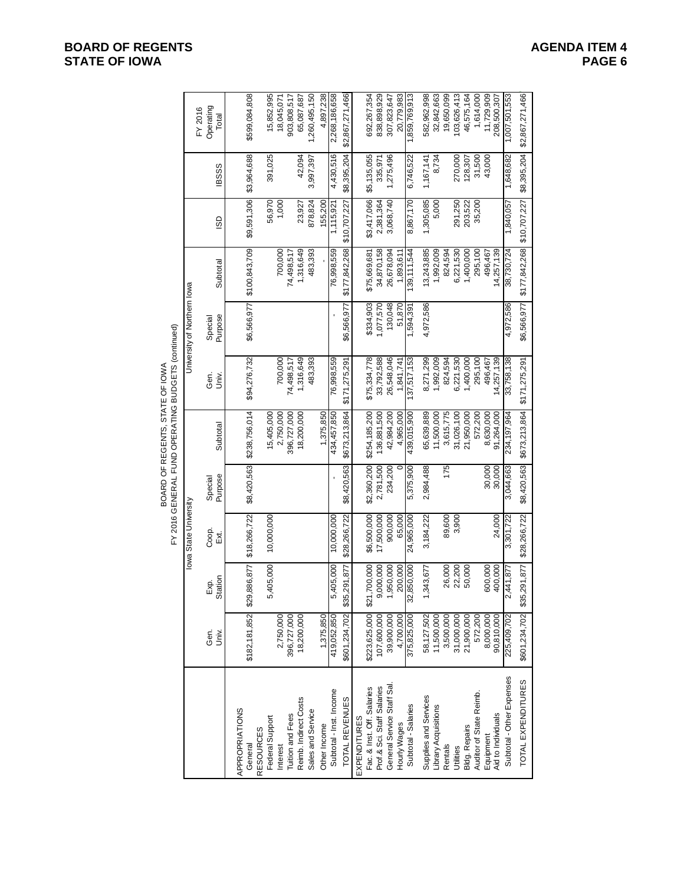**BOARD OF REGENTS**
**STATE OF IOWA**

**AGENDA ITEM 4**

BOARD OF REGENTS, STATE OF IOWA
FY 2016 GENERAL FUND OPERATING BUDGETS (continued)

| | Iowa State University | | | | | University of Northern Iowa | | | | | FY 2016 |
|---|---|---|---|---|---|---|---|---|---|---|---|
| | Gen. Univ. | Exp. Station | Coop. Ext. | Special Purpose | Subtotal | Gen. Univ. | Special Purpose | Subtotal | ISD | IBSSS | Operating Total |
| APPROPRIATIONS | | | | | | | | | | | |
| General | $182,181,852 | $29,886,877 | $18,266,722 | $8,420,563 | $238,756,014 | $94,276,732 | $6,566,977 | $100,843,709 | $9,591,306 | $3,964,688 | $599,084,808 |
| RESOURCES | | | | | | | | | | | |
| Federal Support | | 5,405,000 | 10,000,000 | | 15,405,000 | | | | 56,970 | 391,025 | 15,852,995 |
| Interest | 2,750,000 | | | | 2,750,000 | 700,000 | | 700,000 | 1,000 | | 18,045,071 |
| Tuition and Fees | 396,727,000 | | | | 396,727,000 | 74,498,517 | | 74,498,517 | | | 903,808,517 |
| Reimb. Indirect Costs | 18,200,000 | | | | 18,200,000 | 1,316,649 | | 1,316,649 | 23,927 | 42,094 | 65,087,687 |
| Sales and Service | | | | | | 483,393 | | 483,393 | 878,824 | 3,997,397 | 1,260,495,150 |
| Other Income | 1,375,850 | | | | 1,375,850 | | | - | 155,200 | | 4,897,238 |
| Subtotal - Inst. Income | 419,052,850 | 5,405,000 | 10,000,000 | - | 434,457,850 | 76,998,559 | - | 76,998,559 | 1,115,921 | 4,430,516 | 2,268,186,658 |
| TOTAL REVENUES | $601,234,702 | $35,291,877 | $28,266,722 | $8,420,563 | $673,213,864 | $171,275,291 | $6,566,977 | $177,842,268 | $10,707,227 | $8,395,204 | $2,867,271,466 |
| EXPENDITURES | | | | | | | | | | | |
| Fac. & Inst. Off. Salaries | $223,625,000 | $21,700,000 | $6,500,000 | $2,360,200 | $254,185,200 | $75,334,778 | $334,903 | $75,669,681 | $3,417,066 | $5,135,055 | 692,267,354 |
| Prof.& Sci. Staff Salaries | 107,600,000 | 9,000,000 | 17,500,000 | 2,781,500 | 136,881,500 | 33,792,588 | 1,077,570 | 34,870,158 | 2,381,364 | 335,971 | 838,898,929 |
| General Service Staff Sal. | 39,900,000 | 1,950,000 | 900,000 | 234,200 | 42,984,200 | 26,548,046 | 130,048 | 26,678,094 | 3,068,740 | 1,275,496 | 307,823,647 |
| Hourly Wages | 4,700,000 | 200,000 | 65,000 | 0 | 4,965,000 | 1,841,741 | 51,870 | 1,893,611 | | | 20,779,983 |
| Subtotal - Salaries | 375,825,000 | 32,850,000 | 24,965,000 | 5,375,900 | 439,015,900 | 137,517,153 | 1,594,391 | 139,111,544 | 8,867,170 | 6,746,522 | 1,859,769,913 |
| Supplies and Services | 58,127,502 | 1,343,677 | 3,184,222 | 2,984,488 | 65,639,889 | 8,271,299 | 4,972,586 | 13,243,885 | 1,305,085 | 1,167,141 | 582,962,998 |
| Library Acquisitions | 11,500,000 | | | | 11,500,000 | 1,992,009 | | 1,992,009 | 5,000 | 8,734 | 32,842,663 |
| Rentals | 3,500,000 | 26,000 | 89,600 | 175 | 3,615,775 | 824,594 | | 824,594 | | | 19,650,099 |
| Utilities | 31,000,000 | 22,200 | 3,900 | | 31,026,100 | 6,221,530 | | 6,221,530 | 291,250 | 270,000 | 103,626,413 |
| Bldg. Repairs | 21,900,000 | 50,000 | | | 21,950,000 | 1,400,000 | | 1,400,000 | 203,522 | 128,307 | 46,575,164 |
| Auditor of State Reimb. | 572,200 | | | | 572,200 | 295,100 | | 295,100 | 35,200 | 31,500 | 1,614,000 |
| Equipment | 8,000,000 | 600,000 | | 30,000 | 8,630,000 | 496,467 | | 496,467 | | 43,000 | 11,729,909 |
| Aid to Individuals | 90,810,000 | 400,000 | 24,000 | 30,000 | 91,264,000 | 14,257,139 | | 14,257,139 | | | 208,500,307 |
| Subtotal - Other Expenses | 225,409,702 | 2,441,877 | 3,301,722 | 3,044,663 | 234,197,964 | 33,758,138 | 4,972,586 | 38,730,724 | 1,840,057 | 1,648,682 | 1,007,501,553 |
| TOTAL EXPENDITURES | $601,234,702 | $35,291,877 | $28,266,722 | $8,420,563 | $673,213,864 | $171,275,291 | $6,566,977 | $177,842,268 | $10,707,227 | $8,395,204 | $2,867,271,466 |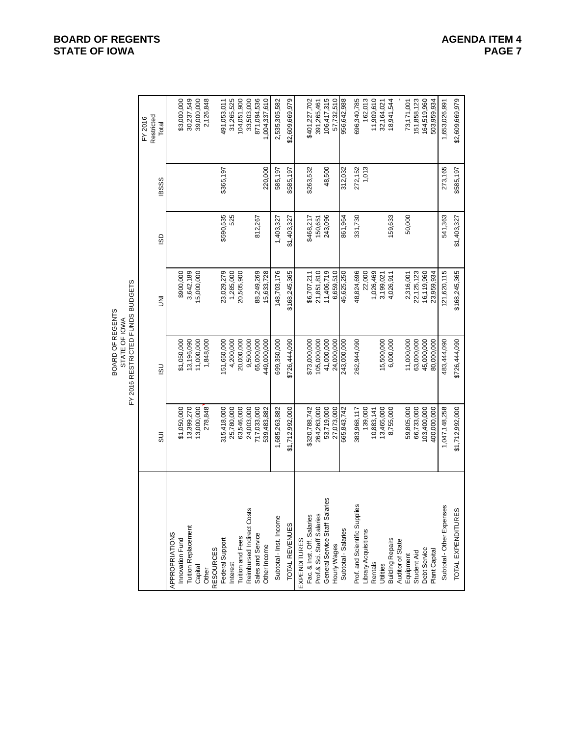**BOARD OF REGENTS**
**STATE OF IOWA**

**AGENDA ITEM 4**

BOARD OF REGENTS
STATE OF IOWA
FY 2016 RESTRICTED FUNDS BUDGETS

| | SUI | ISU | UNI | ISD | IBSSS | FY 2016 Restricted Total |
|---|---|---|---|---|---|---|
| APPROPRIATIONS | | | | | | |
| Innovation Fund | $1,050,000 | $1,050,000 | $900,000 | | | $3,000,000 |
| Tuition Replacement | 13,399,270 | 13,196,090 | 3,642,189 | | | 30,237,549 |
| Capital | 13,000,000 | 11,000,000 | 15,000,000 | | | 39,000,000 |
| Other | 278,848 | 1,848,000 | | | | 2,126,848 |
| RESOURCES | | | | | | |
| Federal Support | 315,418,000 | 151,650,000 | 23,029,279 | $590,535 | $365,197 | 491,053,011 |
| Interest | 25,780,000 | 4,200,000 | 1,285,000 | 525 | | 31,265,525 |
| Tuition and Fees | 63,546,000 | 20,000,000 | 20,505,900 | | | 104,051,900 |
| Reimbursed Indirect Costs | 24,003,000 | 9,500,000 | | | | 33,503,000 |
| Sales and Service | 717,033,000 | 65,000,000 | 88,249,269 | 812,267 | | 871,094,536 |
| Other Income | 539,483,882 | 449,000,000 | 15,633,728 | | 220,000 | 1,004,337,610 |
| Subtotal - Inst. Income | 1,685,263,882 | 699,350,000 | 148,703,176 | 1,403,327 | 585,197 | 2,535,305,582 |
| TOTAL REVENUES | $1,712,992,000 | $726,444,090 | $168,245,365 | $1,403,327 | $585,197 | $2,609,669,979 |
| EXPENDITURES | | | | | | |
| Fac. & Inst. Off. Salaries | $320,788,742 | $73,000,000 | $6,707,211 | $468,217 | $263,532 | $401,227,702 |
| Prof.& Sci. Staff Salaries | 264,263,000 | 105,000,000 | 21,851,810 | 150,651 | | 391,265,461 |
| General Service Staff Salaries | 53,719,000 | 41,000,000 | 11,406,719 | 243,096 | 48,500 | 106,417,315 |
| Hourly Wages | 27,073,000 | 24,000,000 | 6,659,510 | | | 57,732,510 |
| Subtotal - Salaries | 665,843,742 | 243,000,000 | 46,625,250 | 861,964 | 312,032 | 956,642,988 |
| Prof. and Scientific Supplies | 383,968,117 | 262,944,090 | 48,824,696 | 331,730 | 272,152 | 696,340,785 |
| Library Acquisitions | 139,000 | | 22,000 | | 1,013 | 162,013 |
| Rentals | 10,883,141 | | 1,026,469 | | | 11,909,610 |
| Utilities | 13,465,000 | 15,500,000 | 3,199,021 | | | 32,164,021 |
| Building Repairs | 8,755,000 | 6,000,000 | 4,026,911 | 159,633 | | 18,941,544 |
| Auditor of State | | | | | | - |
| Equipment | 59,805,000 | 11,000,000 | 2,316,001 | 50,000 | | 73,171,001 |
| Student Aid | 66,733,000 | 63,000,000 | 22,125,123 | | | 151,858,123 |
| Debt Service | 103,400,000 | 45,000,000 | 16,119,960 | | | 164,519,960 |
| Plant Capital | 400,000,000 | 80,000,000 | 23,959,934 | | | 503,959,934 |
| Subtotal - Other Expenses | 1,047,148,258 | 483,444,090 | 121,620,115 | 541,363 | 273,165 | 1,653,026,991 |
| TOTAL EXPENDITURES | $1,712,992,000 | $726,444,090 | $168,245,365 | $1,403,327 | $585,197 | $2,609,669,979 |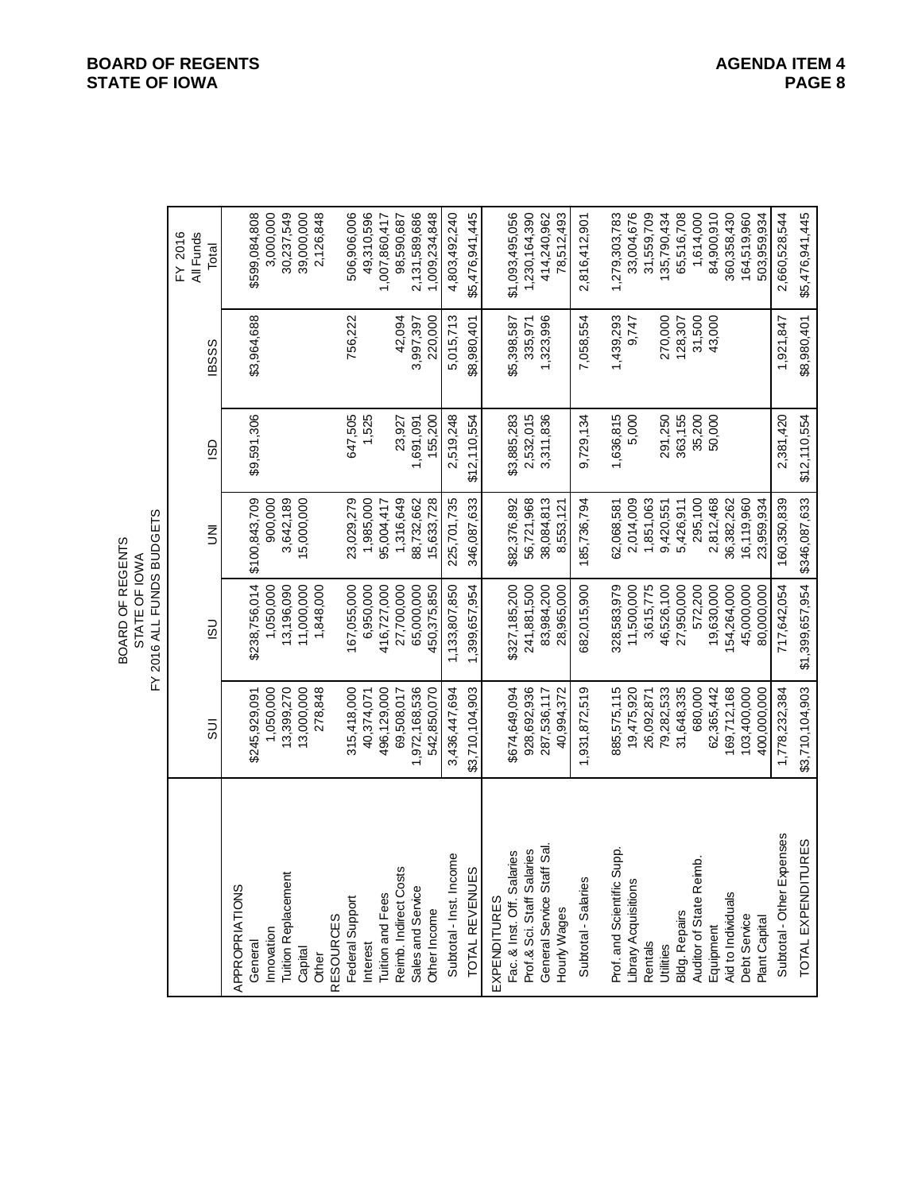BOARD OF REGENTS
STATE OF IOWA
FY 2016 ALL FUNDS BUDGETS

| | SUI | ISU | UNI | ISD | IBSSS | FY 2016 All Funds Total |
|---|---|---|---|---|---|---|
| APPROPRIATIONS | | | | | | |
| General | $245,929,091 | $238,756,014 | $100,843,709 | $9,591,306 | $3,964,688 | $599,084,808 |
| Innovation | 1,050,000 | 1,050,000 | 900,000 | | | 3,000,000 |
| Tuition Replacement | 13,399,270 | 13,196,090 | 3,642,189 | | | 30,237,549 |
| Capital | 13,000,000 | 11,000,000 | 15,000,000 | | | 39,000,000 |
| Other | 278,848 | 1,848,000 | | | | 2,126,848 |
| RESOURCES | | | | | | |
| Federal Support | 315,418,000 | 167,055,000 | 23,029,279 | 647,505 | 756,222 | 506,906,006 |
| Interest | 40,374,071 | 6,950,000 | 1,985,000 | 1,525 | | 49,310,596 |
| Tuition and Fees | 496,129,000 | 416,727,000 | 95,004,417 | | | 1,007,860,417 |
| Reimb. Indirect Costs | 69,508,017 | 27,700,000 | 1,316,649 | 23,927 | 42,094 | 98,590,687 |
| Sales and Service | 1,972,168,536 | 65,000,000 | 88,732,662 | 1,691,091 | 3,997,397 | 2,131,589,686 |
| Other Income | 542,850,070 | 450,375,850 | 15,633,728 | 155,200 | 220,000 | 1,009,234,848 |
| Subtotal - Inst. Income | 3,436,447,694 | 1,133,807,850 | 225,701,735 | 2,519,248 | 5,015,713 | 4,803,492,240 |
| TOTAL REVENUES | $3,710,104,903 | 1,399,657,954 | 346,087,633 | $12,110,554 | $8,980,401 | $5,476,941,445 |
| EXPENDITURES | | | | | | |
| Fac. & Inst. Off. Salaries | $674,649,094 | $327,185,200 | $82,376,892 | $3,885,283 | $5,398,587 | $1,093,495,056 |
| Prof.& Sci. Staff Salaries | 928,692,936 | 241,881,500 | 56,721,968 | 2,532,015 | 335,971 | 1,230,164,390 |
| General Service Staff Sal. | 287,536,117 | 83,984,200 | 38,084,813 | 3,311,836 | 1,323,996 | 414,240,962 |
| Hourly Wages | 40,994,372 | 28,965,000 | 8,553,121 | | | 78,512,493 |
| Subtotal - Salaries | 1,931,872,519 | 682,015,900 | 185,736,794 | 9,729,134 | 7,058,554 | 2,816,412,901 |
| Prof. and Scientific Supp. | 885,575,115 | 328,583,979 | 62,068,581 | 1,636,815 | 1,439,293 | 1,279,303,783 |
| Library Acquisitions | 19,475,920 | 11,500,000 | 2,014,009 | 5,000 | 9,747 | 33,004,676 |
| Rentals | 26,092,871 | 3,615,775 | 1,851,063 | | | 31,559,709 |
| Utilities | 79,282,533 | 46,526,100 | 9,420,551 | 291,250 | 270,000 | 135,790,434 |
| Bldg. Repairs | 31,648,335 | 27,950,000 | 5,426,911 | 363,155 | 128,307 | 65,516,708 |
| Auditor of State Reimb. | 680,000 | 572,200 | 295,100 | 35,200 | 31,500 | 1,614,000 |
| Equipment | 62,365,442 | 19,630,000 | 2,812,468 | 50,000 | 43,000 | 84,900,910 |
| Aid to Individuals | 169,712,168 | 154,264,000 | 36,382,262 | | | 360,358,430 |
| Debt Service | 103,400,000 | 45,000,000 | 16,119,960 | | | 164,519,960 |
| Plant Capital | 400,000,000 | 80,000,000 | 23,959,934 | | | 503,959,934 |
| Subtotal - Other Expenses | 1,778,232,384 | 717,642,054 | 160,350,839 | 2,381,420 | 1,921,847 | 2,660,528,544 |
| TOTAL EXPENDITURES | $3,710,104,903 | $1,399,657,954 | $346,087,633 | $12,110,554 | $8,980,401 | $5,476,941,445 |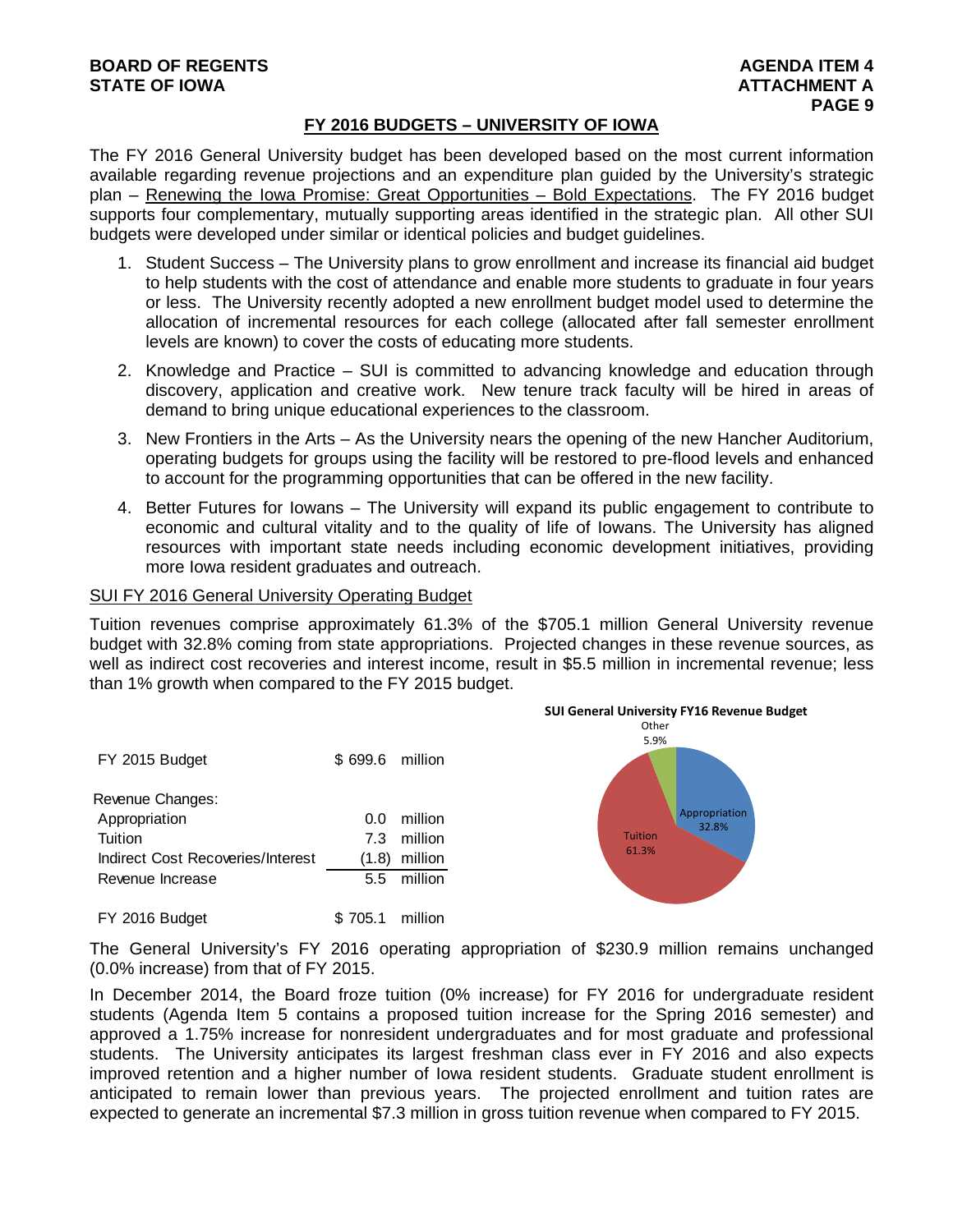**BOARD OF REGENTS**
**STATE OF IOWA**

**AGENDA ITEM 4**
**ATTACHMENT A**

## FY 2016 BUDGETS – UNIVERSITY OF IOWA

The FY 2016 General University budget has been developed based on the most current information available regarding revenue projections and an expenditure plan guided by the University's strategic plan – Renewing the Iowa Promise: Great Opportunities – Bold Expectations. The FY 2016 budget supports four complementary, mutually supporting areas identified in the strategic plan. All other SUI budgets were developed under similar or identical policies and budget guidelines.

1. Student Success – The University plans to grow enrollment and increase its financial aid budget to help students with the cost of attendance and enable more students to graduate in four years or less. The University recently adopted a new enrollment budget model used to determine the allocation of incremental resources for each college (allocated after fall semester enrollment levels are known) to cover the costs of educating more students.
2. Knowledge and Practice – SUI is committed to advancing knowledge and education through discovery, application and creative work. New tenure track faculty will be hired in areas of demand to bring unique educational experiences to the classroom.
3. New Frontiers in the Arts – As the University nears the opening of the new Hancher Auditorium, operating budgets for groups using the facility will be restored to pre-flood levels and enhanced to account for the programming opportunities that can be offered in the new facility.
4. Better Futures for Iowans – The University will expand its public engagement to contribute to economic and cultural vitality and to the quality of life of Iowans. The University has aligned resources with important state needs including economic development initiatives, providing more Iowa resident graduates and outreach.

### SUI FY 2016 General University Operating Budget

Tuition revenues comprise approximately 61.3% of the $705.1 million General University revenue budget with 32.8% coming from state appropriations. Projected changes in these revenue sources, as well as indirect cost recoveries and interest income, result in $5.5 million in incremental revenue; less than 1% growth when compared to the FY 2015 budget.

| | | |
|---|---|---|
| FY 2015 Budget | $ 699.6 | million |
| Revenue Changes: | | |
| Appropriation | 0.0 | million |
| Tuition | 7.3 | million |
| Indirect Cost Recoveries/Interest | (1.8) | million |
| Revenue Increase | 5.5 | million |
| FY 2016 Budget | $ 705.1 | million |

**SUI General University FY16 Revenue Budget**

Other 5.9%
Appropriation 32.8%
Tuition 61.3%

The General University's FY 2016 operating appropriation of $230.9 million remains unchanged (0.0% increase) from that of FY 2015.

In December 2014, the Board froze tuition (0% increase) for FY 2016 for undergraduate resident students (Agenda Item 5 contains a proposed tuition increase for the Spring 2016 semester) and approved a 1.75% increase for nonresident undergraduates and for most graduate and professional students. The University anticipates its largest freshman class ever in FY 2016 and also expects improved retention and a higher number of Iowa resident students. Graduate student enrollment is anticipated to remain lower than previous years. The projected enrollment and tuition rates are expected to generate an incremental $7.3 million in gross tuition revenue when compared to FY 2015.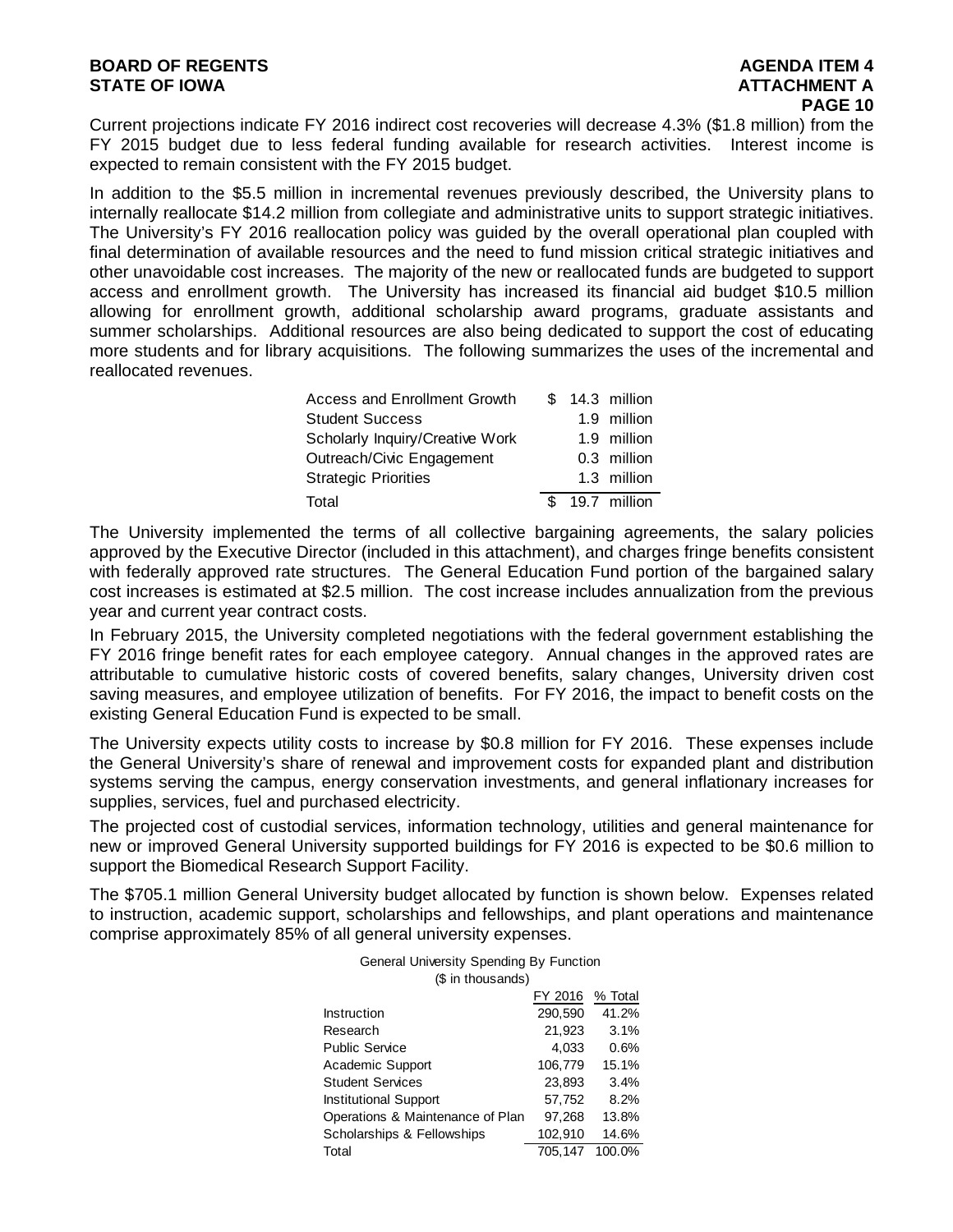Current projections indicate FY 2016 indirect cost recoveries will decrease 4.3% ($1.8 million) from the FY 2015 budget due to less federal funding available for research activities. Interest income is expected to remain consistent with the FY 2015 budget.

In addition to the $5.5 million in incremental revenues previously described, the University plans to internally reallocate $14.2 million from collegiate and administrative units to support strategic initiatives. The University's FY 2016 reallocation policy was guided by the overall operational plan coupled with final determination of available resources and the need to fund mission critical strategic initiatives and other unavoidable cost increases. The majority of the new or reallocated funds are budgeted to support access and enrollment growth. The University has increased its financial aid budget $10.5 million allowing for enrollment growth, additional scholarship award programs, graduate assistants and summer scholarships. Additional resources are also being dedicated to support the cost of educating more students and for library acquisitions. The following summarizes the uses of the incremental and reallocated revenues.

| | |
|---|---|
| Access and Enrollment Growth | $ 14.3 million |
| Student Success | 1.9 million |
| Scholarly Inquiry/Creative Work | 1.9 million |
| Outreach/Civic Engagement | 0.3 million |
| Strategic Priorities | 1.3 million |
| Total | $ 19.7 million |

The University implemented the terms of all collective bargaining agreements, the salary policies approved by the Executive Director (included in this attachment), and charges fringe benefits consistent with federally approved rate structures. The General Education Fund portion of the bargained salary cost increases is estimated at $2.5 million. The cost increase includes annualization from the previous year and current year contract costs.

In February 2015, the University completed negotiations with the federal government establishing the FY 2016 fringe benefit rates for each employee category. Annual changes in the approved rates are attributable to cumulative historic costs of covered benefits, salary changes, University driven cost saving measures, and employee utilization of benefits. For FY 2016, the impact to benefit costs on the existing General Education Fund is expected to be small.

The University expects utility costs to increase by $0.8 million for FY 2016. These expenses include the General University's share of renewal and improvement costs for expanded plant and distribution systems serving the campus, energy conservation investments, and general inflationary increases for supplies, services, fuel and purchased electricity.

The projected cost of custodial services, information technology, utilities and general maintenance for new or improved General University supported buildings for FY 2016 is expected to be $0.6 million to support the Biomedical Research Support Facility.

The $705.1 million General University budget allocated by function is shown below. Expenses related to instruction, academic support, scholarships and fellowships, and plant operations and maintenance comprise approximately 85% of all general university expenses.

General University Spending By Function
($ in thousands)

| | FY 2016 | % Total |
|---|---|---|
| Instruction | 290,590 | 41.2% |
| Research | 21,923 | 3.1% |
| Public Service | 4,033 | 0.6% |
| Academic Support | 106,779 | 15.1% |
| Student Services | 23,893 | 3.4% |
| Institutional Support | 57,752 | 8.2% |
| Operations & Maintenance of Plan | 97,268 | 13.8% |
| Scholarships & Fellowships | 102,910 | 14.6% |
| Total | 705,147 | 100.0% |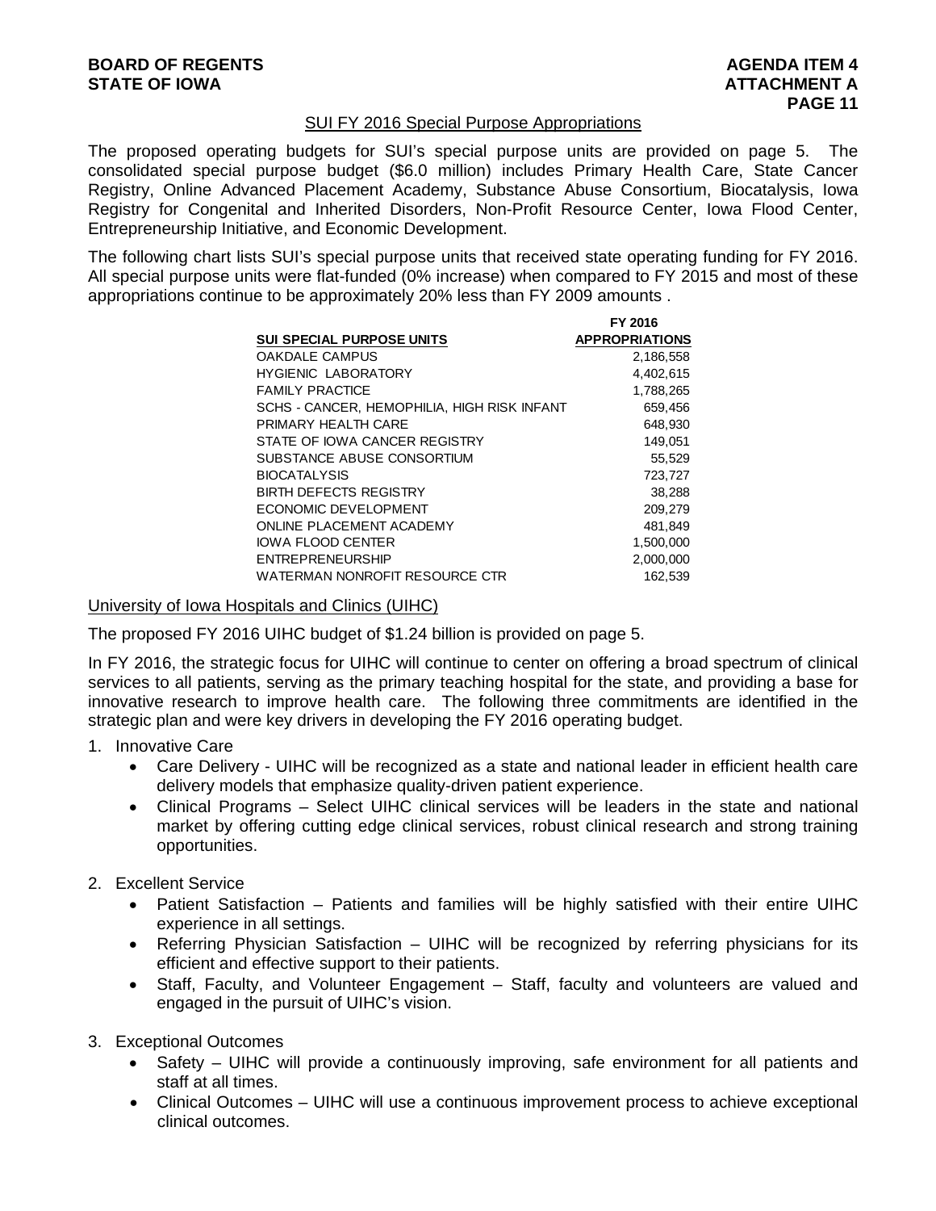## SUI FY 2016 Special Purpose Appropriations

The proposed operating budgets for SUI's special purpose units are provided on page 5. The consolidated special purpose budget ($6.0 million) includes Primary Health Care, State Cancer Registry, Online Advanced Placement Academy, Substance Abuse Consortium, Biocatalysis, Iowa Registry for Congenital and Inherited Disorders, Non-Profit Resource Center, Iowa Flood Center, Entrepreneurship Initiative, and Economic Development.

The following chart lists SUI's special purpose units that received state operating funding for FY 2016. All special purpose units were flat-funded (0% increase) when compared to FY 2015 and most of these appropriations continue to be approximately 20% less than FY 2009 amounts .

| SUI SPECIAL PURPOSE UNITS | FY 2016 APPROPRIATIONS |
|---|---:|
| OAKDALE CAMPUS | 2,186,558 |
| HYGIENIC LABORATORY | 4,402,615 |
| FAMILY PRACTICE | 1,788,265 |
| SCHS - CANCER, HEMOPHILIA, HIGH RISK INFANT | 659,456 |
| PRIMARY HEALTH CARE | 648,930 |
| STATE OF IOWA CANCER REGISTRY | 149,051 |
| SUBSTANCE ABUSE CONSORTIUM | 55,529 |
| BIOCATALYSIS | 723,727 |
| BIRTH DEFECTS REGISTRY | 38,288 |
| ECONOMIC DEVELOPMENT | 209,279 |
| ONLINE PLACEMENT ACADEMY | 481,849 |
| IOWA FLOOD CENTER | 1,500,000 |
| ENTREPRENEURSHIP | 2,000,000 |
| WATERMAN NONROFIT RESOURCE CTR | 162,539 |

## University of Iowa Hospitals and Clinics (UIHC)

The proposed FY 2016 UIHC budget of $1.24 billion is provided on page 5.

In FY 2016, the strategic focus for UIHC will continue to center on offering a broad spectrum of clinical services to all patients, serving as the primary teaching hospital for the state, and providing a base for innovative research to improve health care. The following three commitments are identified in the strategic plan and were key drivers in developing the FY 2016 operating budget.

1. Innovative Care
   - Care Delivery - UIHC will be recognized as a state and national leader in efficient health care delivery models that emphasize quality-driven patient experience.
   - Clinical Programs – Select UIHC clinical services will be leaders in the state and national market by offering cutting edge clinical services, robust clinical research and strong training opportunities.

2. Excellent Service
   - Patient Satisfaction – Patients and families will be highly satisfied with their entire UIHC experience in all settings.
   - Referring Physician Satisfaction – UIHC will be recognized by referring physicians for its efficient and effective support to their patients.
   - Staff, Faculty, and Volunteer Engagement – Staff, faculty and volunteers are valued and engaged in the pursuit of UIHC's vision.

3. Exceptional Outcomes
   - Safety – UIHC will provide a continuously improving, safe environment for all patients and staff at all times.
   - Clinical Outcomes – UIHC will use a continuous improvement process to achieve exceptional clinical outcomes.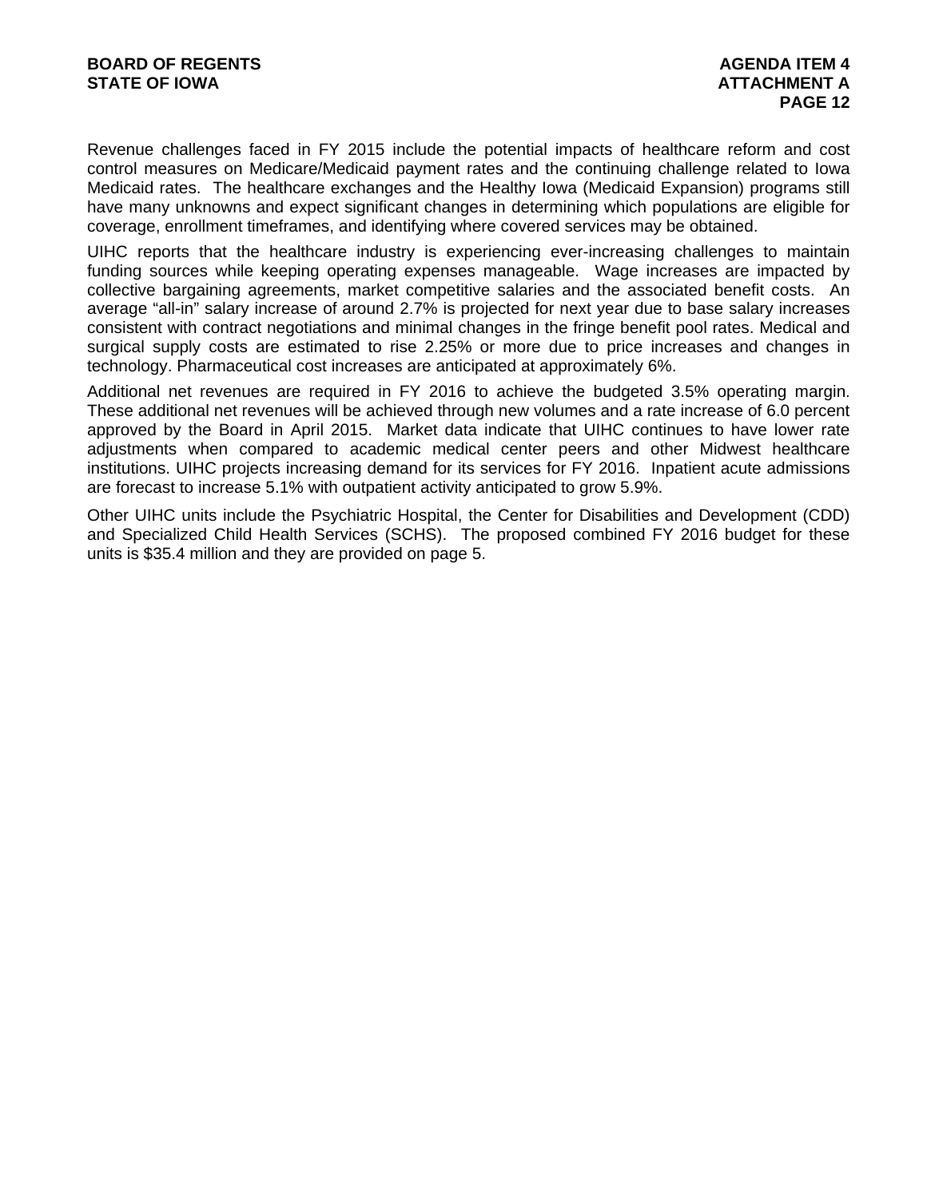Revenue challenges faced in FY 2015 include the potential impacts of healthcare reform and cost control measures on Medicare/Medicaid payment rates and the continuing challenge related to Iowa Medicaid rates. The healthcare exchanges and the Healthy Iowa (Medicaid Expansion) programs still have many unknowns and expect significant changes in determining which populations are eligible for coverage, enrollment timeframes, and identifying where covered services may be obtained.

UIHC reports that the healthcare industry is experiencing ever-increasing challenges to maintain funding sources while keeping operating expenses manageable. Wage increases are impacted by collective bargaining agreements, market competitive salaries and the associated benefit costs. An average "all-in" salary increase of around 2.7% is projected for next year due to base salary increases consistent with contract negotiations and minimal changes in the fringe benefit pool rates. Medical and surgical supply costs are estimated to rise 2.25% or more due to price increases and changes in technology. Pharmaceutical cost increases are anticipated at approximately 6%.

Additional net revenues are required in FY 2016 to achieve the budgeted 3.5% operating margin. These additional net revenues will be achieved through new volumes and a rate increase of 6.0 percent approved by the Board in April 2015. Market data indicate that UIHC continues to have lower rate adjustments when compared to academic medical center peers and other Midwest healthcare institutions. UIHC projects increasing demand for its services for FY 2016. Inpatient acute admissions are forecast to increase 5.1% with outpatient activity anticipated to grow 5.9%.

Other UIHC units include the Psychiatric Hospital, the Center for Disabilities and Development (CDD) and Specialized Child Health Services (SCHS). The proposed combined FY 2016 budget for these units is $35.4 million and they are provided on page 5.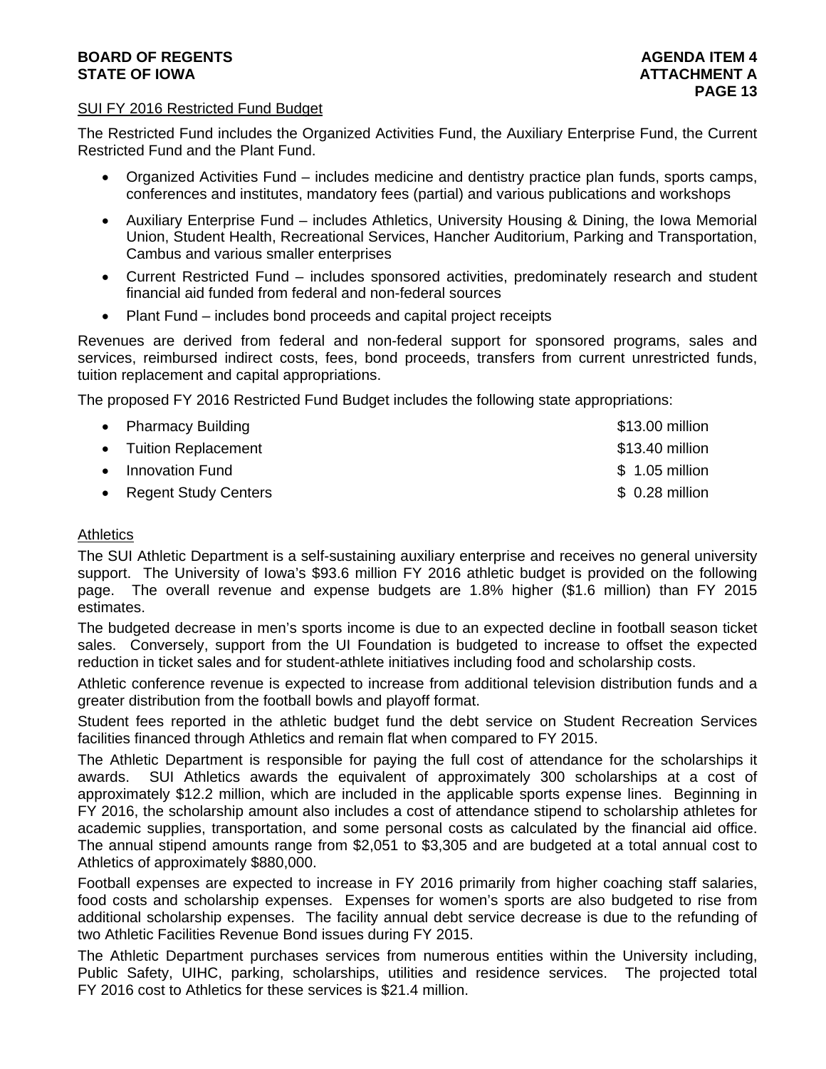## SUI FY 2016 Restricted Fund Budget

The Restricted Fund includes the Organized Activities Fund, the Auxiliary Enterprise Fund, the Current Restricted Fund and the Plant Fund.

- Organized Activities Fund – includes medicine and dentistry practice plan funds, sports camps, conferences and institutes, mandatory fees (partial) and various publications and workshops
- Auxiliary Enterprise Fund – includes Athletics, University Housing & Dining, the Iowa Memorial Union, Student Health, Recreational Services, Hancher Auditorium, Parking and Transportation, Cambus and various smaller enterprises
- Current Restricted Fund – includes sponsored activities, predominately research and student financial aid funded from federal and non-federal sources
- Plant Fund – includes bond proceeds and capital project receipts

Revenues are derived from federal and non-federal support for sponsored programs, sales and services, reimbursed indirect costs, fees, bond proceeds, transfers from current unrestricted funds, tuition replacement and capital appropriations.

The proposed FY 2016 Restricted Fund Budget includes the following state appropriations:

| | |
|---|---|
| • Pharmacy Building | $13.00 million |
| • Tuition Replacement | $13.40 million |
| • Innovation Fund | $ 1.05 million |
| • Regent Study Centers | $ 0.28 million |

## Athletics

The SUI Athletic Department is a self-sustaining auxiliary enterprise and receives no general university support. The University of Iowa's $93.6 million FY 2016 athletic budget is provided on the following page. The overall revenue and expense budgets are 1.8% higher ($1.6 million) than FY 2015 estimates.

The budgeted decrease in men's sports income is due to an expected decline in football season ticket sales. Conversely, support from the UI Foundation is budgeted to increase to offset the expected reduction in ticket sales and for student-athlete initiatives including food and scholarship costs.

Athletic conference revenue is expected to increase from additional television distribution funds and a greater distribution from the football bowls and playoff format.

Student fees reported in the athletic budget fund the debt service on Student Recreation Services facilities financed through Athletics and remain flat when compared to FY 2015.

The Athletic Department is responsible for paying the full cost of attendance for the scholarships it awards. SUI Athletics awards the equivalent of approximately 300 scholarships at a cost of approximately $12.2 million, which are included in the applicable sports expense lines. Beginning in FY 2016, the scholarship amount also includes a cost of attendance stipend to scholarship athletes for academic supplies, transportation, and some personal costs as calculated by the financial aid office. The annual stipend amounts range from $2,051 to $3,305 and are budgeted at a total annual cost to Athletics of approximately $880,000.

Football expenses are expected to increase in FY 2016 primarily from higher coaching staff salaries, food costs and scholarship expenses. Expenses for women's sports are also budgeted to rise from additional scholarship expenses. The facility annual debt service decrease is due to the refunding of two Athletic Facilities Revenue Bond issues during FY 2015.

The Athletic Department purchases services from numerous entities within the University including, Public Safety, UIHC, parking, scholarships, utilities and residence services. The projected total FY 2016 cost to Athletics for these services is $21.4 million.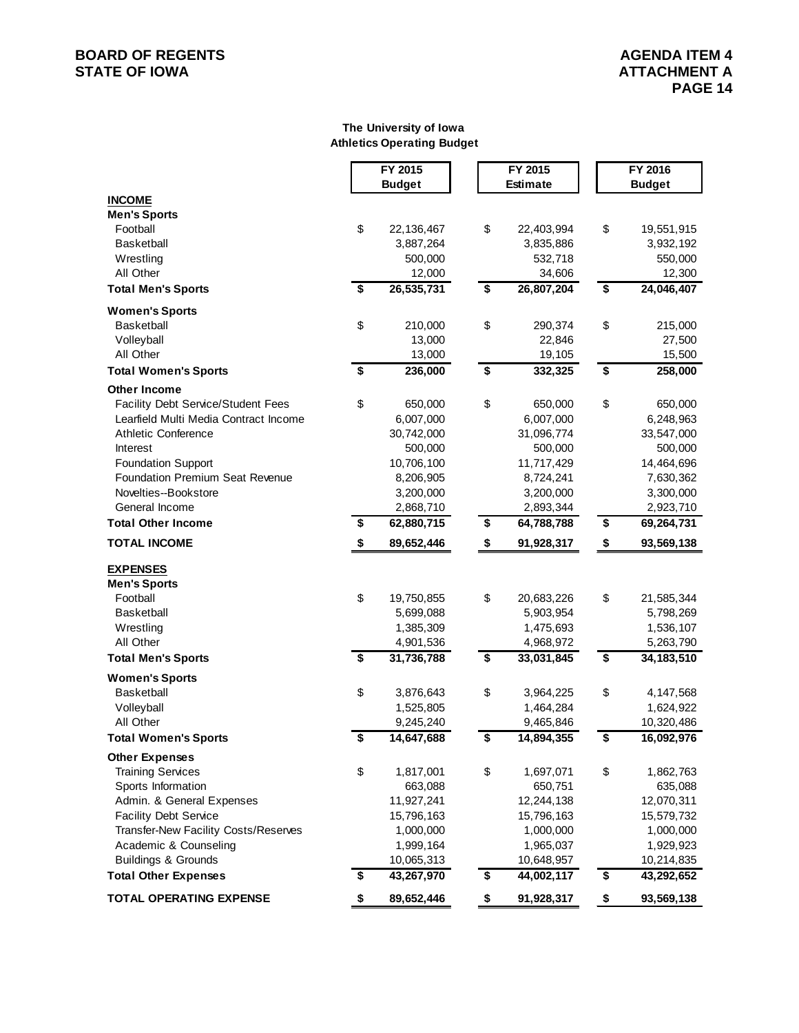**The University of Iowa**
**Athletics Operating Budget**

| | FY 2015 Budget | FY 2015 Estimate | FY 2016 Budget |
|---|---|---|---|
| **INCOME** | | | |
| **Men's Sports** | | | |
| Football | $ 22,136,467 | $ 22,403,994 | $ 19,551,915 |
| Basketball | 3,887,264 | 3,835,886 | 3,932,192 |
| Wrestling | 500,000 | 532,718 | 550,000 |
| All Other | 12,000 | 34,606 | 12,300 |
| **Total Men's Sports** | **$ 26,535,731** | **$ 26,807,204** | **$ 24,046,407** |
| **Women's Sports** | | | |
| Basketball | $ 210,000 | $ 290,374 | $ 215,000 |
| Volleyball | 13,000 | 22,846 | 27,500 |
| All Other | 13,000 | 19,105 | 15,500 |
| **Total Women's Sports** | **$ 236,000** | **$ 332,325** | **$ 258,000** |
| **Other Income** | | | |
| Facility Debt Service/Student Fees | $ 650,000 | $ 650,000 | $ 650,000 |
| Learfield Multi Media Contract Income | 6,007,000 | 6,007,000 | 6,248,963 |
| Athletic Conference | 30,742,000 | 31,096,774 | 33,547,000 |
| Interest | 500,000 | 500,000 | 500,000 |
| Foundation Support | 10,706,100 | 11,717,429 | 14,464,696 |
| Foundation Premium Seat Revenue | 8,206,905 | 8,724,241 | 7,630,362 |
| Novelties--Bookstore | 3,200,000 | 3,200,000 | 3,300,000 |
| General Income | 2,868,710 | 2,893,344 | 2,923,710 |
| **Total Other Income** | **$ 62,880,715** | **$ 64,788,788** | **$ 69,264,731** |
| **TOTAL INCOME** | **$ 89,652,446** | **$ 91,928,317** | **$ 93,569,138** |
| **EXPENSES** | | | |
| **Men's Sports** | | | |
| Football | $ 19,750,855 | $ 20,683,226 | $ 21,585,344 |
| Basketball | 5,699,088 | 5,903,954 | 5,798,269 |
| Wrestling | 1,385,309 | 1,475,693 | 1,536,107 |
| All Other | 4,901,536 | 4,968,972 | 5,263,790 |
| **Total Men's Sports** | **$ 31,736,788** | **$ 33,031,845** | **$ 34,183,510** |
| **Women's Sports** | | | |
| Basketball | $ 3,876,643 | $ 3,964,225 | $ 4,147,568 |
| Volleyball | 1,525,805 | 1,464,284 | 1,624,922 |
| All Other | 9,245,240 | 9,465,846 | 10,320,486 |
| **Total Women's Sports** | **$ 14,647,688** | **$ 14,894,355** | **$ 16,092,976** |
| **Other Expenses** | | | |
| Training Services | $ 1,817,001 | $ 1,697,071 | $ 1,862,763 |
| Sports Information | 663,088 | 650,751 | 635,088 |
| Admin. & General Expenses | 11,927,241 | 12,244,138 | 12,070,311 |
| Facility Debt Service | 15,796,163 | 15,796,163 | 15,579,732 |
| Transfer-New Facility Costs/Reserves | 1,000,000 | 1,000,000 | 1,000,000 |
| Academic & Counseling | 1,999,164 | 1,965,037 | 1,929,923 |
| Buildings & Grounds | 10,065,313 | 10,648,957 | 10,214,835 |
| **Total Other Expenses** | **$ 43,267,970** | **$ 44,002,117** | **$ 43,292,652** |
| **TOTAL OPERATING EXPENSE** | **$ 89,652,446** | **$ 91,928,317** | **$ 93,569,138** |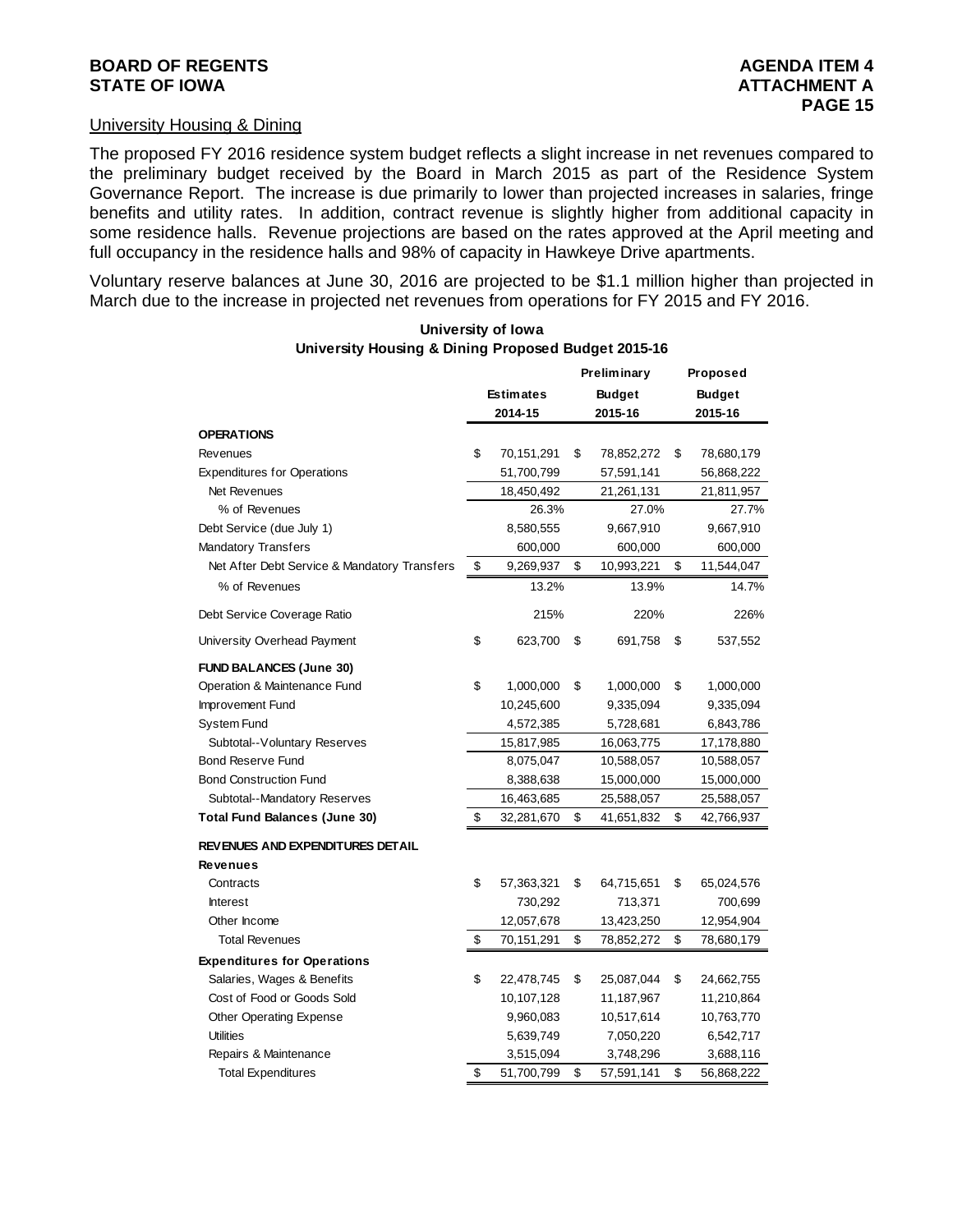## University Housing & Dining

The proposed FY 2016 residence system budget reflects a slight increase in net revenues compared to the preliminary budget received by the Board in March 2015 as part of the Residence System Governance Report. The increase is due primarily to lower than projected increases in salaries, fringe benefits and utility rates. In addition, contract revenue is slightly higher from additional capacity in some residence halls. Revenue projections are based on the rates approved at the April meeting and full occupancy in the residence halls and 98% of capacity in Hawkeye Drive apartments.

Voluntary reserve balances at June 30, 2016 are projected to be $1.1 million higher than projected in March due to the increase in projected net revenues from operations for FY 2015 and FY 2016.

**University of Iowa**
**University Housing & Dining Proposed Budget 2015-16**

| | Estimates 2014-15 | Preliminary Budget 2015-16 | Proposed Budget 2015-16 |
|---|---|---|---|
| **OPERATIONS** | | | |
| Revenues | $ 70,151,291 | $ 78,852,272 | $ 78,680,179 |
| Expenditures for Operations | 51,700,799 | 57,591,141 | 56,868,222 |
| Net Revenues | 18,450,492 | 21,261,131 | 21,811,957 |
| % of Revenues | 26.3% | 27.0% | 27.7% |
| Debt Service (due July 1) | 8,580,555 | 9,667,910 | 9,667,910 |
| Mandatory Transfers | 600,000 | 600,000 | 600,000 |
| Net After Debt Service & Mandatory Transfers | $ 9,269,937 | $ 10,993,221 | $ 11,544,047 |
| % of Revenues | 13.2% | 13.9% | 14.7% |
| Debt Service Coverage Ratio | 215% | 220% | 226% |
| University Overhead Payment | $ 623,700 | $ 691,758 | $ 537,552 |
| **FUND BALANCES (June 30)** | | | |
| Operation & Maintenance Fund | $ 1,000,000 | $ 1,000,000 | $ 1,000,000 |
| Improvement Fund | 10,245,600 | 9,335,094 | 9,335,094 |
| System Fund | 4,572,385 | 5,728,681 | 6,843,786 |
| Subtotal--Voluntary Reserves | 15,817,985 | 16,063,775 | 17,178,880 |
| Bond Reserve Fund | 8,075,047 | 10,588,057 | 10,588,057 |
| Bond Construction Fund | 8,388,638 | 15,000,000 | 15,000,000 |
| Subtotal--Mandatory Reserves | 16,463,685 | 25,588,057 | 25,588,057 |
| **Total Fund Balances (June 30)** | $ 32,281,670 | $ 41,651,832 | $ 42,766,937 |
| **REVENUES AND EXPENDITURES DETAIL** | | | |
| **Revenues** | | | |
| Contracts | $ 57,363,321 | $ 64,715,651 | $ 65,024,576 |
| Interest | 730,292 | 713,371 | 700,699 |
| Other Income | 12,057,678 | 13,423,250 | 12,954,904 |
| Total Revenues | $ 70,151,291 | $ 78,852,272 | $ 78,680,179 |
| **Expenditures for Operations** | | | |
| Salaries, Wages & Benefits | $ 22,478,745 | $ 25,087,044 | $ 24,662,755 |
| Cost of Food or Goods Sold | 10,107,128 | 11,187,967 | 11,210,864 |
| Other Operating Expense | 9,960,083 | 10,517,614 | 10,763,770 |
| Utilities | 5,639,749 | 7,050,220 | 6,542,717 |
| Repairs & Maintenance | 3,515,094 | 3,748,296 | 3,688,116 |
| Total Expenditures | $ 51,700,799 | $ 57,591,141 | $ 56,868,222 |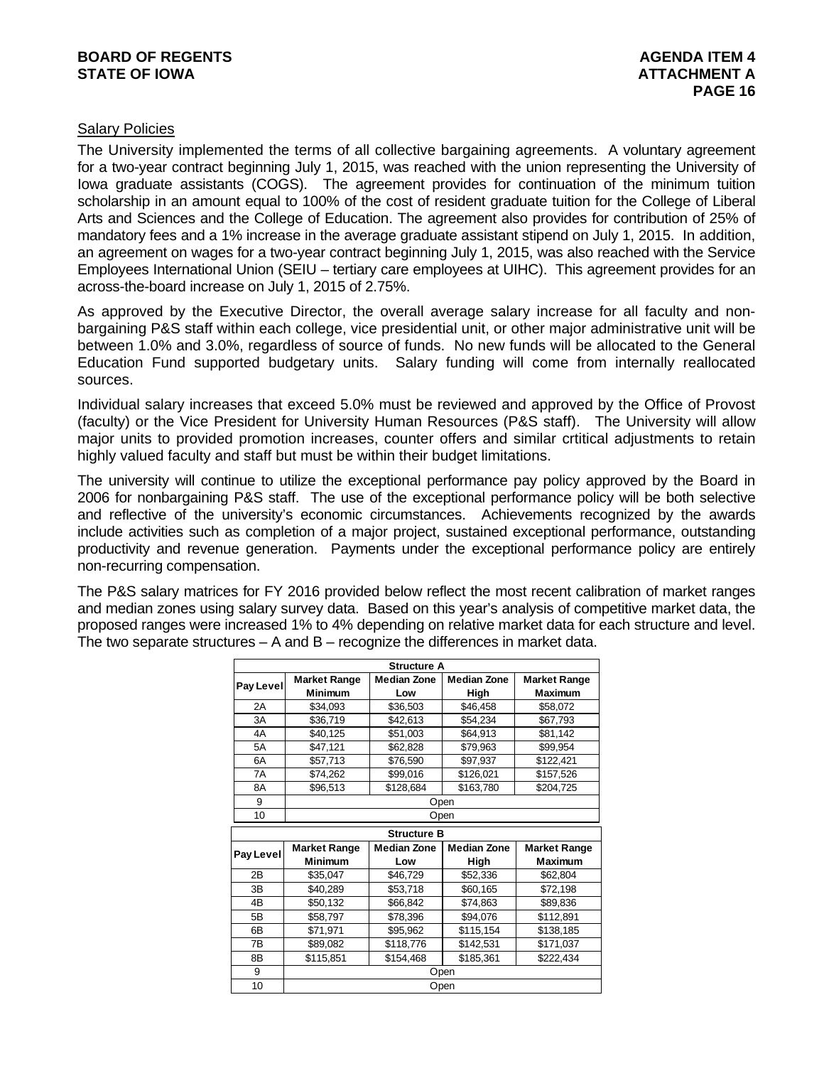## Salary Policies

The University implemented the terms of all collective bargaining agreements. A voluntary agreement for a two-year contract beginning July 1, 2015, was reached with the union representing the University of Iowa graduate assistants (COGS). The agreement provides for continuation of the minimum tuition scholarship in an amount equal to 100% of the cost of resident graduate tuition for the College of Liberal Arts and Sciences and the College of Education. The agreement also provides for contribution of 25% of mandatory fees and a 1% increase in the average graduate assistant stipend on July 1, 2015. In addition, an agreement on wages for a two-year contract beginning July 1, 2015, was also reached with the Service Employees International Union (SEIU – tertiary care employees at UIHC). This agreement provides for an across-the-board increase on July 1, 2015 of 2.75%.

As approved by the Executive Director, the overall average salary increase for all faculty and non-bargaining P&S staff within each college, vice presidential unit, or other major administrative unit will be between 1.0% and 3.0%, regardless of source of funds. No new funds will be allocated to the General Education Fund supported budgetary units. Salary funding will come from internally reallocated sources.

Individual salary increases that exceed 5.0% must be reviewed and approved by the Office of Provost (faculty) or the Vice President for University Human Resources (P&S staff). The University will allow major units to provided promotion increases, counter offers and similar crtitical adjustments to retain highly valued faculty and staff but must be within their budget limitations.

The university will continue to utilize the exceptional performance pay policy approved by the Board in 2006 for nonbargaining P&S staff. The use of the exceptional performance policy will be both selective and reflective of the university's economic circumstances. Achievements recognized by the awards include activities such as completion of a major project, sustained exceptional performance, outstanding productivity and revenue generation. Payments under the exceptional performance policy are entirely non-recurring compensation.

The P&S salary matrices for FY 2016 provided below reflect the most recent calibration of market ranges and median zones using salary survey data. Based on this year's analysis of competitive market data, the proposed ranges were increased 1% to 4% depending on relative market data for each structure and level. The two separate structures – A and B – recognize the differences in market data.

**Structure A**

| Pay Level | Market Range Minimum | Median Zone Low | Median Zone High | Market Range Maximum |
|---|---|---|---|---|
| 2A | $34,093 | $36,503 | $46,458 | $58,072 |
| 3A | $36,719 | $42,613 | $54,234 | $67,793 |
| 4A | $40,125 | $51,003 | $64,913 | $81,142 |
| 5A | $47,121 | $62,828 | $79,963 | $99,954 |
| 6A | $57,713 | $76,590 | $97,937 | $122,421 |
| 7A | $74,262 | $99,016 | $126,021 | $157,526 |
| 8A | $96,513 | $128,684 | $163,780 | $204,725 |
| 9 | Open | | | |
| 10 | Open | | | |

**Structure B**

| Pay Level | Market Range Minimum | Median Zone Low | Median Zone High | Market Range Maximum |
|---|---|---|---|---|
| 2B | $35,047 | $46,729 | $52,336 | $62,804 |
| 3B | $40,289 | $53,718 | $60,165 | $72,198 |
| 4B | $50,132 | $66,842 | $74,863 | $89,836 |
| 5B | $58,797 | $78,396 | $94,076 | $112,891 |
| 6B | $71,971 | $95,962 | $115,154 | $138,185 |
| 7B | $89,082 | $118,776 | $142,531 | $171,037 |
| 8B | $115,851 | $154,468 | $185,361 | $222,434 |
| 9 | Open | | | |
| 10 | Open | | | |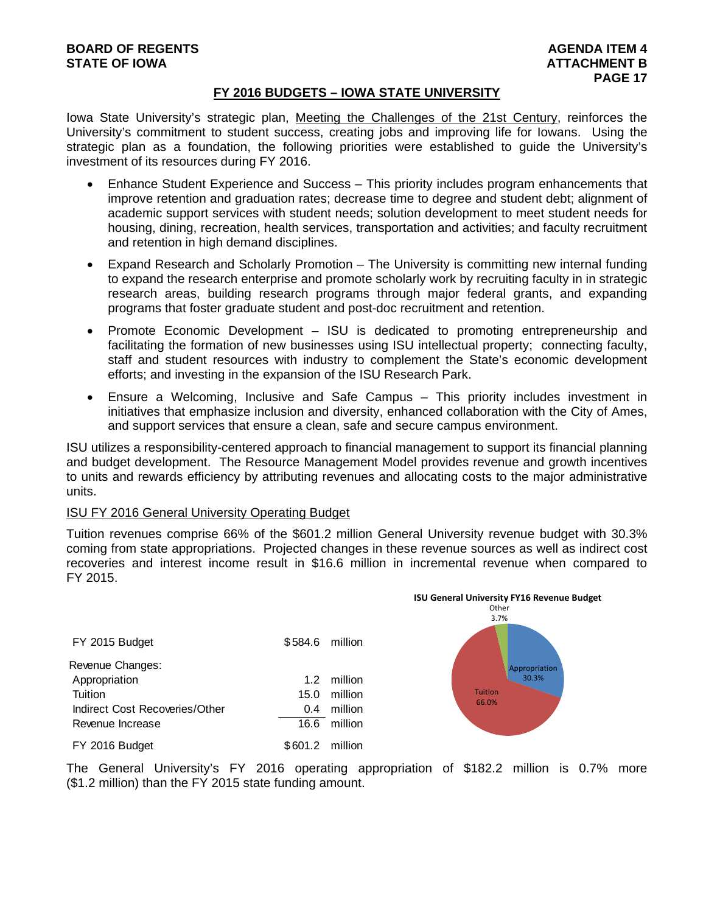## FY 2016 BUDGETS – IOWA STATE UNIVERSITY

Iowa State University's strategic plan, Meeting the Challenges of the 21st Century, reinforces the University's commitment to student success, creating jobs and improving life for Iowans. Using the strategic plan as a foundation, the following priorities were established to guide the University's investment of its resources during FY 2016.

- Enhance Student Experience and Success – This priority includes program enhancements that improve retention and graduation rates; decrease time to degree and student debt; alignment of academic support services with student needs; solution development to meet student needs for housing, dining, recreation, health services, transportation and activities; and faculty recruitment and retention in high demand disciplines.
- Expand Research and Scholarly Promotion – The University is committing new internal funding to expand the research enterprise and promote scholarly work by recruiting faculty in in strategic research areas, building research programs through major federal grants, and expanding programs that foster graduate student and post-doc recruitment and retention.
- Promote Economic Development – ISU is dedicated to promoting entrepreneurship and facilitating the formation of new businesses using ISU intellectual property; connecting faculty, staff and student resources with industry to complement the State's economic development efforts; and investing in the expansion of the ISU Research Park.
- Ensure a Welcoming, Inclusive and Safe Campus – This priority includes investment in initiatives that emphasize inclusion and diversity, enhanced collaboration with the City of Ames, and support services that ensure a clean, safe and secure campus environment.

ISU utilizes a responsibility-centered approach to financial management to support its financial planning and budget development. The Resource Management Model provides revenue and growth incentives to units and rewards efficiency by attributing revenues and allocating costs to the major administrative units.

ISU FY 2016 General University Operating Budget

Tuition revenues comprise 66% of the $601.2 million General University revenue budget with 30.3% coming from state appropriations. Projected changes in these revenue sources as well as indirect cost recoveries and interest income result in $16.6 million in incremental revenue when compared to FY 2015.

| | | |
|---|---|---|
| FY 2015 Budget | $584.6 | million |
| Revenue Changes: | | |
| Appropriation | 1.2 | million |
| Tuition | 15.0 | million |
| Indirect Cost Recoveries/Other | 0.4 | million |
| Revenue Increase | 16.6 | million |
| FY 2016 Budget | $601.2 | million |

**ISU General University FY16 Revenue Budget**

| Source | Share |
|---|---|
| Appropriation | 30.3% |
| Tuition | 66.0% |
| Other | 3.7% |

The General University's FY 2016 operating appropriation of $182.2 million is 0.7% more ($1.2 million) than the FY 2015 state funding amount.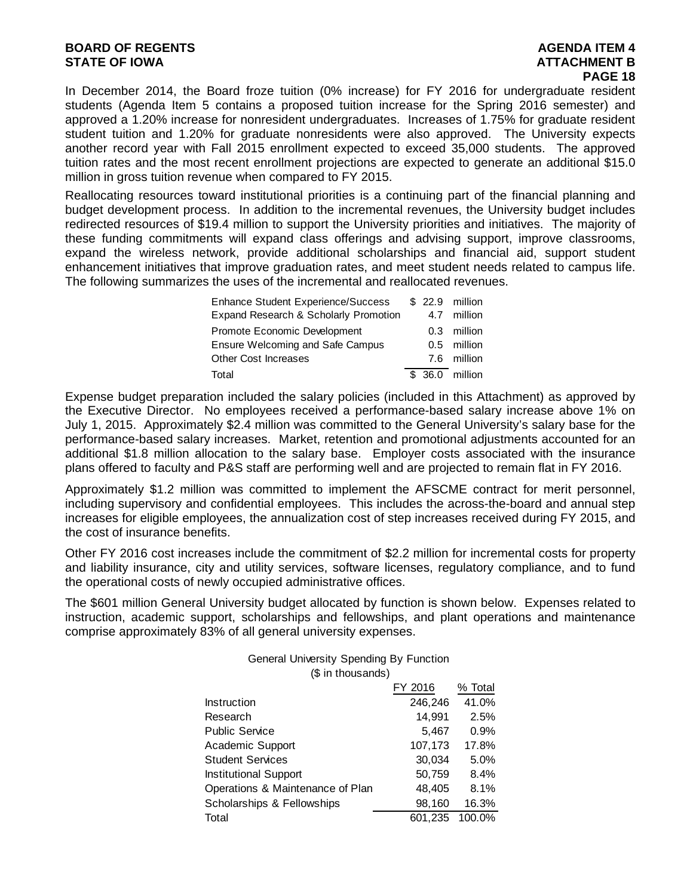In December 2014, the Board froze tuition (0% increase) for FY 2016 for undergraduate resident students (Agenda Item 5 contains a proposed tuition increase for the Spring 2016 semester) and approved a 1.20% increase for nonresident undergraduates. Increases of 1.75% for graduate resident student tuition and 1.20% for graduate nonresidents were also approved. The University expects another record year with Fall 2015 enrollment expected to exceed 35,000 students. The approved tuition rates and the most recent enrollment projections are expected to generate an additional $15.0 million in gross tuition revenue when compared to FY 2015.

Reallocating resources toward institutional priorities is a continuing part of the financial planning and budget development process. In addition to the incremental revenues, the University budget includes redirected resources of $19.4 million to support the University priorities and initiatives. The majority of these funding commitments will expand class offerings and advising support, improve classrooms, expand the wireless network, provide additional scholarships and financial aid, support student enhancement initiatives that improve graduation rates, and meet student needs related to campus life. The following summarizes the uses of the incremental and reallocated revenues.

| | | |
|---|---|---|
| Enhance Student Experience/Success | $ 22.9 | million |
| Expand Research & Scholarly Promotion | 4.7 | million |
| Promote Economic Development | 0.3 | million |
| Ensure Welcoming and Safe Campus | 0.5 | million |
| Other Cost Increases | 7.6 | million |
| Total | $ 36.0 | million |

Expense budget preparation included the salary policies (included in this Attachment) as approved by the Executive Director. No employees received a performance-based salary increase above 1% on July 1, 2015. Approximately $2.4 million was committed to the General University's salary base for the performance-based salary increases. Market, retention and promotional adjustments accounted for an additional $1.8 million allocation to the salary base. Employer costs associated with the insurance plans offered to faculty and P&S staff are performing well and are projected to remain flat in FY 2016.

Approximately $1.2 million was committed to implement the AFSCME contract for merit personnel, including supervisory and confidential employees. This includes the across-the-board and annual step increases for eligible employees, the annualization cost of step increases received during FY 2015, and the cost of insurance benefits.

Other FY 2016 cost increases include the commitment of $2.2 million for incremental costs for property and liability insurance, city and utility services, software licenses, regulatory compliance, and to fund the operational costs of newly occupied administrative offices.

The $601 million General University budget allocated by function is shown below. Expenses related to instruction, academic support, scholarships and fellowships, and plant operations and maintenance comprise approximately 83% of all general university expenses.

General University Spending By Function
($ in thousands)

| | FY 2016 | % Total |
|---|---|---|
| Instruction | 246,246 | 41.0% |
| Research | 14,991 | 2.5% |
| Public Service | 5,467 | 0.9% |
| Academic Support | 107,173 | 17.8% |
| Student Services | 30,034 | 5.0% |
| Institutional Support | 50,759 | 8.4% |
| Operations & Maintenance of Plan | 48,405 | 8.1% |
| Scholarships & Fellowships | 98,160 | 16.3% |
| Total | 601,235 | 100.0% |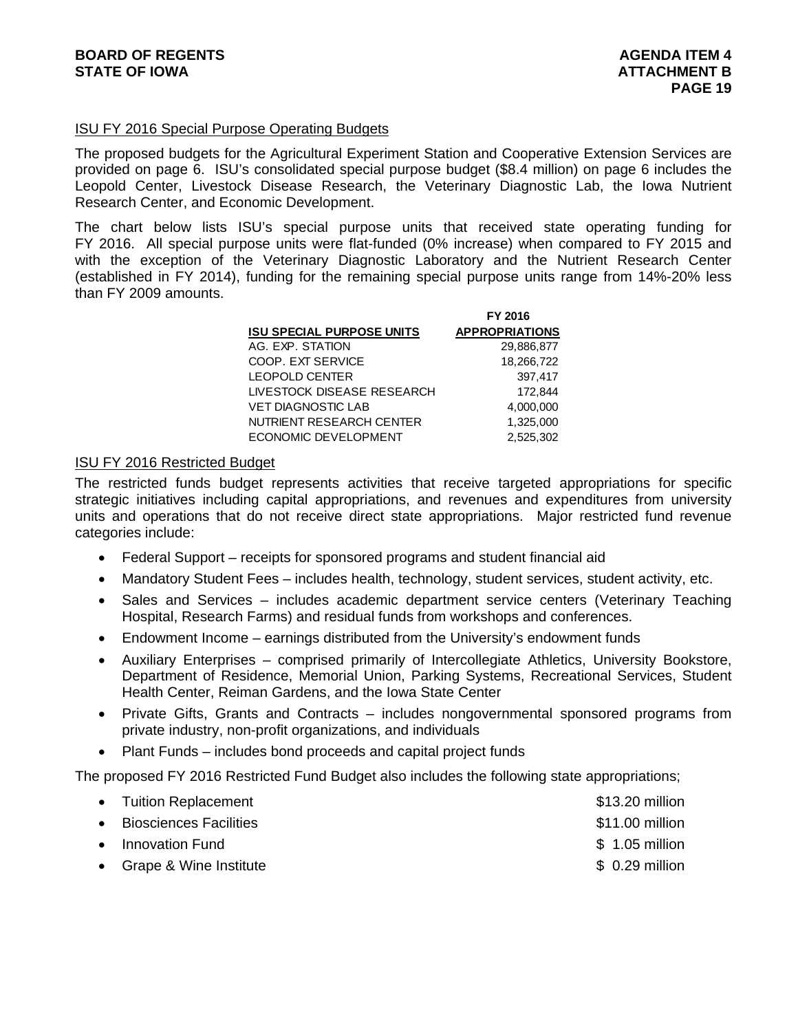## ISU FY 2016 Special Purpose Operating Budgets

The proposed budgets for the Agricultural Experiment Station and Cooperative Extension Services are provided on page 6. ISU's consolidated special purpose budget ($8.4 million) on page 6 includes the Leopold Center, Livestock Disease Research, the Veterinary Diagnostic Lab, the Iowa Nutrient Research Center, and Economic Development.

The chart below lists ISU's special purpose units that received state operating funding for FY 2016. All special purpose units were flat-funded (0% increase) when compared to FY 2015 and with the exception of the Veterinary Diagnostic Laboratory and the Nutrient Research Center (established in FY 2014), funding for the remaining special purpose units range from 14%-20% less than FY 2009 amounts.

| ISU SPECIAL PURPOSE UNITS | FY 2016 APPROPRIATIONS |
|---|---|
| AG. EXP. STATION | 29,886,877 |
| COOP. EXT SERVICE | 18,266,722 |
| LEOPOLD CENTER | 397,417 |
| LIVESTOCK DISEASE RESEARCH | 172,844 |
| VET DIAGNOSTIC LAB | 4,000,000 |
| NUTRIENT RESEARCH CENTER | 1,325,000 |
| ECONOMIC DEVELOPMENT | 2,525,302 |

## ISU FY 2016 Restricted Budget

The restricted funds budget represents activities that receive targeted appropriations for specific strategic initiatives including capital appropriations, and revenues and expenditures from university units and operations that do not receive direct state appropriations. Major restricted fund revenue categories include:

- Federal Support – receipts for sponsored programs and student financial aid
- Mandatory Student Fees – includes health, technology, student services, student activity, etc.
- Sales and Services – includes academic department service centers (Veterinary Teaching Hospital, Research Farms) and residual funds from workshops and conferences.
- Endowment Income – earnings distributed from the University's endowment funds
- Auxiliary Enterprises – comprised primarily of Intercollegiate Athletics, University Bookstore, Department of Residence, Memorial Union, Parking Systems, Recreational Services, Student Health Center, Reiman Gardens, and the Iowa State Center
- Private Gifts, Grants and Contracts – includes nongovernmental sponsored programs from private industry, non-profit organizations, and individuals
- Plant Funds – includes bond proceeds and capital project funds

The proposed FY 2016 Restricted Fund Budget also includes the following state appropriations;

- Tuition Replacement — $13.20 million
- Biosciences Facilities — $11.00 million
- Innovation Fund — $ 1.05 million
- Grape & Wine Institute — $ 0.29 million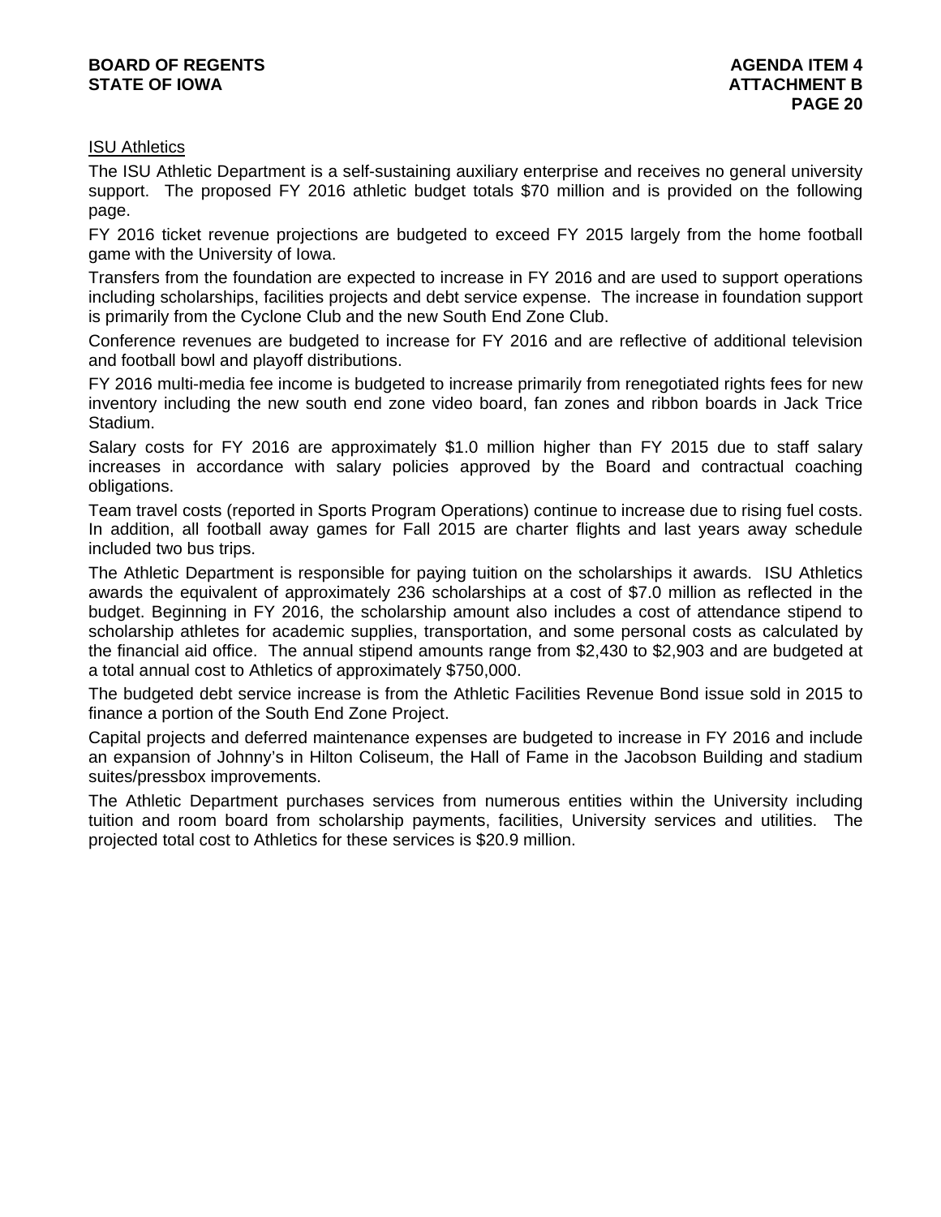<u>ISU Athletics</u>

The ISU Athletic Department is a self-sustaining auxiliary enterprise and receives no general university support. The proposed FY 2016 athletic budget totals $70 million and is provided on the following page.

FY 2016 ticket revenue projections are budgeted to exceed FY 2015 largely from the home football game with the University of Iowa.

Transfers from the foundation are expected to increase in FY 2016 and are used to support operations including scholarships, facilities projects and debt service expense. The increase in foundation support is primarily from the Cyclone Club and the new South End Zone Club.

Conference revenues are budgeted to increase for FY 2016 and are reflective of additional television and football bowl and playoff distributions.

FY 2016 multi-media fee income is budgeted to increase primarily from renegotiated rights fees for new inventory including the new south end zone video board, fan zones and ribbon boards in Jack Trice Stadium.

Salary costs for FY 2016 are approximately $1.0 million higher than FY 2015 due to staff salary increases in accordance with salary policies approved by the Board and contractual coaching obligations.

Team travel costs (reported in Sports Program Operations) continue to increase due to rising fuel costs. In addition, all football away games for Fall 2015 are charter flights and last years away schedule included two bus trips.

The Athletic Department is responsible for paying tuition on the scholarships it awards. ISU Athletics awards the equivalent of approximately 236 scholarships at a cost of $7.0 million as reflected in the budget. Beginning in FY 2016, the scholarship amount also includes a cost of attendance stipend to scholarship athletes for academic supplies, transportation, and some personal costs as calculated by the financial aid office. The annual stipend amounts range from $2,430 to $2,903 and are budgeted at a total annual cost to Athletics of approximately $750,000.

The budgeted debt service increase is from the Athletic Facilities Revenue Bond issue sold in 2015 to finance a portion of the South End Zone Project.

Capital projects and deferred maintenance expenses are budgeted to increase in FY 2016 and include an expansion of Johnny's in Hilton Coliseum, the Hall of Fame in the Jacobson Building and stadium suites/pressbox improvements.

The Athletic Department purchases services from numerous entities within the University including tuition and room board from scholarship payments, facilities, University services and utilities. The projected total cost to Athletics for these services is $20.9 million.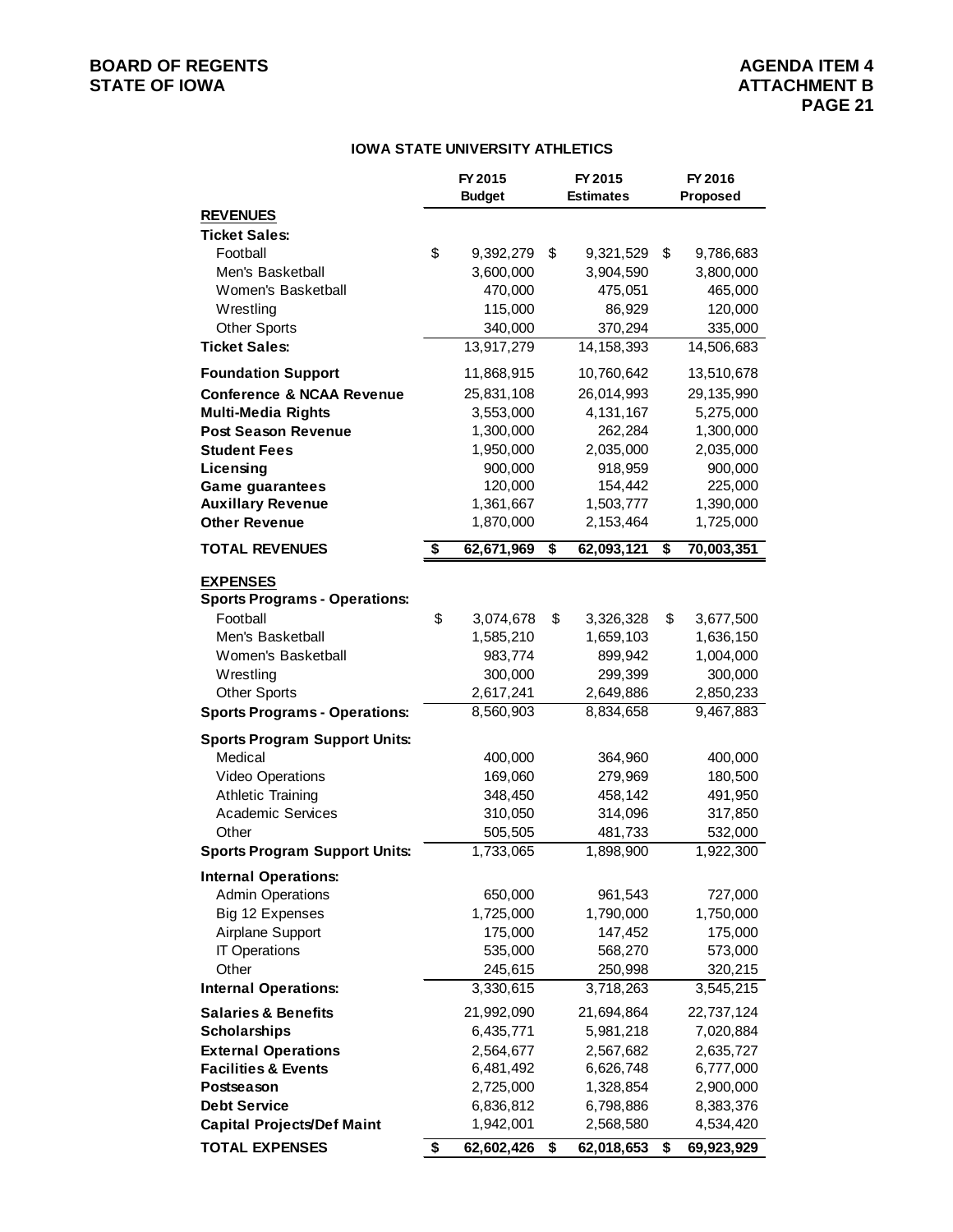## IOWA STATE UNIVERSITY ATHLETICS

| | FY 2015 Budget | FY 2015 Estimates | FY 2016 Proposed |
|---|---|---|---|
| **REVENUES** | | | |
| **Ticket Sales:** | | | |
| Football | $ 9,392,279 | $ 9,321,529 | $ 9,786,683 |
| Men's Basketball | 3,600,000 | 3,904,590 | 3,800,000 |
| Women's Basketball | 470,000 | 475,051 | 465,000 |
| Wrestling | 115,000 | 86,929 | 120,000 |
| Other Sports | 340,000 | 370,294 | 335,000 |
| **Ticket Sales:** | 13,917,279 | 14,158,393 | 14,506,683 |
| **Foundation Support** | 11,868,915 | 10,760,642 | 13,510,678 |
| **Conference & NCAA Revenue** | 25,831,108 | 26,014,993 | 29,135,990 |
| **Multi-Media Rights** | 3,553,000 | 4,131,167 | 5,275,000 |
| **Post Season Revenue** | 1,300,000 | 262,284 | 1,300,000 |
| **Student Fees** | 1,950,000 | 2,035,000 | 2,035,000 |
| **Licensing** | 900,000 | 918,959 | 900,000 |
| **Game guarantees** | 120,000 | 154,442 | 225,000 |
| **Auxillary Revenue** | 1,361,667 | 1,503,777 | 1,390,000 |
| **Other Revenue** | 1,870,000 | 2,153,464 | 1,725,000 |
| **TOTAL REVENUES** | **$ 62,671,969** | **$ 62,093,121** | **$ 70,003,351** |
| **EXPENSES** | | | |
| **Sports Programs - Operations:** | | | |
| Football | $ 3,074,678 | $ 3,326,328 | $ 3,677,500 |
| Men's Basketball | 1,585,210 | 1,659,103 | 1,636,150 |
| Women's Basketball | 983,774 | 899,942 | 1,004,000 |
| Wrestling | 300,000 | 299,399 | 300,000 |
| Other Sports | 2,617,241 | 2,649,886 | 2,850,233 |
| **Sports Programs - Operations:** | 8,560,903 | 8,834,658 | 9,467,883 |
| **Sports Program Support Units:** | | | |
| Medical | 400,000 | 364,960 | 400,000 |
| Video Operations | 169,060 | 279,969 | 180,500 |
| Athletic Training | 348,450 | 458,142 | 491,950 |
| Academic Services | 310,050 | 314,096 | 317,850 |
| Other | 505,505 | 481,733 | 532,000 |
| **Sports Program Support Units:** | 1,733,065 | 1,898,900 | 1,922,300 |
| **Internal Operations:** | | | |
| Admin Operations | 650,000 | 961,543 | 727,000 |
| Big 12 Expenses | 1,725,000 | 1,790,000 | 1,750,000 |
| Airplane Support | 175,000 | 147,452 | 175,000 |
| IT Operations | 535,000 | 568,270 | 573,000 |
| Other | 245,615 | 250,998 | 320,215 |
| **Internal Operations:** | 3,330,615 | 3,718,263 | 3,545,215 |
| **Salaries & Benefits** | 21,992,090 | 21,694,864 | 22,737,124 |
| **Scholarships** | 6,435,771 | 5,981,218 | 7,020,884 |
| **External Operations** | 2,564,677 | 2,567,682 | 2,635,727 |
| **Facilities & Events** | 6,481,492 | 6,626,748 | 6,777,000 |
| **Postseason** | 2,725,000 | 1,328,854 | 2,900,000 |
| **Debt Service** | 6,836,812 | 6,798,886 | 8,383,376 |
| **Capital Projects/Def Maint** | 1,942,001 | 2,568,580 | 4,534,420 |
| **TOTAL EXPENSES** | **$ 62,602,426** | **$ 62,018,653** | **$ 69,923,929** |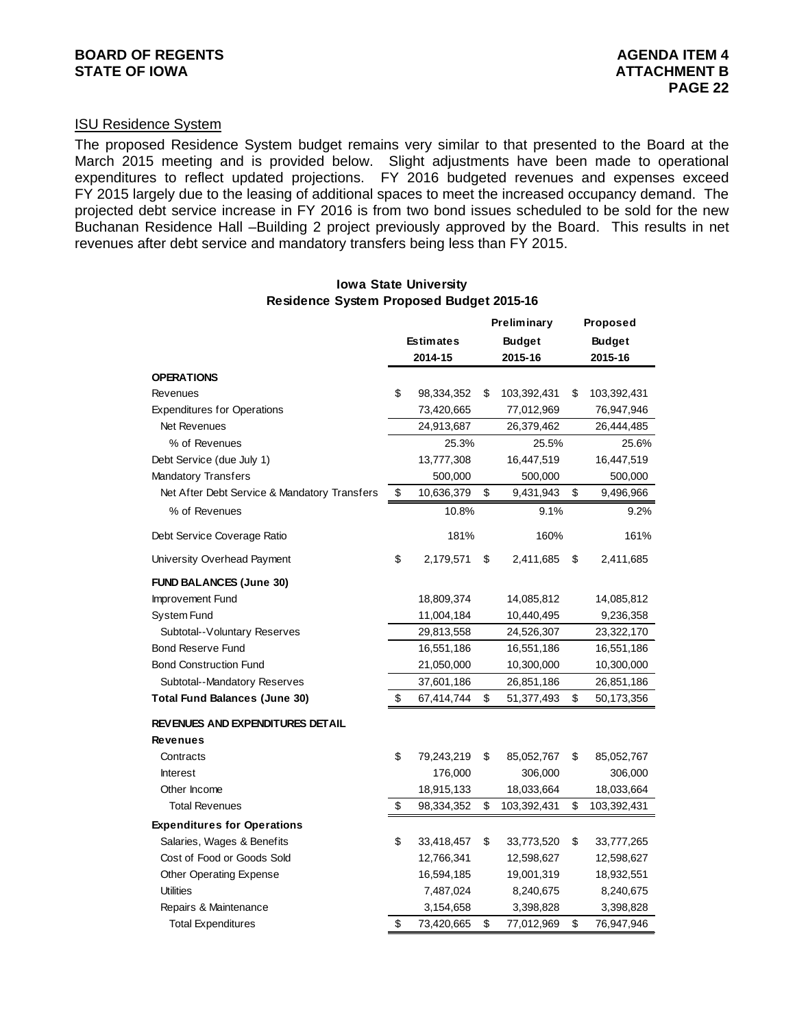## ISU Residence System

The proposed Residence System budget remains very similar to that presented to the Board at the March 2015 meeting and is provided below. Slight adjustments have been made to operational expenditures to reflect updated projections. FY 2016 budgeted revenues and expenses exceed FY 2015 largely due to the leasing of additional spaces to meet the increased occupancy demand. The projected debt service increase in FY 2016 is from two bond issues scheduled to be sold for the new Buchanan Residence Hall –Building 2 project previously approved by the Board. This results in net revenues after debt service and mandatory transfers being less than FY 2015.

**Iowa State University**
**Residence System Proposed Budget 2015-16**

| | Estimates 2014-15 | Preliminary Budget 2015-16 | Proposed Budget 2015-16 |
|---|---|---|---|
| **OPERATIONS** | | | |
| Revenues | $ 98,334,352 | $ 103,392,431 | $ 103,392,431 |
| Expenditures for Operations | 73,420,665 | 77,012,969 | 76,947,946 |
| Net Revenues | 24,913,687 | 26,379,462 | 26,444,485 |
| % of Revenues | 25.3% | 25.5% | 25.6% |
| Debt Service (due July 1) | 13,777,308 | 16,447,519 | 16,447,519 |
| Mandatory Transfers | 500,000 | 500,000 | 500,000 |
| Net After Debt Service & Mandatory Transfers | $ 10,636,379 | $ 9,431,943 | $ 9,496,966 |
| % of Revenues | 10.8% | 9.1% | 9.2% |
| Debt Service Coverage Ratio | 181% | 160% | 161% |
| University Overhead Payment | $ 2,179,571 | $ 2,411,685 | $ 2,411,685 |
| **FUND BALANCES (June 30)** | | | |
| Improvement Fund | 18,809,374 | 14,085,812 | 14,085,812 |
| System Fund | 11,004,184 | 10,440,495 | 9,236,358 |
| Subtotal--Voluntary Reserves | 29,813,558 | 24,526,307 | 23,322,170 |
| Bond Reserve Fund | 16,551,186 | 16,551,186 | 16,551,186 |
| Bond Construction Fund | 21,050,000 | 10,300,000 | 10,300,000 |
| Subtotal--Mandatory Reserves | 37,601,186 | 26,851,186 | 26,851,186 |
| **Total Fund Balances (June 30)** | $ 67,414,744 | $ 51,377,493 | $ 50,173,356 |
| **REVENUES AND EXPENDITURES DETAIL** | | | |
| **Revenues** | | | |
| Contracts | $ 79,243,219 | $ 85,052,767 | $ 85,052,767 |
| Interest | 176,000 | 306,000 | 306,000 |
| Other Income | 18,915,133 | 18,033,664 | 18,033,664 |
| Total Revenues | $ 98,334,352 | $ 103,392,431 | $ 103,392,431 |
| **Expenditures for Operations** | | | |
| Salaries, Wages & Benefits | $ 33,418,457 | $ 33,773,520 | $ 33,777,265 |
| Cost of Food or Goods Sold | 12,766,341 | 12,598,627 | 12,598,627 |
| Other Operating Expense | 16,594,185 | 19,001,319 | 18,932,551 |
| Utilities | 7,487,024 | 8,240,675 | 8,240,675 |
| Repairs & Maintenance | 3,154,658 | 3,398,828 | 3,398,828 |
| Total Expenditures | $ 73,420,665 | $ 77,012,969 | $ 76,947,946 |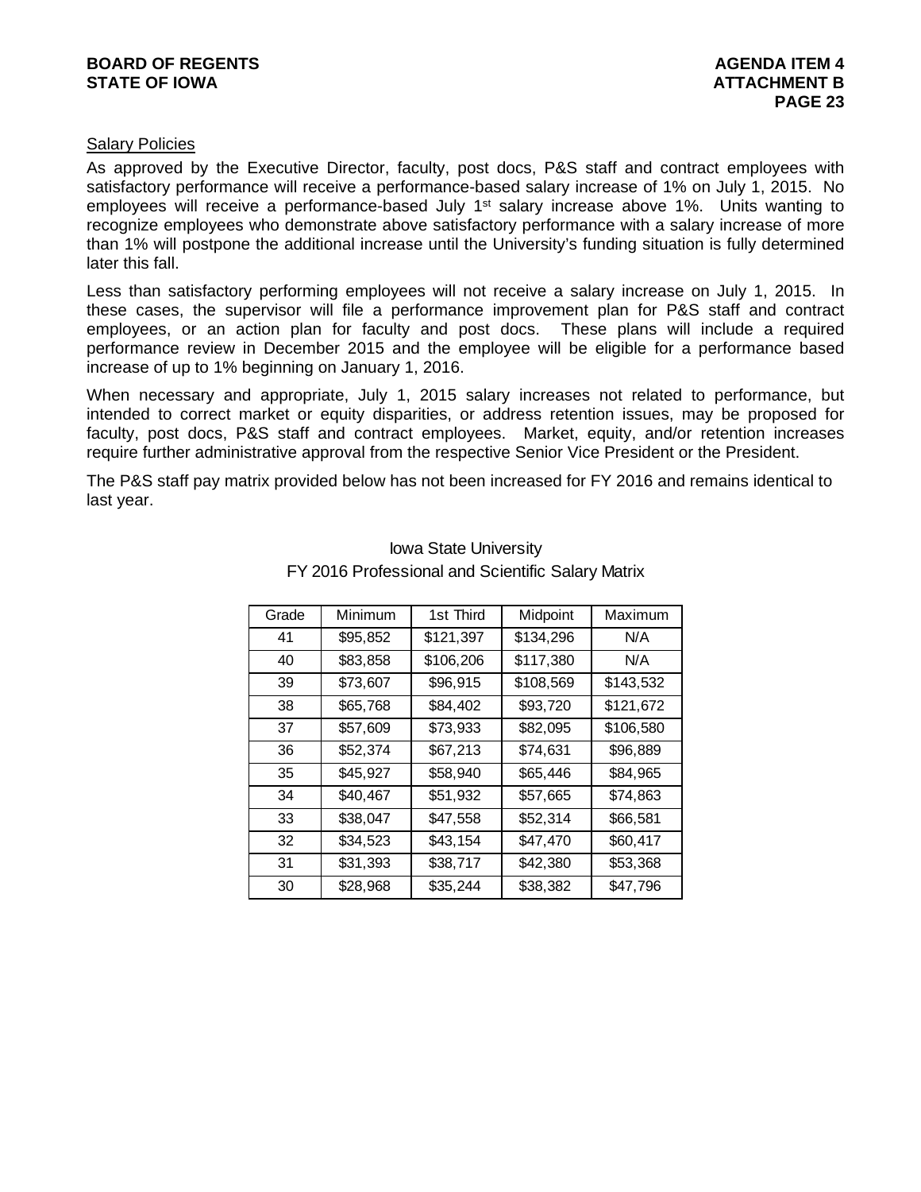## Salary Policies

As approved by the Executive Director, faculty, post docs, P&S staff and contract employees with satisfactory performance will receive a performance-based salary increase of 1% on July 1, 2015. No employees will receive a performance-based July 1st salary increase above 1%. Units wanting to recognize employees who demonstrate above satisfactory performance with a salary increase of more than 1% will postpone the additional increase until the University's funding situation is fully determined later this fall.

Less than satisfactory performing employees will not receive a salary increase on July 1, 2015. In these cases, the supervisor will file a performance improvement plan for P&S staff and contract employees, or an action plan for faculty and post docs. These plans will include a required performance review in December 2015 and the employee will be eligible for a performance based increase of up to 1% beginning on January 1, 2016.

When necessary and appropriate, July 1, 2015 salary increases not related to performance, but intended to correct market or equity disparities, or address retention issues, may be proposed for faculty, post docs, P&S staff and contract employees. Market, equity, and/or retention increases require further administrative approval from the respective Senior Vice President or the President.

The P&S staff pay matrix provided below has not been increased for FY 2016 and remains identical to last year.

Iowa State University
FY 2016 Professional and Scientific Salary Matrix

| Grade | Minimum | 1st Third | Midpoint | Maximum |
|---|---|---|---|---|
| 41 | $95,852 | $121,397 | $134,296 | N/A |
| 40 | $83,858 | $106,206 | $117,380 | N/A |
| 39 | $73,607 | $96,915 | $108,569 | $143,532 |
| 38 | $65,768 | $84,402 | $93,720 | $121,672 |
| 37 | $57,609 | $73,933 | $82,095 | $106,580 |
| 36 | $52,374 | $67,213 | $74,631 | $96,889 |
| 35 | $45,927 | $58,940 | $65,446 | $84,965 |
| 34 | $40,467 | $51,932 | $57,665 | $74,863 |
| 33 | $38,047 | $47,558 | $52,314 | $66,581 |
| 32 | $34,523 | $43,154 | $47,470 | $60,417 |
| 31 | $31,393 | $38,717 | $42,380 | $53,368 |
| 30 | $28,968 | $35,244 | $38,382 | $47,796 |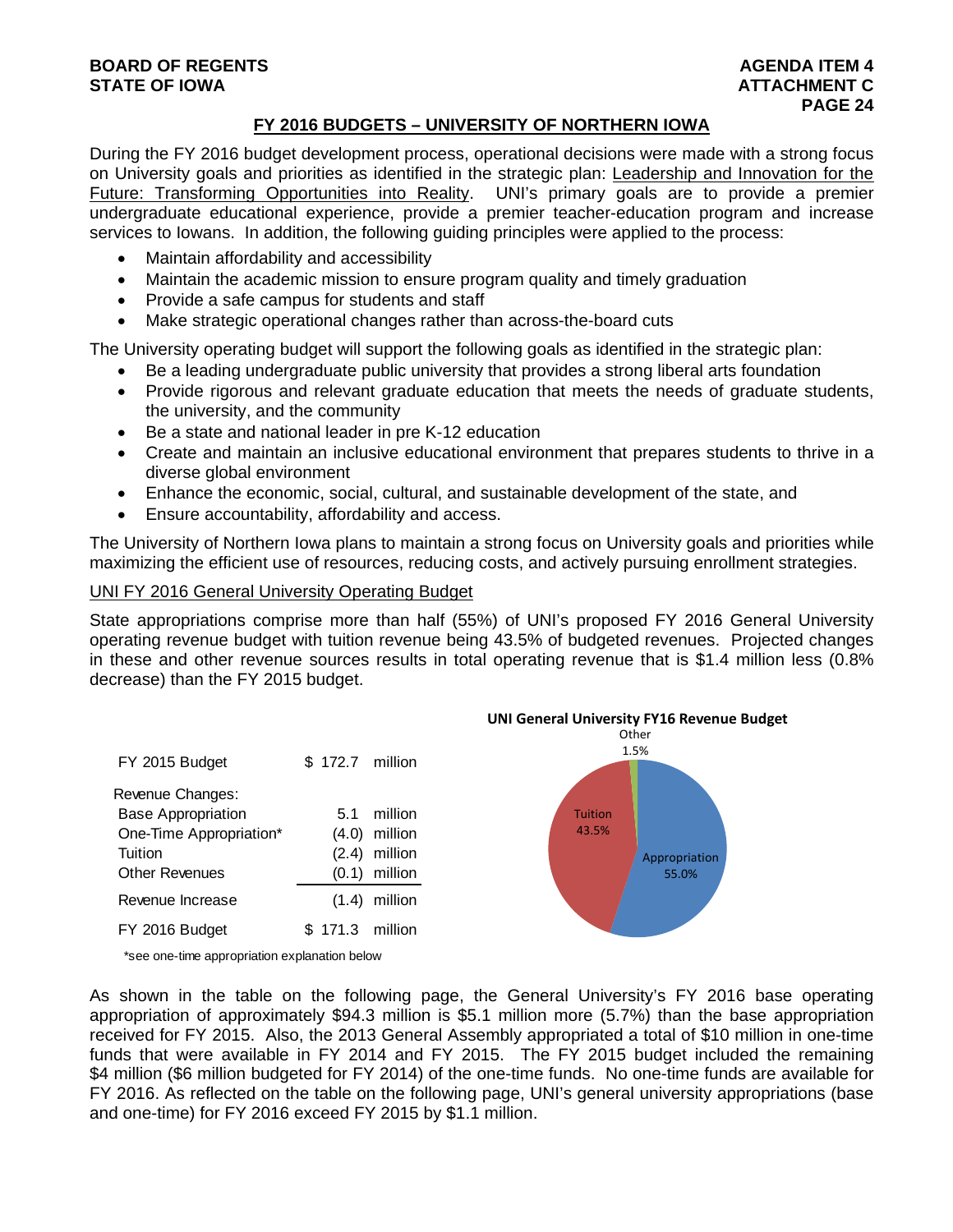## FY 2016 BUDGETS – UNIVERSITY OF NORTHERN IOWA

During the FY 2016 budget development process, operational decisions were made with a strong focus on University goals and priorities as identified in the strategic plan: Leadership and Innovation for the Future: Transforming Opportunities into Reality. UNI's primary goals are to provide a premier undergraduate educational experience, provide a premier teacher-education program and increase services to Iowans. In addition, the following guiding principles were applied to the process:

- Maintain affordability and accessibility
- Maintain the academic mission to ensure program quality and timely graduation
- Provide a safe campus for students and staff
- Make strategic operational changes rather than across-the-board cuts

The University operating budget will support the following goals as identified in the strategic plan:

- Be a leading undergraduate public university that provides a strong liberal arts foundation
- Provide rigorous and relevant graduate education that meets the needs of graduate students, the university, and the community
- Be a state and national leader in pre K-12 education
- Create and maintain an inclusive educational environment that prepares students to thrive in a diverse global environment
- Enhance the economic, social, cultural, and sustainable development of the state, and
- Ensure accountability, affordability and access.

The University of Northern Iowa plans to maintain a strong focus on University goals and priorities while maximizing the efficient use of resources, reducing costs, and actively pursuing enrollment strategies.

### UNI FY 2016 General University Operating Budget

State appropriations comprise more than half (55%) of UNI's proposed FY 2016 General University operating revenue budget with tuition revenue being 43.5% of budgeted revenues. Projected changes in these and other revenue sources results in total operating revenue that is $1.4 million less (0.8% decrease) than the FY 2015 budget.

| | | |
|---|---|---|
| FY 2015 Budget | $ 172.7 | million |
| Revenue Changes: | | |
| Base Appropriation | 5.1 | million |
| One-Time Appropriation* | (4.0) | million |
| Tuition | (2.4) | million |
| Other Revenues | (0.1) | million |
| Revenue Increase | (1.4) | million |
| FY 2016 Budget | $ 171.3 | million |

*see one-time appropriation explanation below

**UNI General University FY16 Revenue Budget**

| Source | Share |
|---|---|
| Appropriation | 55.0% |
| Tuition | 43.5% |
| Other | 1.5% |

As shown in the table on the following page, the General University's FY 2016 base operating appropriation of approximately $94.3 million is $5.1 million more (5.7%) than the base appropriation received for FY 2015. Also, the 2013 General Assembly appropriated a total of $10 million in one-time funds that were available in FY 2014 and FY 2015. The FY 2015 budget included the remaining $4 million ($6 million budgeted for FY 2014) of the one-time funds. No one-time funds are available for FY 2016. As reflected on the table on the following page, UNI's general university appropriations (base and one-time) for FY 2016 exceed FY 2015 by $1.1 million.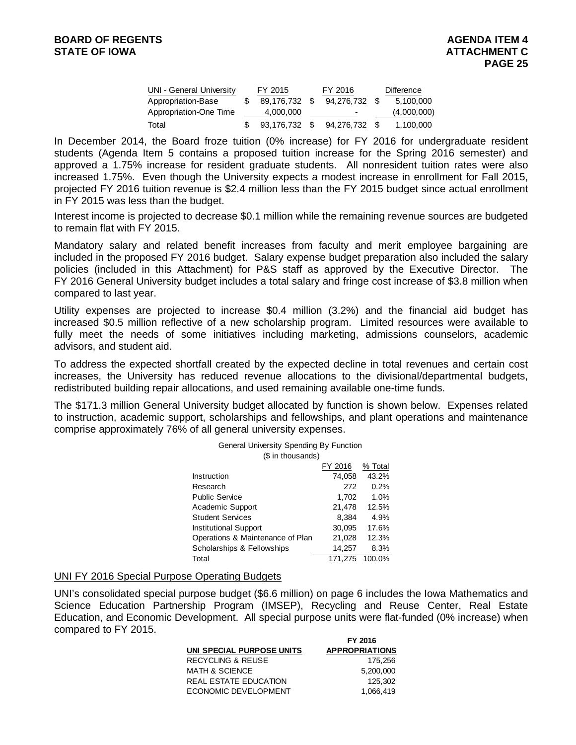| UNI - General University | FY 2015 | FY 2016 | Difference |
|---|---|---|---|
| Appropriation-Base | $ 89,176,732 | $ 94,276,732 | $ 5,100,000 |
| Appropriation-One Time | 4,000,000 | - | (4,000,000) |
| Total | $ 93,176,732 | $ 94,276,732 | $ 1,100,000 |

In December 2014, the Board froze tuition (0% increase) for FY 2016 for undergraduate resident students (Agenda Item 5 contains a proposed tuition increase for the Spring 2016 semester) and approved a 1.75% increase for resident graduate students. All nonresident tuition rates were also increased 1.75%. Even though the University expects a modest increase in enrollment for Fall 2015, projected FY 2016 tuition revenue is $2.4 million less than the FY 2015 budget since actual enrollment in FY 2015 was less than the budget.

Interest income is projected to decrease $0.1 million while the remaining revenue sources are budgeted to remain flat with FY 2015.

Mandatory salary and related benefit increases from faculty and merit employee bargaining are included in the proposed FY 2016 budget. Salary expense budget preparation also included the salary policies (included in this Attachment) for P&S staff as approved by the Executive Director. The FY 2016 General University budget includes a total salary and fringe cost increase of $3.8 million when compared to last year.

Utility expenses are projected to increase $0.4 million (3.2%) and the financial aid budget has increased $0.5 million reflective of a new scholarship program. Limited resources were available to fully meet the needs of some initiatives including marketing, admissions counselors, academic advisors, and student aid.

To address the expected shortfall created by the expected decline in total revenues and certain cost increases, the University has reduced revenue allocations to the divisional/departmental budgets, redistributed building repair allocations, and used remaining available one-time funds.

The $171.3 million General University budget allocated by function is shown below. Expenses related to instruction, academic support, scholarships and fellowships, and plant operations and maintenance comprise approximately 76% of all general university expenses.

General University Spending By Function
($ in thousands)

| | FY 2016 | % Total |
|---|---|---|
| Instruction | 74,058 | 43.2% |
| Research | 272 | 0.2% |
| Public Service | 1,702 | 1.0% |
| Academic Support | 21,478 | 12.5% |
| Student Services | 8,384 | 4.9% |
| Institutional Support | 30,095 | 17.6% |
| Operations & Maintenance of Plan | 21,028 | 12.3% |
| Scholarships & Fellowships | 14,257 | 8.3% |
| Total | 171,275 | 100.0% |

UNI FY 2016 Special Purpose Operating Budgets

UNI's consolidated special purpose budget ($6.6 million) on page 6 includes the Iowa Mathematics and Science Education Partnership Program (IMSEP), Recycling and Reuse Center, Real Estate Education, and Economic Development. All special purpose units were flat-funded (0% increase) when compared to FY 2015.

| UNI SPECIAL PURPOSE UNITS | FY 2016 APPROPRIATIONS |
|---|---|
| RECYCLING & REUSE | 175,256 |
| MATH & SCIENCE | 5,200,000 |
| REAL ESTATE EDUCATION | 125,302 |
| ECONOMIC DEVELOPMENT | 1,066,419 |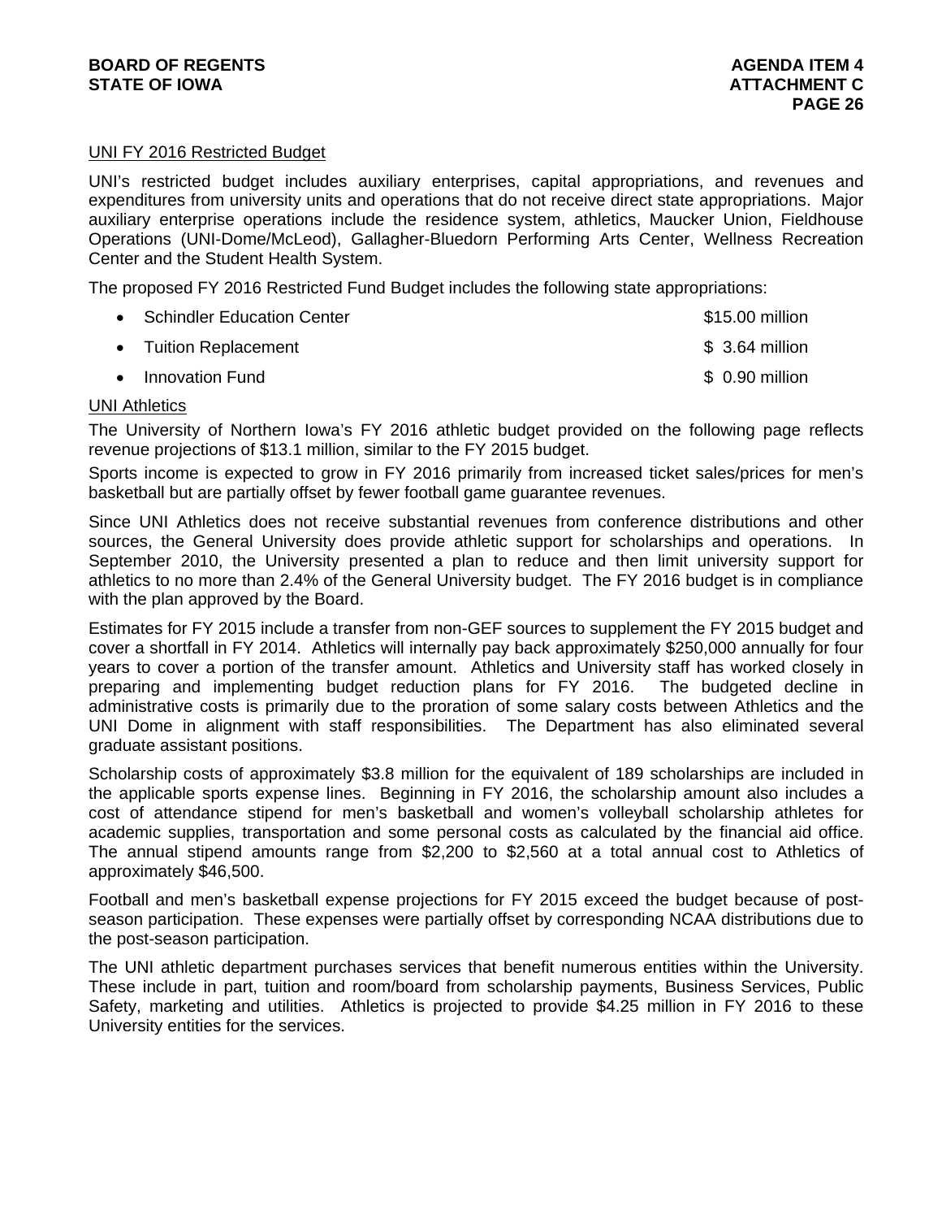## UNI FY 2016 Restricted Budget

UNI's restricted budget includes auxiliary enterprises, capital appropriations, and revenues and expenditures from university units and operations that do not receive direct state appropriations. Major auxiliary enterprise operations include the residence system, athletics, Maucker Union, Fieldhouse Operations (UNI-Dome/McLeod), Gallagher-Bluedorn Performing Arts Center, Wellness Recreation Center and the Student Health System.

The proposed FY 2016 Restricted Fund Budget includes the following state appropriations:

- Schindler Education Center $15.00 million
- Tuition Replacement $ 3.64 million
- Innovation Fund $ 0.90 million

## UNI Athletics

The University of Northern Iowa's FY 2016 athletic budget provided on the following page reflects revenue projections of $13.1 million, similar to the FY 2015 budget.

Sports income is expected to grow in FY 2016 primarily from increased ticket sales/prices for men's basketball but are partially offset by fewer football game guarantee revenues.

Since UNI Athletics does not receive substantial revenues from conference distributions and other sources, the General University does provide athletic support for scholarships and operations. In September 2010, the University presented a plan to reduce and then limit university support for athletics to no more than 2.4% of the General University budget. The FY 2016 budget is in compliance with the plan approved by the Board.

Estimates for FY 2015 include a transfer from non-GEF sources to supplement the FY 2015 budget and cover a shortfall in FY 2014. Athletics will internally pay back approximately $250,000 annually for four years to cover a portion of the transfer amount. Athletics and University staff has worked closely in preparing and implementing budget reduction plans for FY 2016. The budgeted decline in administrative costs is primarily due to the proration of some salary costs between Athletics and the UNI Dome in alignment with staff responsibilities. The Department has also eliminated several graduate assistant positions.

Scholarship costs of approximately $3.8 million for the equivalent of 189 scholarships are included in the applicable sports expense lines. Beginning in FY 2016, the scholarship amount also includes a cost of attendance stipend for men's basketball and women's volleyball scholarship athletes for academic supplies, transportation and some personal costs as calculated by the financial aid office. The annual stipend amounts range from $2,200 to $2,560 at a total annual cost to Athletics of approximately $46,500.

Football and men's basketball expense projections for FY 2015 exceed the budget because of post-season participation. These expenses were partially offset by corresponding NCAA distributions due to the post-season participation.

The UNI athletic department purchases services that benefit numerous entities within the University. These include in part, tuition and room/board from scholarship payments, Business Services, Public Safety, marketing and utilities. Athletics is projected to provide $4.25 million in FY 2016 to these University entities for the services.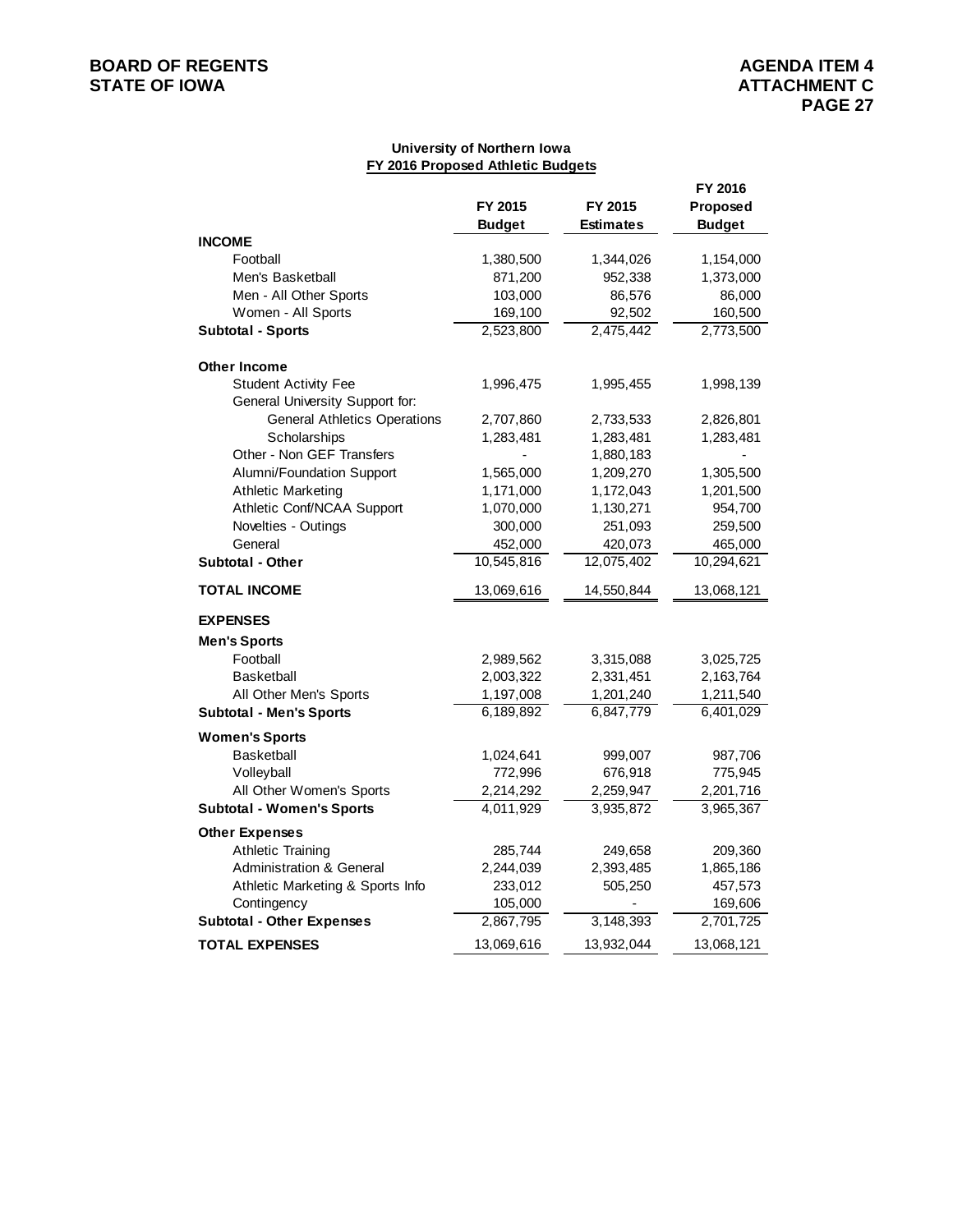**University of Northern Iowa**
**FY 2016 Proposed Athletic Budgets**

| | FY 2015 Budget | FY 2015 Estimates | FY 2016 Proposed Budget |
|---|---|---|---|
| **INCOME** | | | |
| Football | 1,380,500 | 1,344,026 | 1,154,000 |
| Men's Basketball | 871,200 | 952,338 | 1,373,000 |
| Men - All Other Sports | 103,000 | 86,576 | 86,000 |
| Women - All Sports | 169,100 | 92,502 | 160,500 |
| **Subtotal - Sports** | 2,523,800 | 2,475,442 | 2,773,500 |
| **Other Income** | | | |
| Student Activity Fee | 1,996,475 | 1,995,455 | 1,998,139 |
| General University Support for: | | | |
| General Athletics Operations | 2,707,860 | 2,733,533 | 2,826,801 |
| Scholarships | 1,283,481 | 1,283,481 | 1,283,481 |
| Other - Non GEF Transfers | - | 1,880,183 | - |
| Alumni/Foundation Support | 1,565,000 | 1,209,270 | 1,305,500 |
| Athletic Marketing | 1,171,000 | 1,172,043 | 1,201,500 |
| Athletic Conf/NCAA Support | 1,070,000 | 1,130,271 | 954,700 |
| Novelties - Outings | 300,000 | 251,093 | 259,500 |
| General | 452,000 | 420,073 | 465,000 |
| **Subtotal - Other** | 10,545,816 | 12,075,402 | 10,294,621 |
| **TOTAL INCOME** | 13,069,616 | 14,550,844 | 13,068,121 |
| **EXPENSES** | | | |
| **Men's Sports** | | | |
| Football | 2,989,562 | 3,315,088 | 3,025,725 |
| Basketball | 2,003,322 | 2,331,451 | 2,163,764 |
| All Other Men's Sports | 1,197,008 | 1,201,240 | 1,211,540 |
| **Subtotal - Men's Sports** | 6,189,892 | 6,847,779 | 6,401,029 |
| **Women's Sports** | | | |
| Basketball | 1,024,641 | 999,007 | 987,706 |
| Volleyball | 772,996 | 676,918 | 775,945 |
| All Other Women's Sports | 2,214,292 | 2,259,947 | 2,201,716 |
| **Subtotal - Women's Sports** | 4,011,929 | 3,935,872 | 3,965,367 |
| **Other Expenses** | | | |
| Athletic Training | 285,744 | 249,658 | 209,360 |
| Administration & General | 2,244,039 | 2,393,485 | 1,865,186 |
| Athletic Marketing & Sports Info | 233,012 | 505,250 | 457,573 |
| Contingency | 105,000 | - | 169,606 |
| **Subtotal - Other Expenses** | 2,867,795 | 3,148,393 | 2,701,725 |
| **TOTAL EXPENSES** | 13,069,616 | 13,932,044 | 13,068,121 |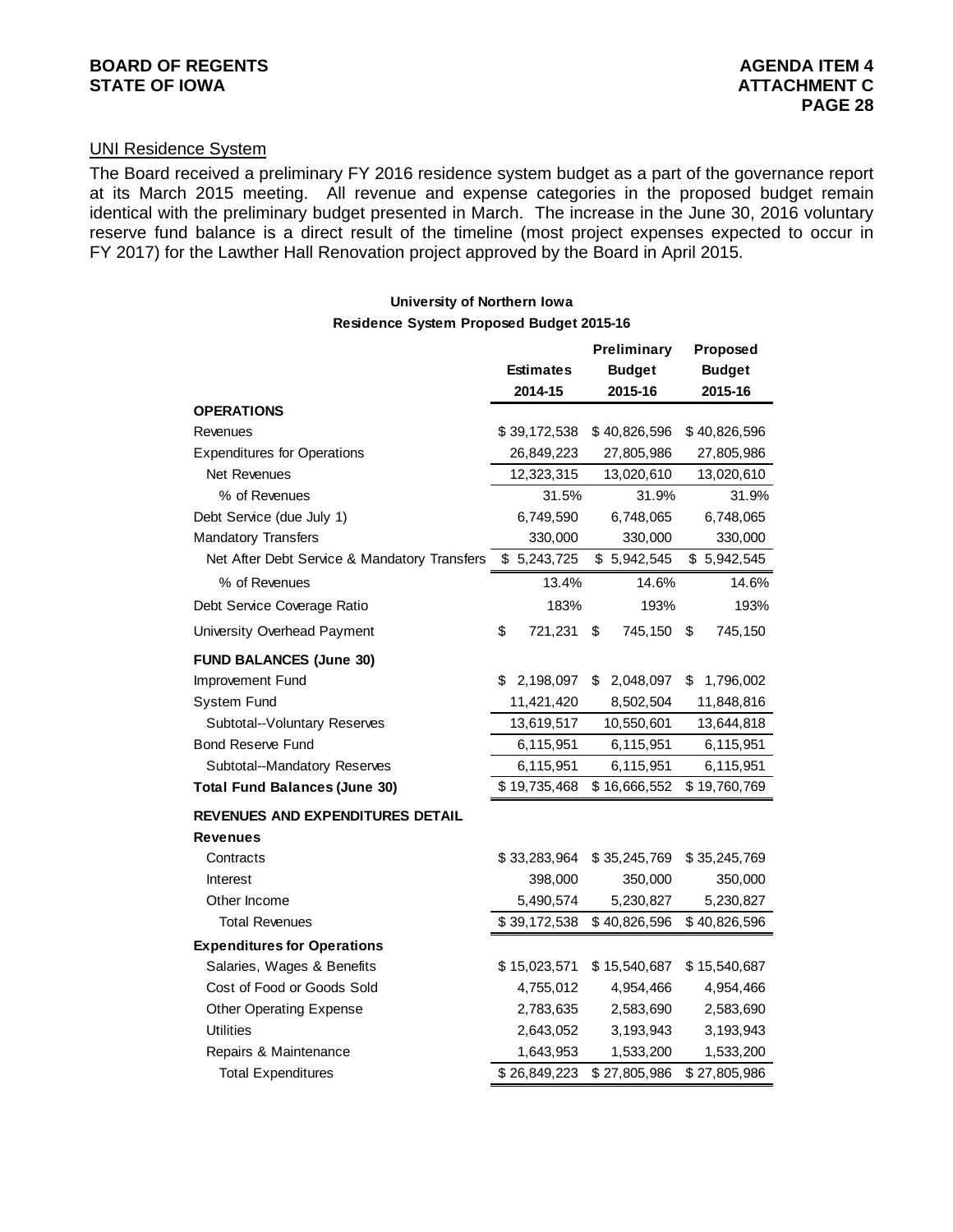## UNI Residence System

The Board received a preliminary FY 2016 residence system budget as a part of the governance report at its March 2015 meeting. All revenue and expense categories in the proposed budget remain identical with the preliminary budget presented in March. The increase in the June 30, 2016 voluntary reserve fund balance is a direct result of the timeline (most project expenses expected to occur in FY 2017) for the Lawther Hall Renovation project approved by the Board in April 2015.

**University of Northern Iowa**
**Residence System Proposed Budget 2015-16**

| | Estimates 2014-15 | Preliminary Budget 2015-16 | Proposed Budget 2015-16 |
|---|---|---|---|
| **OPERATIONS** | | | |
| Revenues | $ 39,172,538 | $ 40,826,596 | $ 40,826,596 |
| Expenditures for Operations | 26,849,223 | 27,805,986 | 27,805,986 |
| Net Revenues | 12,323,315 | 13,020,610 | 13,020,610 |
| % of Revenues | 31.5% | 31.9% | 31.9% |
| Debt Service (due July 1) | 6,749,590 | 6,748,065 | 6,748,065 |
| Mandatory Transfers | 330,000 | 330,000 | 330,000 |
| Net After Debt Service & Mandatory Transfers | $ 5,243,725 | $ 5,942,545 | $ 5,942,545 |
| % of Revenues | 13.4% | 14.6% | 14.6% |
| Debt Service Coverage Ratio | 183% | 193% | 193% |
| University Overhead Payment | $ 721,231 | $ 745,150 | $ 745,150 |
| **FUND BALANCES (June 30)** | | | |
| Improvement Fund | $ 2,198,097 | $ 2,048,097 | $ 1,796,002 |
| System Fund | 11,421,420 | 8,502,504 | 11,848,816 |
| Subtotal--Voluntary Reserves | 13,619,517 | 10,550,601 | 13,644,818 |
| Bond Reserve Fund | 6,115,951 | 6,115,951 | 6,115,951 |
| Subtotal--Mandatory Reserves | 6,115,951 | 6,115,951 | 6,115,951 |
| **Total Fund Balances (June 30)** | $ 19,735,468 | $ 16,666,552 | $ 19,760,769 |
| **REVENUES AND EXPENDITURES DETAIL** | | | |
| **Revenues** | | | |
| Contracts | $ 33,283,964 | $ 35,245,769 | $ 35,245,769 |
| Interest | 398,000 | 350,000 | 350,000 |
| Other Income | 5,490,574 | 5,230,827 | 5,230,827 |
| Total Revenues | $ 39,172,538 | $ 40,826,596 | $ 40,826,596 |
| **Expenditures for Operations** | | | |
| Salaries, Wages & Benefits | $ 15,023,571 | $ 15,540,687 | $ 15,540,687 |
| Cost of Food or Goods Sold | 4,755,012 | 4,954,466 | 4,954,466 |
| Other Operating Expense | 2,783,635 | 2,583,690 | 2,583,690 |
| Utilities | 2,643,052 | 3,193,943 | 3,193,943 |
| Repairs & Maintenance | 1,643,953 | 1,533,200 | 1,533,200 |
| Total Expenditures | $ 26,849,223 | $ 27,805,986 | $ 27,805,986 |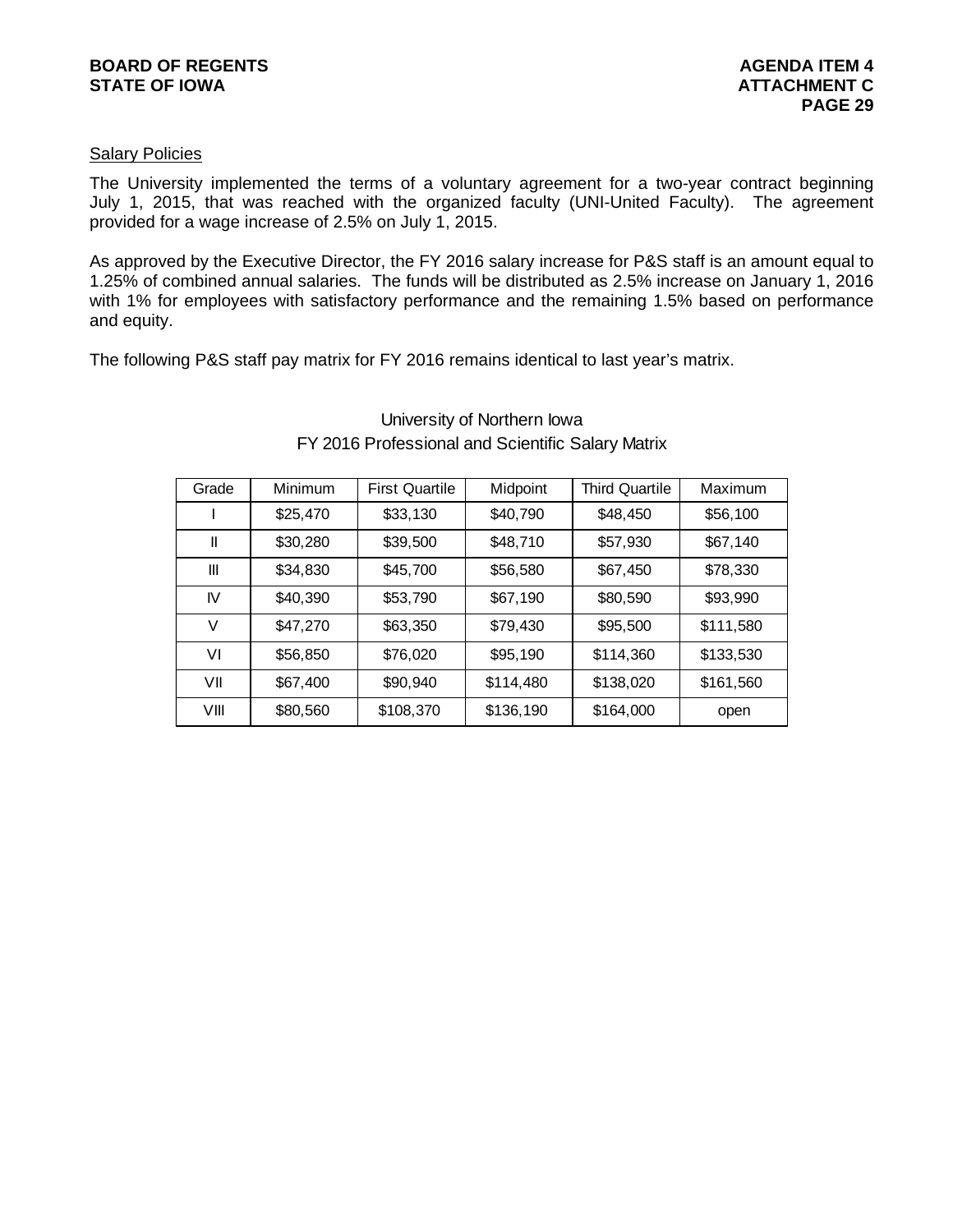## Salary Policies

The University implemented the terms of a voluntary agreement for a two-year contract beginning July 1, 2015, that was reached with the organized faculty (UNI-United Faculty). The agreement provided for a wage increase of 2.5% on July 1, 2015.

As approved by the Executive Director, the FY 2016 salary increase for P&S staff is an amount equal to 1.25% of combined annual salaries. The funds will be distributed as 2.5% increase on January 1, 2016 with 1% for employees with satisfactory performance and the remaining 1.5% based on performance and equity.

The following P&S staff pay matrix for FY 2016 remains identical to last year's matrix.

University of Northern Iowa
FY 2016 Professional and Scientific Salary Matrix

| Grade | Minimum | First Quartile | Midpoint | Third Quartile | Maximum |
|---|---|---|---|---|---|
| I | $25,470 | $33,130 | $40,790 | $48,450 | $56,100 |
| II | $30,280 | $39,500 | $48,710 | $57,930 | $67,140 |
| III | $34,830 | $45,700 | $56,580 | $67,450 | $78,330 |
| IV | $40,390 | $53,790 | $67,190 | $80,590 | $93,990 |
| V | $47,270 | $63,350 | $79,430 | $95,500 | $111,580 |
| VI | $56,850 | $76,020 | $95,190 | $114,360 | $133,530 |
| VII | $67,400 | $90,940 | $114,480 | $138,020 | $161,560 |
| VIII | $80,560 | $108,370 | $136,190 | $164,000 | open |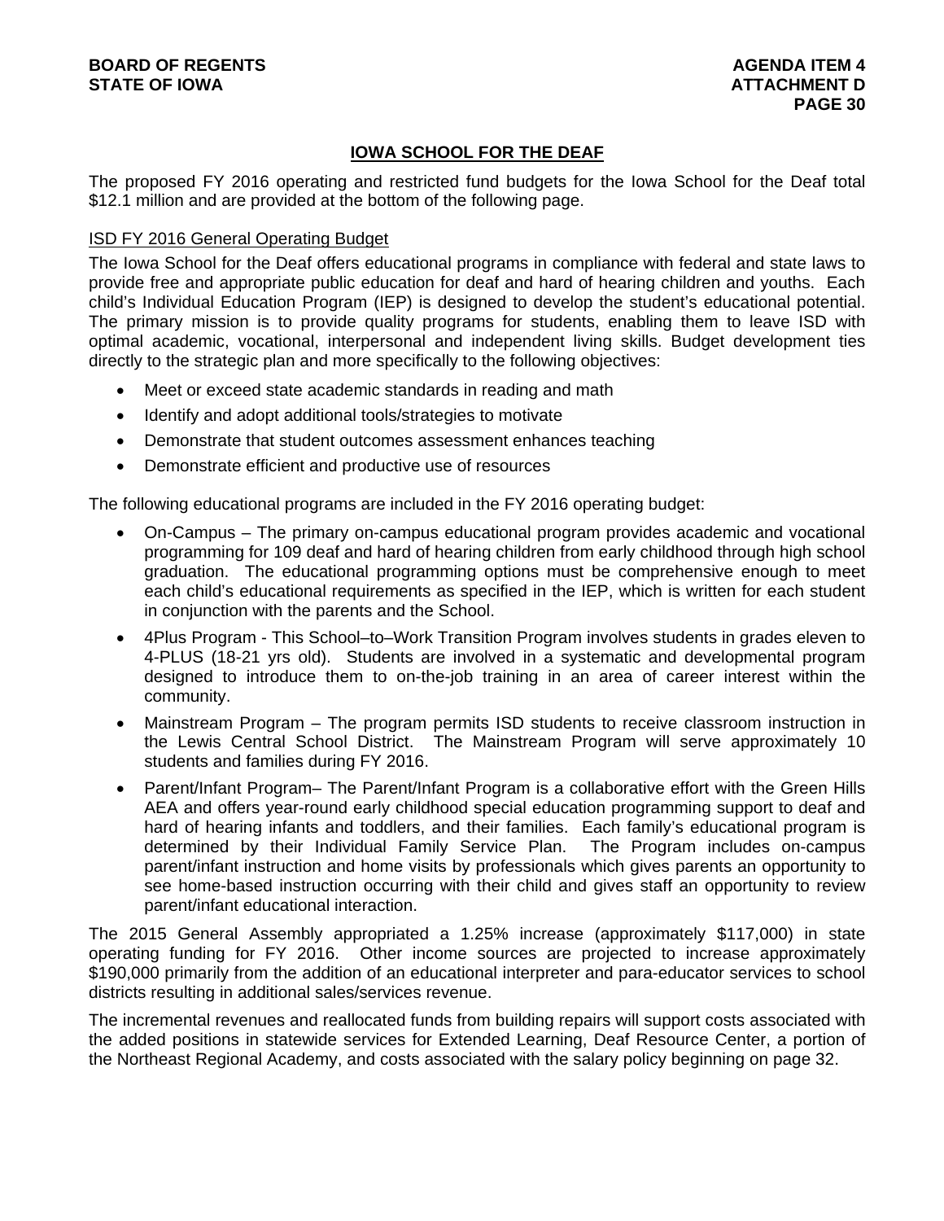## IOWA SCHOOL FOR THE DEAF

The proposed FY 2016 operating and restricted fund budgets for the Iowa School for the Deaf total \$12.1 million and are provided at the bottom of the following page.

### ISD FY 2016 General Operating Budget

The Iowa School for the Deaf offers educational programs in compliance with federal and state laws to provide free and appropriate public education for deaf and hard of hearing children and youths. Each child's Individual Education Program (IEP) is designed to develop the student's educational potential. The primary mission is to provide quality programs for students, enabling them to leave ISD with optimal academic, vocational, interpersonal and independent living skills. Budget development ties directly to the strategic plan and more specifically to the following objectives:

- Meet or exceed state academic standards in reading and math
- Identify and adopt additional tools/strategies to motivate
- Demonstrate that student outcomes assessment enhances teaching
- Demonstrate efficient and productive use of resources

The following educational programs are included in the FY 2016 operating budget:

- On-Campus – The primary on-campus educational program provides academic and vocational programming for 109 deaf and hard of hearing children from early childhood through high school graduation. The educational programming options must be comprehensive enough to meet each child's educational requirements as specified in the IEP, which is written for each student in conjunction with the parents and the School.
- 4Plus Program - This School–to–Work Transition Program involves students in grades eleven to 4-PLUS (18-21 yrs old). Students are involved in a systematic and developmental program designed to introduce them to on-the-job training in an area of career interest within the community.
- Mainstream Program – The program permits ISD students to receive classroom instruction in the Lewis Central School District. The Mainstream Program will serve approximately 10 students and families during FY 2016.
- Parent/Infant Program– The Parent/Infant Program is a collaborative effort with the Green Hills AEA and offers year-round early childhood special education programming support to deaf and hard of hearing infants and toddlers, and their families. Each family's educational program is determined by their Individual Family Service Plan. The Program includes on-campus parent/infant instruction and home visits by professionals which gives parents an opportunity to see home-based instruction occurring with their child and gives staff an opportunity to review parent/infant educational interaction.

The 2015 General Assembly appropriated a 1.25% increase (approximately \$117,000) in state operating funding for FY 2016. Other income sources are projected to increase approximately \$190,000 primarily from the addition of an educational interpreter and para-educator services to school districts resulting in additional sales/services revenue.

The incremental revenues and reallocated funds from building repairs will support costs associated with the added positions in statewide services for Extended Learning, Deaf Resource Center, a portion of the Northeast Regional Academy, and costs associated with the salary policy beginning on page 32.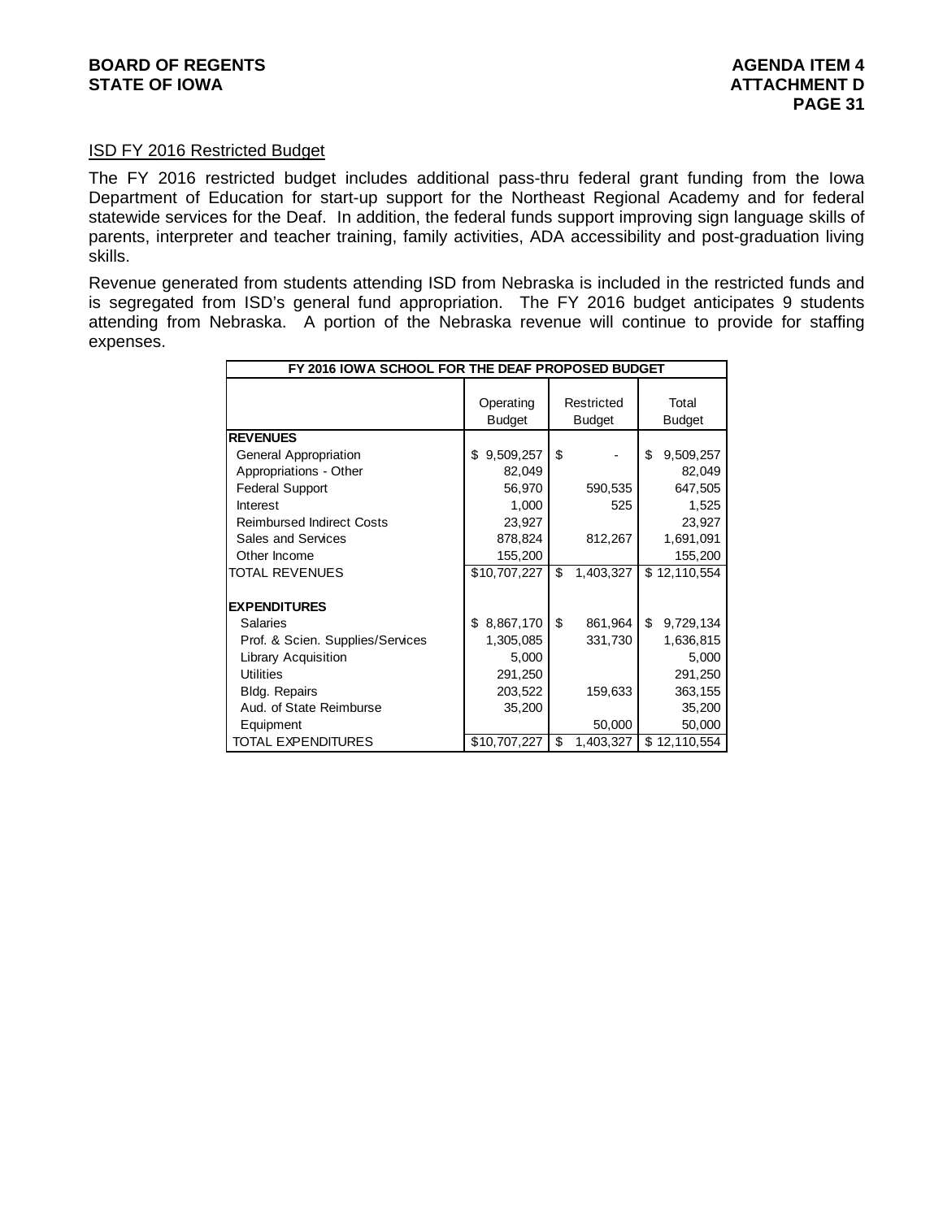ISD FY 2016 Restricted Budget

The FY 2016 restricted budget includes additional pass-thru federal grant funding from the Iowa Department of Education for start-up support for the Northeast Regional Academy and for federal statewide services for the Deaf. In addition, the federal funds support improving sign language skills of parents, interpreter and teacher training, family activities, ADA accessibility and post-graduation living skills.

Revenue generated from students attending ISD from Nebraska is included in the restricted funds and is segregated from ISD's general fund appropriation. The FY 2016 budget anticipates 9 students attending from Nebraska. A portion of the Nebraska revenue will continue to provide for staffing expenses.

| FY 2016 IOWA SCHOOL FOR THE DEAF PROPOSED BUDGET | | | |
|---|---|---|---|
| | Operating Budget | Restricted Budget | Total Budget |
| **REVENUES** | | | |
| General Appropriation | $ 9,509,257 | $ - | $ 9,509,257 |
| Appropriations - Other | 82,049 | | 82,049 |
| Federal Support | 56,970 | 590,535 | 647,505 |
| Interest | 1,000 | 525 | 1,525 |
| Reimbursed Indirect Costs | 23,927 | | 23,927 |
| Sales and Services | 878,824 | 812,267 | 1,691,091 |
| Other Income | 155,200 | | 155,200 |
| TOTAL REVENUES | $10,707,227 | $ 1,403,327 | $ 12,110,554 |
| **EXPENDITURES** | | | |
| Salaries | $ 8,867,170 | $ 861,964 | $ 9,729,134 |
| Prof. & Scien. Supplies/Services | 1,305,085 | 331,730 | 1,636,815 |
| Library Acquisition | 5,000 | | 5,000 |
| Utilities | 291,250 | | 291,250 |
| Bldg. Repairs | 203,522 | 159,633 | 363,155 |
| Aud. of State Reimburse | 35,200 | | 35,200 |
| Equipment | | 50,000 | 50,000 |
| TOTAL EXPENDITURES | $10,707,227 | $ 1,403,327 | $ 12,110,554 |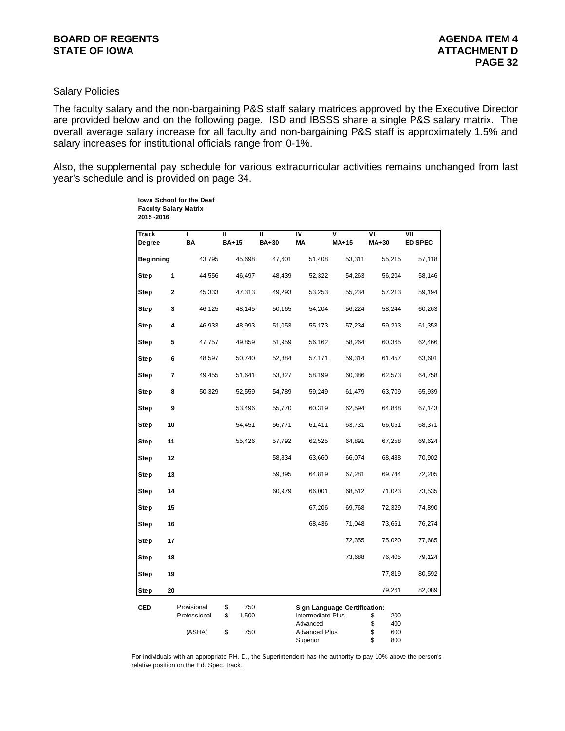## Salary Policies

The faculty salary and the non-bargaining P&S staff salary matrices approved by the Executive Director are provided below and on the following page. ISD and IBSSS share a single P&S salary matrix. The overall average salary increase for all faculty and non-bargaining P&S staff is approximately 1.5% and salary increases for institutional officials range from 0-1%.

Also, the supplemental pay schedule for various extracurricular activities remains unchanged from last year's schedule and is provided on page 34.

**Iowa School for the Deaf**
**Faculty Salary Matrix**
**2015 -2016**

| Track | | I | II | III | IV | V | VI | VII |
|---|---|---|---|---|---|---|---|---|
| Degree | | BA | BA+15 | BA+30 | MA | MA+15 | MA+30 | ED SPEC |
| Beginning | | 43,795 | 45,698 | 47,601 | 51,408 | 53,311 | 55,215 | 57,118 |
| Step | 1 | 44,556 | 46,497 | 48,439 | 52,322 | 54,263 | 56,204 | 58,146 |
| Step | 2 | 45,333 | 47,313 | 49,293 | 53,253 | 55,234 | 57,213 | 59,194 |
| Step | 3 | 46,125 | 48,145 | 50,165 | 54,204 | 56,224 | 58,244 | 60,263 |
| Step | 4 | 46,933 | 48,993 | 51,053 | 55,173 | 57,234 | 59,293 | 61,353 |
| Step | 5 | 47,757 | 49,859 | 51,959 | 56,162 | 58,264 | 60,365 | 62,466 |
| Step | 6 | 48,597 | 50,740 | 52,884 | 57,171 | 59,314 | 61,457 | 63,601 |
| Step | 7 | 49,455 | 51,641 | 53,827 | 58,199 | 60,386 | 62,573 | 64,758 |
| Step | 8 | 50,329 | 52,559 | 54,789 | 59,249 | 61,479 | 63,709 | 65,939 |
| Step | 9 | | 53,496 | 55,770 | 60,319 | 62,594 | 64,868 | 67,143 |
| Step | 10 | | 54,451 | 56,771 | 61,411 | 63,731 | 66,051 | 68,371 |
| Step | 11 | | 55,426 | 57,792 | 62,525 | 64,891 | 67,258 | 69,624 |
| Step | 12 | | | 58,834 | 63,660 | 66,074 | 68,488 | 70,902 |
| Step | 13 | | | 59,895 | 64,819 | 67,281 | 69,744 | 72,205 |
| Step | 14 | | | 60,979 | 66,001 | 68,512 | 71,023 | 73,535 |
| Step | 15 | | | | 67,206 | 69,768 | 72,329 | 74,890 |
| Step | 16 | | | | 68,436 | 71,048 | 73,661 | 76,274 |
| Step | 17 | | | | | 72,355 | 75,020 | 77,685 |
| Step | 18 | | | | | 73,688 | 76,405 | 79,124 |
| Step | 19 | | | | | | 77,819 | 80,592 |
| Step | 20 | | | | | | 79,261 | 82,089 |

| CED | | |
|---|---|---|
| Provisional | $ | 750 |
| Professional | $ | 1,500 |
| (ASHA) | $ | 750 |

| Sign Language Certification: | | |
|---|---|---|
| Intermediate Plus | $ | 200 |
| Advanced | $ | 400 |
| Advanced Plus | $ | 600 |
| Superior | $ | 800 |

For individuals with an appropriate PH. D., the Superintendent has the authority to pay 10% above the person's relative position on the Ed. Spec. track.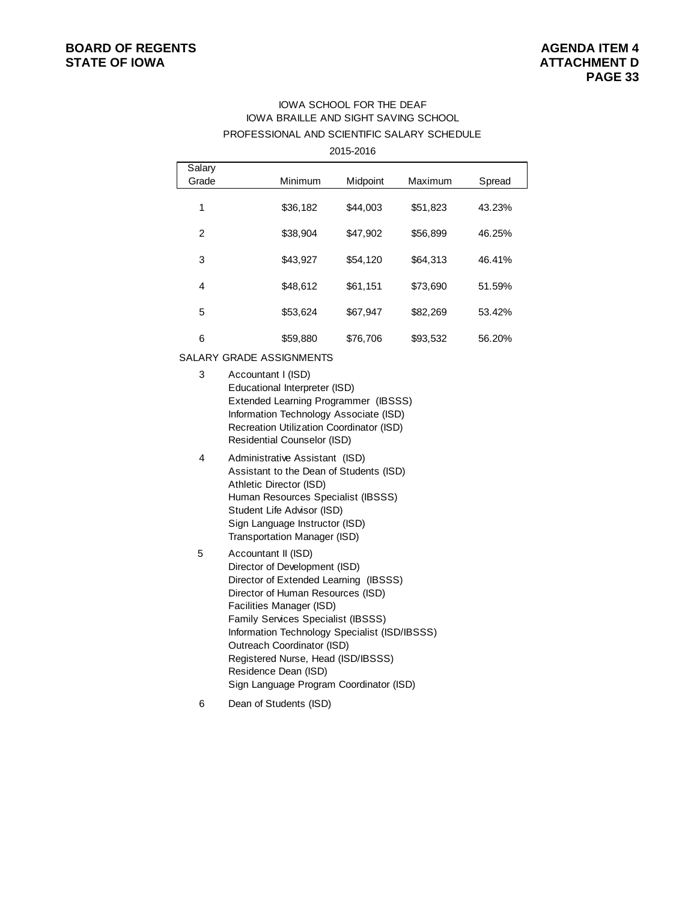# IOWA SCHOOL FOR THE DEAF
# IOWA BRAILLE AND SIGHT SAVING SCHOOL
## PROFESSIONAL AND SCIENTIFIC SALARY SCHEDULE
### 2015-2016

| Salary Grade | Minimum | Midpoint | Maximum | Spread |
|---|---|---|---|---|
| 1 | $36,182 | $44,003 | $51,823 | 43.23% |
| 2 | $38,904 | $47,902 | $56,899 | 46.25% |
| 3 | $43,927 | $54,120 | $64,313 | 46.41% |
| 4 | $48,612 | $61,151 | $73,690 | 51.59% |
| 5 | $53,624 | $67,947 | $82,269 | 53.42% |
| 6 | $59,880 | $76,706 | $93,532 | 56.20% |

SALARY GRADE ASSIGNMENTS

3
- Accountant I (ISD)
- Educational Interpreter (ISD)
- Extended Learning Programmer (IBSSS)
- Information Technology Associate (ISD)
- Recreation Utilization Coordinator (ISD)
- Residential Counselor (ISD)

4
- Administrative Assistant (ISD)
- Assistant to the Dean of Students (ISD)
- Athletic Director (ISD)
- Human Resources Specialist (IBSSS)
- Student Life Advisor (ISD)
- Sign Language Instructor (ISD)
- Transportation Manager (ISD)

5
- Accountant II (ISD)
- Director of Development (ISD)
- Director of Extended Learning (IBSSS)
- Director of Human Resources (ISD)
- Facilities Manager (ISD)
- Family Services Specialist (IBSSS)
- Information Technology Specialist (ISD/IBSSS)
- Outreach Coordinator (ISD)
- Registered Nurse, Head (ISD/IBSSS)
- Residence Dean (ISD)
- Sign Language Program Coordinator (ISD)

6
- Dean of Students (ISD)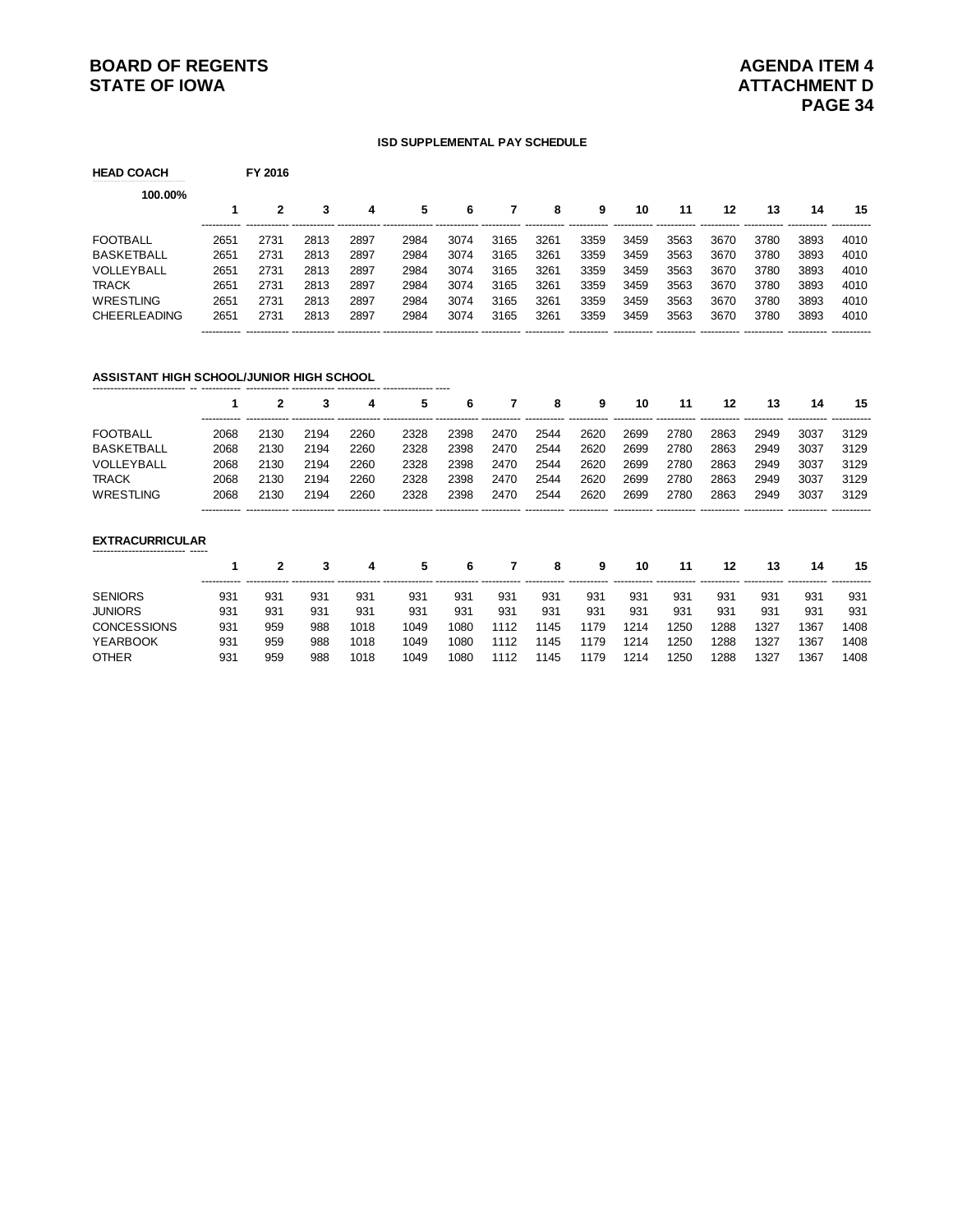**ISD SUPPLEMENTAL PAY SCHEDULE**

**HEAD COACH** **FY 2016**

**100.00%**

| | 1 | 2 | 3 | 4 | 5 | 6 | 7 | 8 | 9 | 10 | 11 | 12 | 13 | 14 | 15 |
|---|---|---|---|---|---|---|---|---|---|---|---|---|---|---|---|
| FOOTBALL | 2651 | 2731 | 2813 | 2897 | 2984 | 3074 | 3165 | 3261 | 3359 | 3459 | 3563 | 3670 | 3780 | 3893 | 4010 |
| BASKETBALL | 2651 | 2731 | 2813 | 2897 | 2984 | 3074 | 3165 | 3261 | 3359 | 3459 | 3563 | 3670 | 3780 | 3893 | 4010 |
| VOLLEYBALL | 2651 | 2731 | 2813 | 2897 | 2984 | 3074 | 3165 | 3261 | 3359 | 3459 | 3563 | 3670 | 3780 | 3893 | 4010 |
| TRACK | 2651 | 2731 | 2813 | 2897 | 2984 | 3074 | 3165 | 3261 | 3359 | 3459 | 3563 | 3670 | 3780 | 3893 | 4010 |
| WRESTLING | 2651 | 2731 | 2813 | 2897 | 2984 | 3074 | 3165 | 3261 | 3359 | 3459 | 3563 | 3670 | 3780 | 3893 | 4010 |
| CHEERLEADING | 2651 | 2731 | 2813 | 2897 | 2984 | 3074 | 3165 | 3261 | 3359 | 3459 | 3563 | 3670 | 3780 | 3893 | 4010 |

**ASSISTANT HIGH SCHOOL/JUNIOR HIGH SCHOOL**

| | 1 | 2 | 3 | 4 | 5 | 6 | 7 | 8 | 9 | 10 | 11 | 12 | 13 | 14 | 15 |
|---|---|---|---|---|---|---|---|---|---|---|---|---|---|---|---|
| FOOTBALL | 2068 | 2130 | 2194 | 2260 | 2328 | 2398 | 2470 | 2544 | 2620 | 2699 | 2780 | 2863 | 2949 | 3037 | 3129 |
| BASKETBALL | 2068 | 2130 | 2194 | 2260 | 2328 | 2398 | 2470 | 2544 | 2620 | 2699 | 2780 | 2863 | 2949 | 3037 | 3129 |
| VOLLEYBALL | 2068 | 2130 | 2194 | 2260 | 2328 | 2398 | 2470 | 2544 | 2620 | 2699 | 2780 | 2863 | 2949 | 3037 | 3129 |
| TRACK | 2068 | 2130 | 2194 | 2260 | 2328 | 2398 | 2470 | 2544 | 2620 | 2699 | 2780 | 2863 | 2949 | 3037 | 3129 |
| WRESTLING | 2068 | 2130 | 2194 | 2260 | 2328 | 2398 | 2470 | 2544 | 2620 | 2699 | 2780 | 2863 | 2949 | 3037 | 3129 |

**EXTRACURRICULAR**

| | 1 | 2 | 3 | 4 | 5 | 6 | 7 | 8 | 9 | 10 | 11 | 12 | 13 | 14 | 15 |
|---|---|---|---|---|---|---|---|---|---|---|---|---|---|---|---|
| SENIORS | 931 | 931 | 931 | 931 | 931 | 931 | 931 | 931 | 931 | 931 | 931 | 931 | 931 | 931 | 931 |
| JUNIORS | 931 | 931 | 931 | 931 | 931 | 931 | 931 | 931 | 931 | 931 | 931 | 931 | 931 | 931 | 931 |
| CONCESSIONS | 931 | 959 | 988 | 1018 | 1049 | 1080 | 1112 | 1145 | 1179 | 1214 | 1250 | 1288 | 1327 | 1367 | 1408 |
| YEARBOOK | 931 | 959 | 988 | 1018 | 1049 | 1080 | 1112 | 1145 | 1179 | 1214 | 1250 | 1288 | 1327 | 1367 | 1408 |
| OTHER | 931 | 959 | 988 | 1018 | 1049 | 1080 | 1112 | 1145 | 1179 | 1214 | 1250 | 1288 | 1327 | 1367 | 1408 |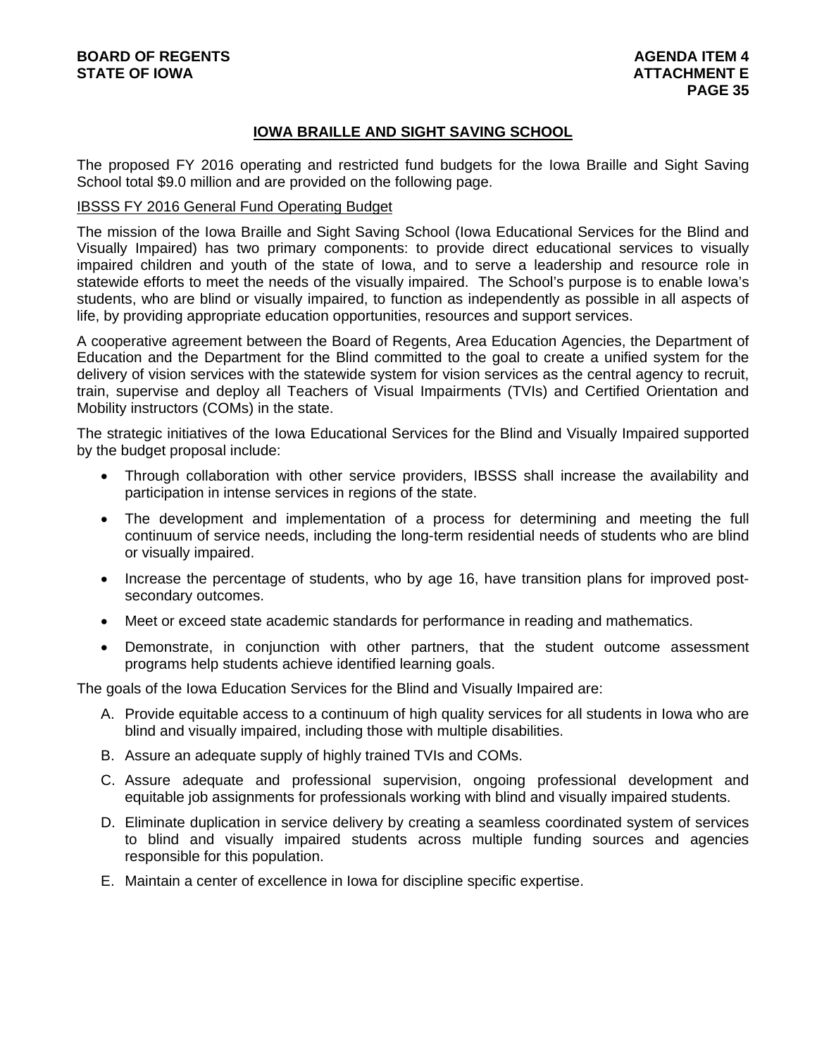## IOWA BRAILLE AND SIGHT SAVING SCHOOL

The proposed FY 2016 operating and restricted fund budgets for the Iowa Braille and Sight Saving School total $9.0 million and are provided on the following page.

### IBSSS FY 2016 General Fund Operating Budget

The mission of the Iowa Braille and Sight Saving School (Iowa Educational Services for the Blind and Visually Impaired) has two primary components: to provide direct educational services to visually impaired children and youth of the state of Iowa, and to serve a leadership and resource role in statewide efforts to meet the needs of the visually impaired. The School's purpose is to enable Iowa's students, who are blind or visually impaired, to function as independently as possible in all aspects of life, by providing appropriate education opportunities, resources and support services.

A cooperative agreement between the Board of Regents, Area Education Agencies, the Department of Education and the Department for the Blind committed to the goal to create a unified system for the delivery of vision services with the statewide system for vision services as the central agency to recruit, train, supervise and deploy all Teachers of Visual Impairments (TVIs) and Certified Orientation and Mobility instructors (COMs) in the state.

The strategic initiatives of the Iowa Educational Services for the Blind and Visually Impaired supported by the budget proposal include:

- Through collaboration with other service providers, IBSSS shall increase the availability and participation in intense services in regions of the state.
- The development and implementation of a process for determining and meeting the full continuum of service needs, including the long-term residential needs of students who are blind or visually impaired.
- Increase the percentage of students, who by age 16, have transition plans for improved post-secondary outcomes.
- Meet or exceed state academic standards for performance in reading and mathematics.
- Demonstrate, in conjunction with other partners, that the student outcome assessment programs help students achieve identified learning goals.

The goals of the Iowa Education Services for the Blind and Visually Impaired are:

A. Provide equitable access to a continuum of high quality services for all students in Iowa who are blind and visually impaired, including those with multiple disabilities.
B. Assure an adequate supply of highly trained TVIs and COMs.
C. Assure adequate and professional supervision, ongoing professional development and equitable job assignments for professionals working with blind and visually impaired students.
D. Eliminate duplication in service delivery by creating a seamless coordinated system of services to blind and visually impaired students across multiple funding sources and agencies responsible for this population.
E. Maintain a center of excellence in Iowa for discipline specific expertise.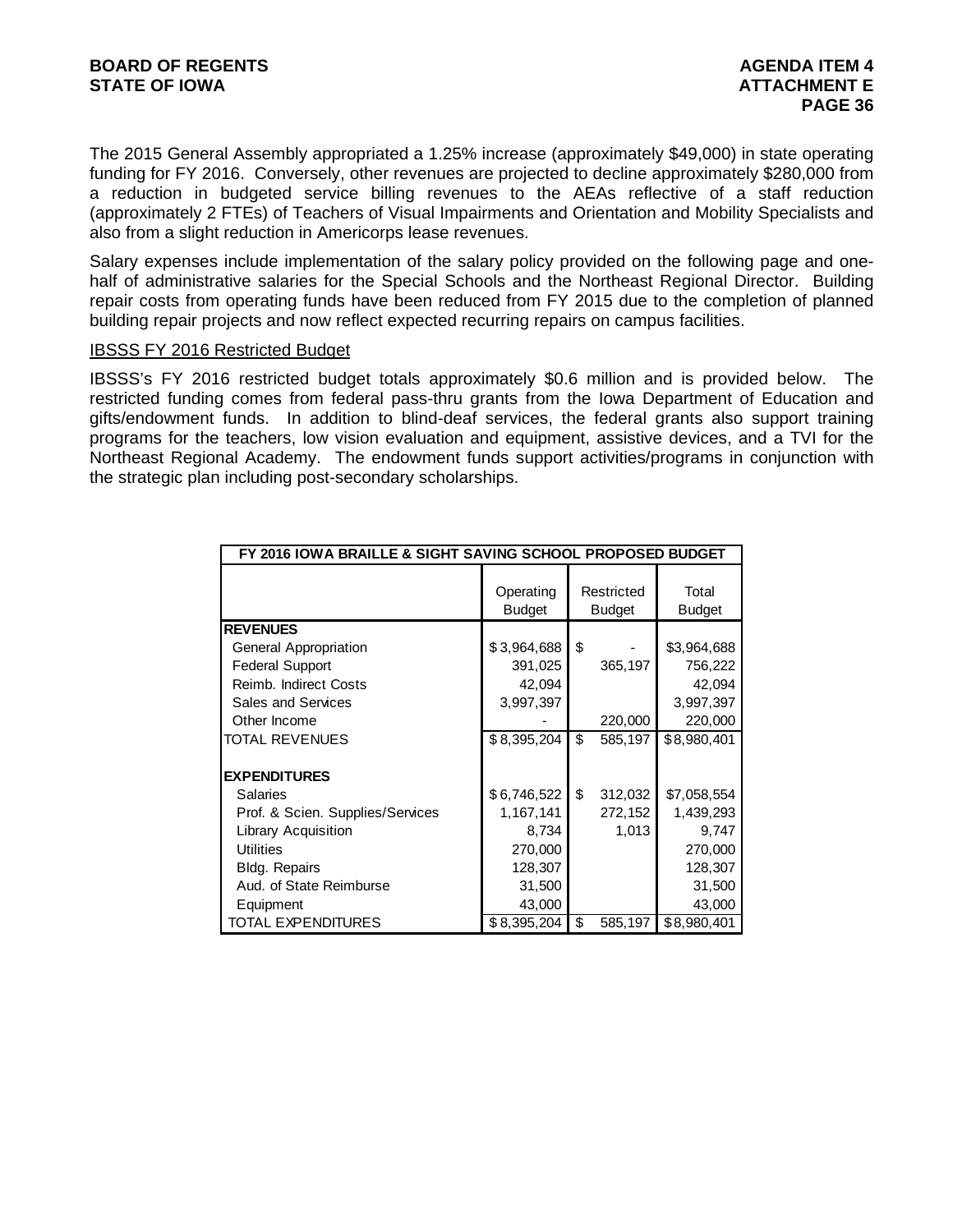The 2015 General Assembly appropriated a 1.25% increase (approximately $49,000) in state operating funding for FY 2016. Conversely, other revenues are projected to decline approximately $280,000 from a reduction in budgeted service billing revenues to the AEAs reflective of a staff reduction (approximately 2 FTEs) of Teachers of Visual Impairments and Orientation and Mobility Specialists and also from a slight reduction in Americorps lease revenues.

Salary expenses include implementation of the salary policy provided on the following page and one-half of administrative salaries for the Special Schools and the Northeast Regional Director. Building repair costs from operating funds have been reduced from FY 2015 due to the completion of planned building repair projects and now reflect expected recurring repairs on campus facilities.

IBSSS FY 2016 Restricted Budget

IBSSS's FY 2016 restricted budget totals approximately $0.6 million and is provided below. The restricted funding comes from federal pass-thru grants from the Iowa Department of Education and gifts/endowment funds. In addition to blind-deaf services, the federal grants also support training programs for the teachers, low vision evaluation and equipment, assistive devices, and a TVI for the Northeast Regional Academy. The endowment funds support activities/programs in conjunction with the strategic plan including post-secondary scholarships.

| FY 2016 IOWA BRAILLE & SIGHT SAVING SCHOOL PROPOSED BUDGET | | | |
|---|---|---|---|
| | Operating Budget | Restricted Budget | Total Budget |
| **REVENUES** | | | |
| General Appropriation | $ 3,964,688 | $ - | $3,964,688 |
| Federal Support | 391,025 | 365,197 | 756,222 |
| Reimb. Indirect Costs | 42,094 | | 42,094 |
| Sales and Services | 3,997,397 | | 3,997,397 |
| Other Income | - | 220,000 | 220,000 |
| TOTAL REVENUES | $ 8,395,204 | $ 585,197 | $ 8,980,401 |
| **EXPENDITURES** | | | |
| Salaries | $ 6,746,522 | $ 312,032 | $7,058,554 |
| Prof. & Scien. Supplies/Services | 1,167,141 | 272,152 | 1,439,293 |
| Library Acquisition | 8,734 | 1,013 | 9,747 |
| Utilities | 270,000 | | 270,000 |
| Bldg. Repairs | 128,307 | | 128,307 |
| Aud. of State Reimburse | 31,500 | | 31,500 |
| Equipment | 43,000 | | 43,000 |
| TOTAL EXPENDITURES | $ 8,395,204 | $ 585,197 | $ 8,980,401 |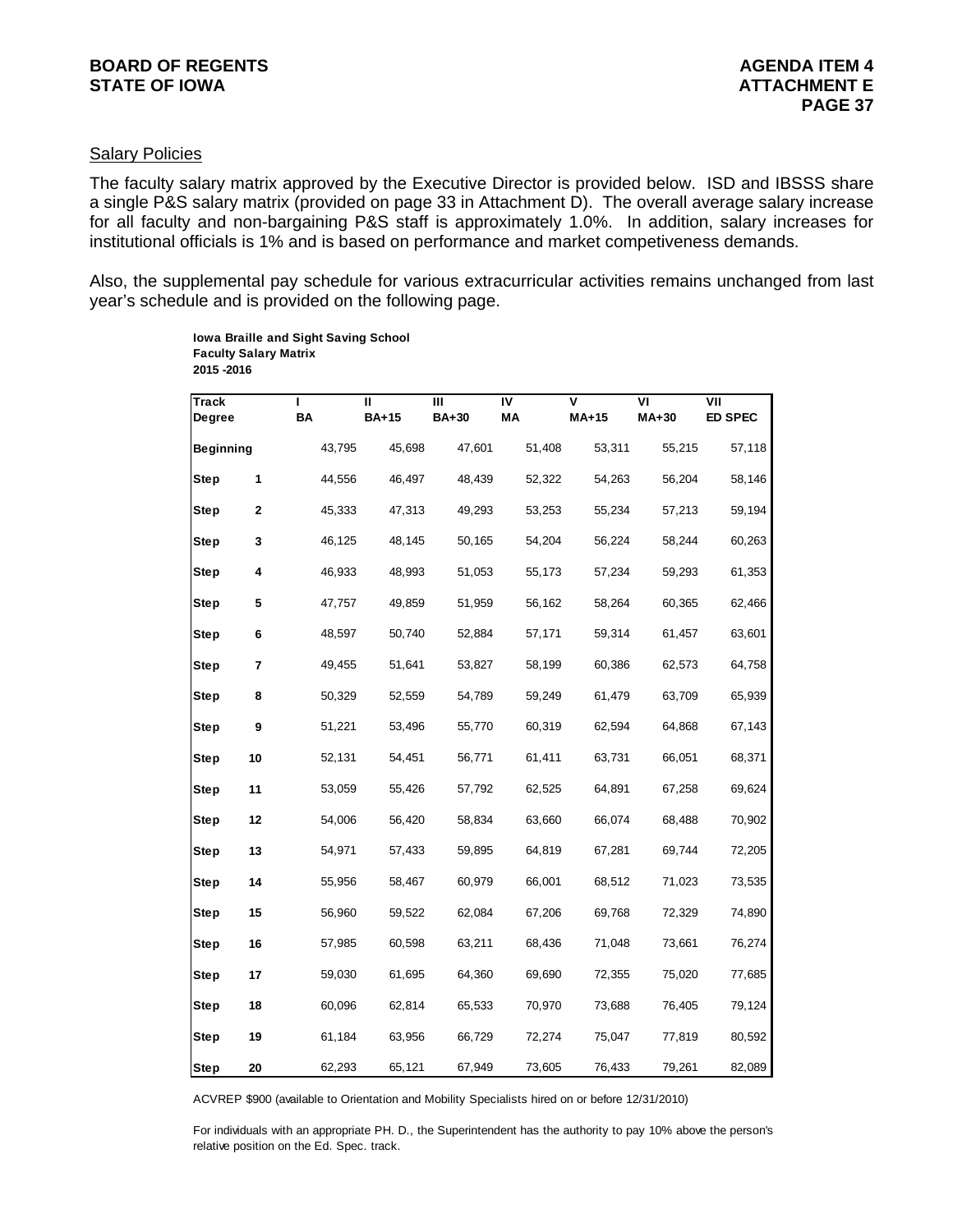## Salary Policies

The faculty salary matrix approved by the Executive Director is provided below. ISD and IBSSS share a single P&S salary matrix (provided on page 33 in Attachment D). The overall average salary increase for all faculty and non-bargaining P&S staff is approximately 1.0%. In addition, salary increases for institutional officials is 1% and is based on performance and market competiveness demands.

Also, the supplemental pay schedule for various extracurricular activities remains unchanged from last year's schedule and is provided on the following page.

**Iowa Braille and Sight Saving School**
**Faculty Salary Matrix**
**2015 -2016**

| Track | | I | II | III | IV | V | VI | VII |
|---|---|---|---|---|---|---|---|---|
| Degree | | BA | BA+15 | BA+30 | MA | MA+15 | MA+30 | ED SPEC |
| Beginning | | 43,795 | 45,698 | 47,601 | 51,408 | 53,311 | 55,215 | 57,118 |
| Step | 1 | 44,556 | 46,497 | 48,439 | 52,322 | 54,263 | 56,204 | 58,146 |
| Step | 2 | 45,333 | 47,313 | 49,293 | 53,253 | 55,234 | 57,213 | 59,194 |
| Step | 3 | 46,125 | 48,145 | 50,165 | 54,204 | 56,224 | 58,244 | 60,263 |
| Step | 4 | 46,933 | 48,993 | 51,053 | 55,173 | 57,234 | 59,293 | 61,353 |
| Step | 5 | 47,757 | 49,859 | 51,959 | 56,162 | 58,264 | 60,365 | 62,466 |
| Step | 6 | 48,597 | 50,740 | 52,884 | 57,171 | 59,314 | 61,457 | 63,601 |
| Step | 7 | 49,455 | 51,641 | 53,827 | 58,199 | 60,386 | 62,573 | 64,758 |
| Step | 8 | 50,329 | 52,559 | 54,789 | 59,249 | 61,479 | 63,709 | 65,939 |
| Step | 9 | 51,221 | 53,496 | 55,770 | 60,319 | 62,594 | 64,868 | 67,143 |
| Step | 10 | 52,131 | 54,451 | 56,771 | 61,411 | 63,731 | 66,051 | 68,371 |
| Step | 11 | 53,059 | 55,426 | 57,792 | 62,525 | 64,891 | 67,258 | 69,624 |
| Step | 12 | 54,006 | 56,420 | 58,834 | 63,660 | 66,074 | 68,488 | 70,902 |
| Step | 13 | 54,971 | 57,433 | 59,895 | 64,819 | 67,281 | 69,744 | 72,205 |
| Step | 14 | 55,956 | 58,467 | 60,979 | 66,001 | 68,512 | 71,023 | 73,535 |
| Step | 15 | 56,960 | 59,522 | 62,084 | 67,206 | 69,768 | 72,329 | 74,890 |
| Step | 16 | 57,985 | 60,598 | 63,211 | 68,436 | 71,048 | 73,661 | 76,274 |
| Step | 17 | 59,030 | 61,695 | 64,360 | 69,690 | 72,355 | 75,020 | 77,685 |
| Step | 18 | 60,096 | 62,814 | 65,533 | 70,970 | 73,688 | 76,405 | 79,124 |
| Step | 19 | 61,184 | 63,956 | 66,729 | 72,274 | 75,047 | 77,819 | 80,592 |
| Step | 20 | 62,293 | 65,121 | 67,949 | 73,605 | 76,433 | 79,261 | 82,089 |

ACVREP $900 (available to Orientation and Mobility Specialists hired on or before 12/31/2010)

For individuals with an appropriate PH. D., the Superintendent has the authority to pay 10% above the person's relative position on the Ed. Spec. track.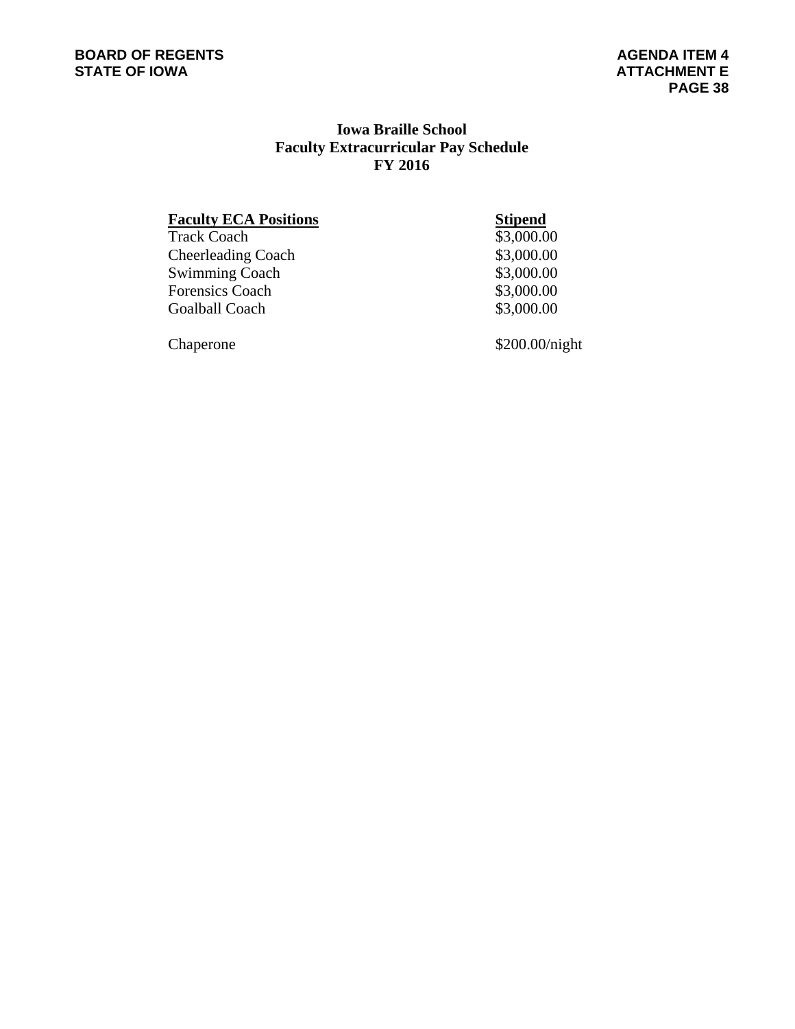# Iowa Braille School
## Faculty Extracurricular Pay Schedule
## FY 2016

| Faculty ECA Positions | Stipend |
|---|---|
| Track Coach | \$3,000.00 |
| Cheerleading Coach | \$3,000.00 |
| Swimming Coach | \$3,000.00 |
| Forensics Coach | \$3,000.00 |
| Goalball Coach | \$3,000.00 |
| | |
| Chaperone | \$200.00/night |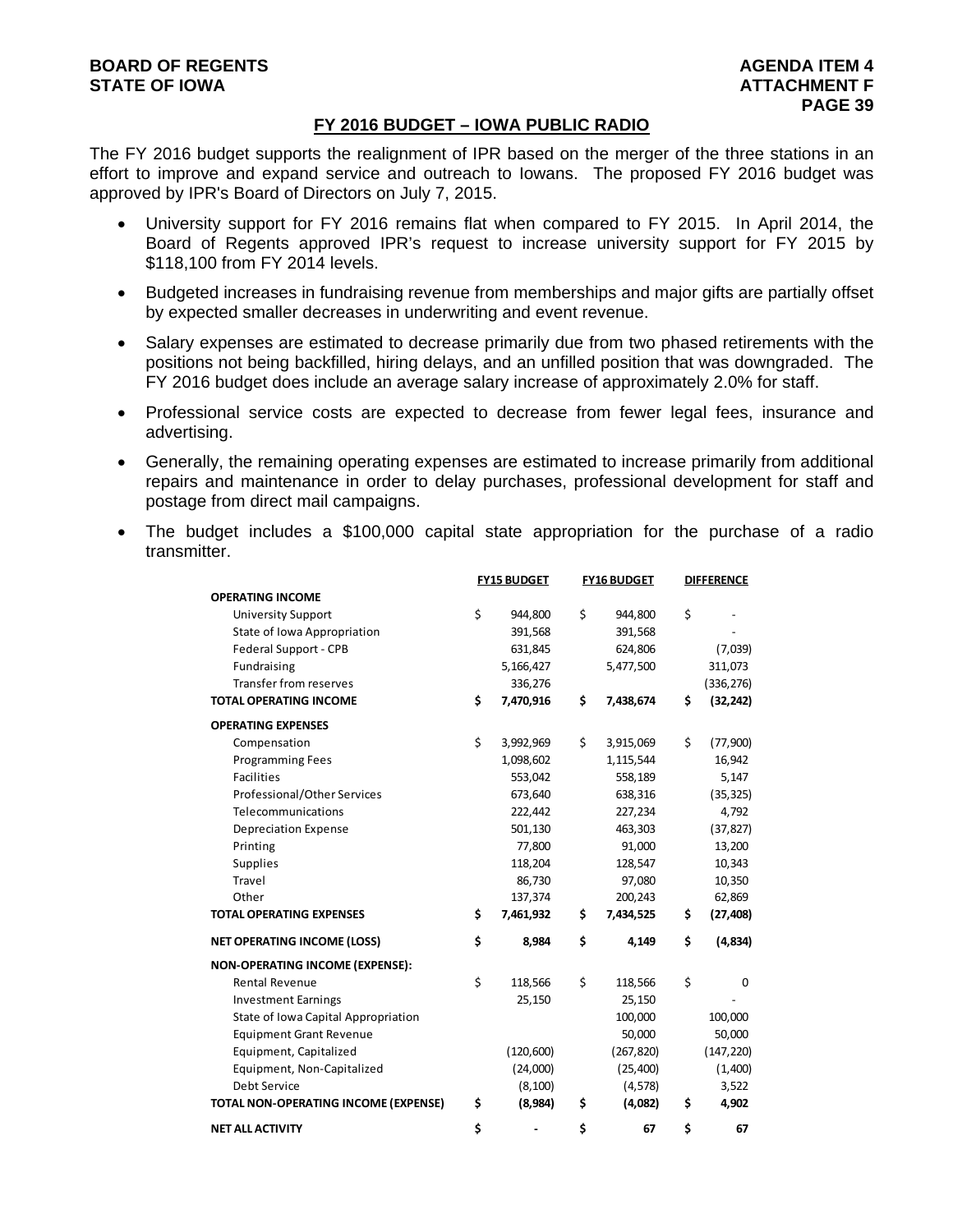## FY 2016 BUDGET – IOWA PUBLIC RADIO

The FY 2016 budget supports the realignment of IPR based on the merger of the three stations in an effort to improve and expand service and outreach to Iowans. The proposed FY 2016 budget was approved by IPR's Board of Directors on July 7, 2015.

- University support for FY 2016 remains flat when compared to FY 2015. In April 2014, the Board of Regents approved IPR's request to increase university support for FY 2015 by $118,100 from FY 2014 levels.
- Budgeted increases in fundraising revenue from memberships and major gifts are partially offset by expected smaller decreases in underwriting and event revenue.
- Salary expenses are estimated to decrease primarily due from two phased retirements with the positions not being backfilled, hiring delays, and an unfilled position that was downgraded. The FY 2016 budget does include an average salary increase of approximately 2.0% for staff.
- Professional service costs are expected to decrease from fewer legal fees, insurance and advertising.
- Generally, the remaining operating expenses are estimated to increase primarily from additional repairs and maintenance in order to delay purchases, professional development for staff and postage from direct mail campaigns.
- The budget includes a $100,000 capital state appropriation for the purchase of a radio transmitter.

| | FY15 BUDGET | FY16 BUDGET | DIFFERENCE |
|---|---|---|---|
| **OPERATING INCOME** | | | |
| University Support | $ 944,800 | $ 944,800 | $ - |
| State of Iowa Appropriation | 391,568 | 391,568 | - |
| Federal Support - CPB | 631,845 | 624,806 | (7,039) |
| Fundraising | 5,166,427 | 5,477,500 | 311,073 |
| Transfer from reserves | 336,276 | | (336,276) |
| **TOTAL OPERATING INCOME** | **$ 7,470,916** | **$ 7,438,674** | **$ (32,242)** |
| **OPERATING EXPENSES** | | | |
| Compensation | $ 3,992,969 | $ 3,915,069 | $ (77,900) |
| Programming Fees | 1,098,602 | 1,115,544 | 16,942 |
| Facilities | 553,042 | 558,189 | 5,147 |
| Professional/Other Services | 673,640 | 638,316 | (35,325) |
| Telecommunications | 222,442 | 227,234 | 4,792 |
| Depreciation Expense | 501,130 | 463,303 | (37,827) |
| Printing | 77,800 | 91,000 | 13,200 |
| Supplies | 118,204 | 128,547 | 10,343 |
| Travel | 86,730 | 97,080 | 10,350 |
| Other | 137,374 | 200,243 | 62,869 |
| **TOTAL OPERATING EXPENSES** | **$ 7,461,932** | **$ 7,434,525** | **$ (27,408)** |
| **NET OPERATING INCOME (LOSS)** | **$ 8,984** | **$ 4,149** | **$ (4,834)** |
| **NON-OPERATING INCOME (EXPENSE):** | | | |
| Rental Revenue | $ 118,566 | $ 118,566 | $ 0 |
| Investment Earnings | 25,150 | 25,150 | - |
| State of Iowa Capital Appropriation | | 100,000 | 100,000 |
| Equipment Grant Revenue | | 50,000 | 50,000 |
| Equipment, Capitalized | (120,600) | (267,820) | (147,220) |
| Equipment, Non-Capitalized | (24,000) | (25,400) | (1,400) |
| Debt Service | (8,100) | (4,578) | 3,522 |
| **TOTAL NON-OPERATING INCOME (EXPENSE)** | **$ (8,984)** | **$ (4,082)** | **$ 4,902** |
| **NET ALL ACTIVITY** | **$ -** | **$ 67** | **$ 67** |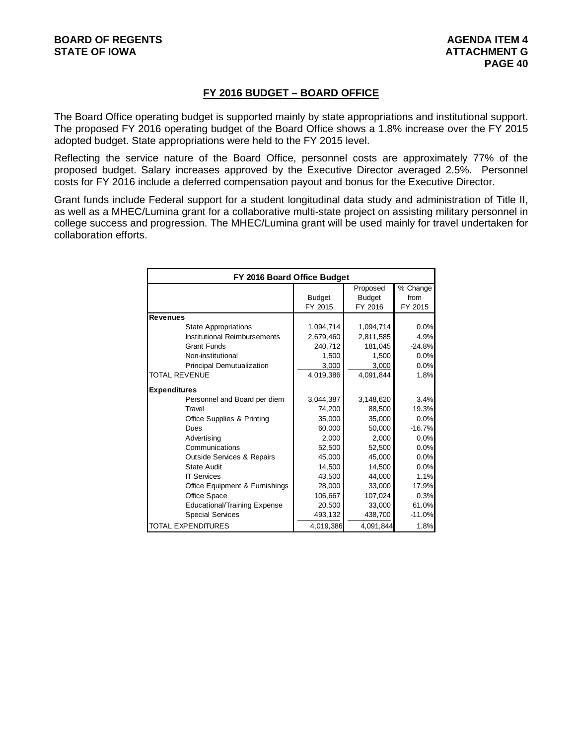## FY 2016 BUDGET – BOARD OFFICE

The Board Office operating budget is supported mainly by state appropriations and institutional support. The proposed FY 2016 operating budget of the Board Office shows a 1.8% increase over the FY 2015 adopted budget. State appropriations were held to the FY 2015 level.

Reflecting the service nature of the Board Office, personnel costs are approximately 77% of the proposed budget. Salary increases approved by the Executive Director averaged 2.5%. Personnel costs for FY 2016 include a deferred compensation payout and bonus for the Executive Director.

Grant funds include Federal support for a student longitudinal data study and administration of Title II, as well as a MHEC/Lumina grant for a collaborative multi-state project on assisting military personnel in college success and progression. The MHEC/Lumina grant will be used mainly for travel undertaken for collaboration efforts.

| FY 2016 Board Office Budget | | | |
|---|---|---|---|
| | Budget FY 2015 | Proposed Budget FY 2016 | % Change from FY 2015 |
| **Revenues** | | | |
| State Appropriations | 1,094,714 | 1,094,714 | 0.0% |
| Institutional Reimbursements | 2,679,460 | 2,811,585 | 4.9% |
| Grant Funds | 240,712 | 181,045 | -24.8% |
| Non-institutional | 1,500 | 1,500 | 0.0% |
| Principal Demutualization | 3,000 | 3,000 | 0.0% |
| TOTAL REVENUE | 4,019,386 | 4,091,844 | 1.8% |
| **Expenditures** | | | |
| Personnel and Board per diem | 3,044,387 | 3,148,620 | 3.4% |
| Travel | 74,200 | 88,500 | 19.3% |
| Office Supplies & Printing | 35,000 | 35,000 | 0.0% |
| Dues | 60,000 | 50,000 | -16.7% |
| Advertising | 2,000 | 2,000 | 0.0% |
| Communications | 52,500 | 52,500 | 0.0% |
| Outside Services & Repairs | 45,000 | 45,000 | 0.0% |
| State Audit | 14,500 | 14,500 | 0.0% |
| IT Services | 43,500 | 44,000 | 1.1% |
| Office Equipment & Furnishings | 28,000 | 33,000 | 17.9% |
| Office Space | 106,667 | 107,024 | 0.3% |
| Educational/Training Expense | 20,500 | 33,000 | 61.0% |
| Special Services | 493,132 | 438,700 | -11.0% |
| TOTAL EXPENDITURES | 4,019,386 | 4,091,844 | 1.8% |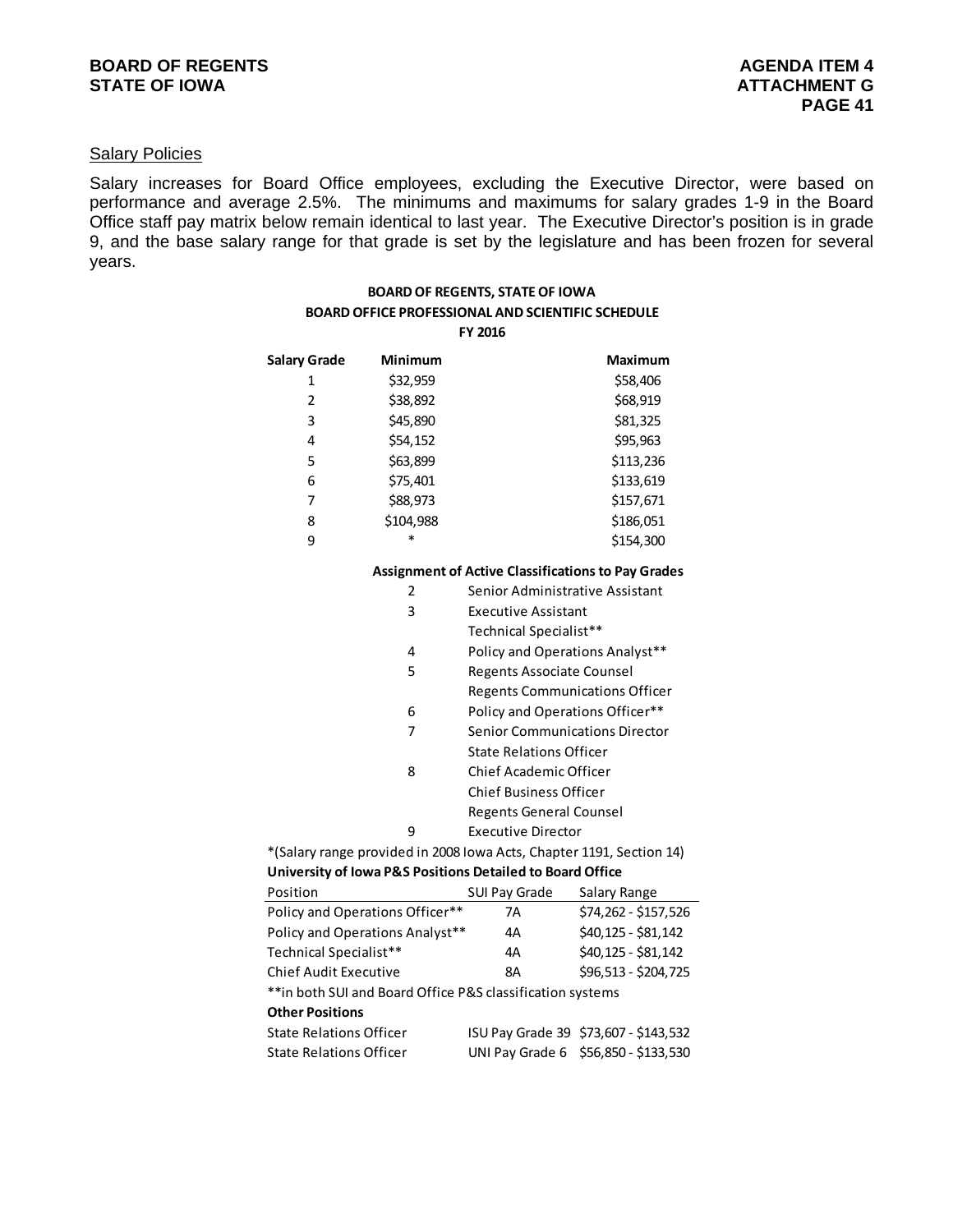Salary Policies

Salary increases for Board Office employees, excluding the Executive Director, were based on performance and average 2.5%. The minimums and maximums for salary grades 1-9 in the Board Office staff pay matrix below remain identical to last year. The Executive Director's position is in grade 9, and the base salary range for that grade is set by the legislature and has been frozen for several years.

**BOARD OF REGENTS, STATE OF IOWA**
**BOARD OFFICE PROFESSIONAL AND SCIENTIFIC SCHEDULE**
**FY 2016**

| Salary Grade | Minimum | Maximum |
|---|---|---|
| 1 | $32,959 | $58,406 |
| 2 | $38,892 | $68,919 |
| 3 | $45,890 | $81,325 |
| 4 | $54,152 | $95,963 |
| 5 | $63,899 | $113,236 |
| 6 | $75,401 | $133,619 |
| 7 | $88,973 | $157,671 |
| 8 | $104,988 | $186,051 |
| 9 | * | $154,300 |

**Assignment of Active Classifications to Pay Grades**

| | |
|---|---|
| 2 | Senior Administrative Assistant |
| 3 | Executive Assistant |
| | Technical Specialist** |
| 4 | Policy and Operations Analyst** |
| 5 | Regents Associate Counsel |
| | Regents Communications Officer |
| 6 | Policy and Operations Officer** |
| 7 | Senior Communications Director |
| | State Relations Officer |
| 8 | Chief Academic Officer |
| | Chief Business Officer |
| | Regents General Counsel |
| 9 | Executive Director |

*(Salary range provided in 2008 Iowa Acts, Chapter 1191, Section 14)

**University of Iowa P&S Positions Detailed to Board Office**

| Position | SUI Pay Grade | Salary Range |
|---|---|---|
| Policy and Operations Officer** | 7A | $74,262 - $157,526 |
| Policy and Operations Analyst** | 4A | $40,125 - $81,142 |
| Technical Specialist** | 4A | $40,125 - $81,142 |
| Chief Audit Executive | 8A | $96,513 - $204,725 |

**in both SUI and Board Office P&S classification systems

**Other Positions**

| | | |
|---|---|---|
| State Relations Officer | ISU Pay Grade 39 | $73,607 - $143,532 |
| State Relations Officer | UNI Pay Grade 6 | $56,850 - $133,530 |